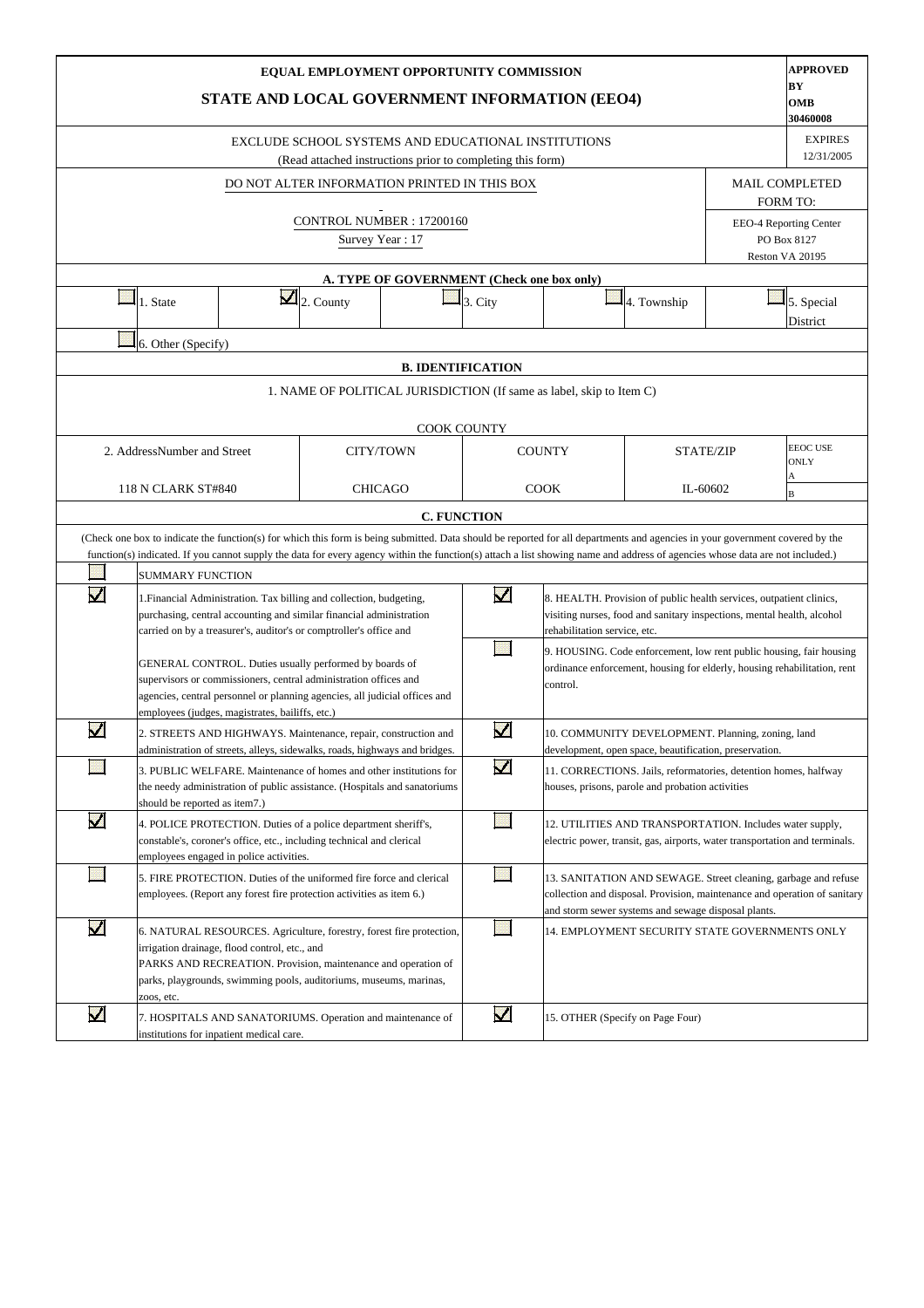# EQUAL EMPLOYMENT OPPORTUNITY COMMISSION

## STATE AND LOCAL GOVERNMENT INFORMATION (EEO4)

**APPROVED BY OMB 30460008**

EXCLUDE SCHOOL SYSTEMS AND EDUCATIONAL INSTITUTIONS
(Read attached instructions prior to completing this form)

EXPIRES 12/31/2005

DO NOT ALTER INFORMATION PRINTED IN THIS BOX

CONTROL NUMBER : 17200160
Survey Year : 17

MAIL COMPLETED FORM TO:
EEO-4 Reporting Center
PO Box 8127
Reston VA 20195

### A. TYPE OF GOVERNMENT (Check one box only)

| | | | | |
|---|---|---|---|---|
| ☐ 1. State | ☑ 2. County | ☐ 3. City | ☐ 4. Township | ☐ 5. Special District |
| ☐ 6. Other (Specify) | | | | |

### B. IDENTIFICATION

1. NAME OF POLITICAL JURISDICTION (If same as label, skip to Item C)

COOK COUNTY

| 2. AddressNumber and Street | CITY/TOWN | COUNTY | STATE/ZIP | EEOC USE ONLY |
|---|---|---|---|---|
| 118 N CLARK ST#840 | CHICAGO | COOK | IL-60602 | A / B |

### C. FUNCTION

(Check one box to indicate the function(s) for which this form is being submitted. Data should be reported for all departments and agencies in your government covered by the function(s) indicated. If you cannot supply the data for every agency within the function(s) attach a list showing name and address of agencies whose data are not included.)

| | | | |
|---|---|---|---|
| ☐ | SUMMARY FUNCTION | | |
| ☑ | 1.Financial Administration. Tax billing and collection, budgeting, purchasing, central accounting and similar financial administration carried on by a treasurer's, auditor's or comptroller's office and GENERAL CONTROL. Duties usually performed by boards of supervisors or commissioners, central administration offices and agencies, central personnel or planning agencies, all judicial offices and employees (judges, magistrates, bailiffs, etc.) | ☑ | 8. HEALTH. Provision of public health services, outpatient clinics, visiting nurses, food and sanitary inspections, mental health, alcohol rehabilitation service, etc. |
| | | ☐ | 9. HOUSING. Code enforcement, low rent public housing, fair housing ordinance enforcement, housing for elderly, housing rehabilitation, rent control. |
| ☑ | 2. STREETS AND HIGHWAYS. Maintenance, repair, construction and administration of streets, alleys, sidewalks, roads, highways and bridges. | ☑ | 10. COMMUNITY DEVELOPMENT. Planning, zoning, land development, open space, beautification, preservation. |
| ☐ | 3. PUBLIC WELFARE. Maintenance of homes and other institutions for the needy administration of public assistance. (Hospitals and sanatoriums should be reported as item7.) | ☑ | 11. CORRECTIONS. Jails, reformatories, detention homes, halfway houses, prisons, parole and probation activities |
| ☑ | 4. POLICE PROTECTION. Duties of a police department sheriff's, constable's, coroner's office, etc., including technical and clerical employees engaged in police activities. | ☐ | 12. UTILITIES AND TRANSPORTATION. Includes water supply, electric power, transit, gas, airports, water transportation and terminals. |
| ☐ | 5. FIRE PROTECTION. Duties of the uniformed fire force and clerical employees. (Report any forest fire protection activities as item 6.) | ☐ | 13. SANITATION AND SEWAGE. Street cleaning, garbage and refuse collection and disposal. Provision, maintenance and operation of sanitary and storm sewer systems and sewage disposal plants. |
| ☑ | 6. NATURAL RESOURCES. Agriculture, forestry, forest fire protection, irrigation drainage, flood control, etc., and PARKS AND RECREATION. Provision, maintenance and operation of parks, playgrounds, swimming pools, auditoriums, museums, marinas, zoos, etc. | ☐ | 14. EMPLOYMENT SECURITY STATE GOVERNMENTS ONLY |
| ☑ | 7. HOSPITALS AND SANATORIUMS. Operation and maintenance of institutions for inpatient medical care. | ☑ | 15. OTHER (Specify on Page Four) |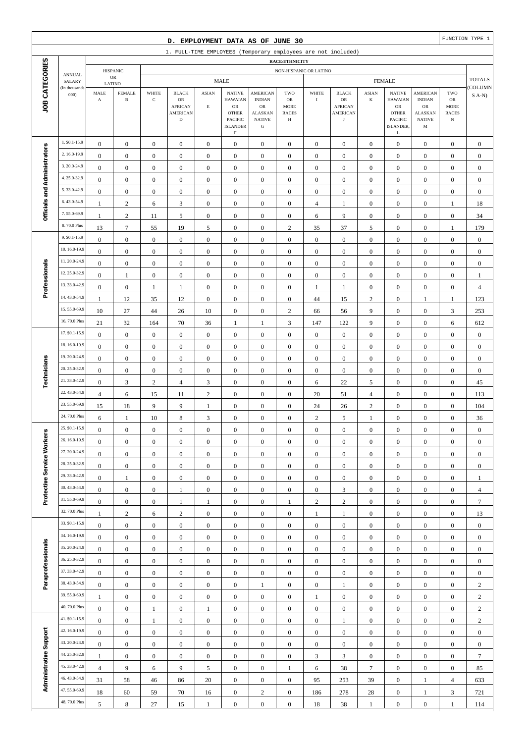# D. EMPLOYMENT DATA AS OF JUNE 30

FUNCTION TYPE 1

1. FULL-TIME EMPLOYEES (Temporary employees are not included)

| JOB CATEGORIES | ANNUAL SALARY (In thousands 000) | HISPANIC OR LATINO MALE A | HISPANIC OR LATINO FEMALE B | NON-HISPANIC MALE WHITE C | MALE BLACK OR AFRICAN AMERICAN D | MALE ASIAN E | MALE NATIVE HAWAIAN OR OTHER PACIFIC ISLANDER F | MALE AMERICAN INDIAN OR ALASKAN NATIVE G | MALE TWO OR MORE RACES H | FEMALE WHITE I | FEMALE BLACK OR AFRICAN AMERICAN J | FEMALE ASIAN K | FEMALE NATIVE HAWAIAN OR OTHER PACIFIC ISLANDER, L | FEMALE AMERICAN INDIAN OR ALASKAN NATIVE M | FEMALE TWO OR MORE RACES N | TOTALS (COLUMNS A-N) |
|---|---|---|---|---|---|---|---|---|---|---|---|---|---|---|---|---|
| Officials and Administrators | 1. $0.1-15.9 | 0 | 0 | 0 | 0 | 0 | 0 | 0 | 0 | 0 | 0 | 0 | 0 | 0 | 0 | 0 |
| | 2. 16.0-19.9 | 0 | 0 | 0 | 0 | 0 | 0 | 0 | 0 | 0 | 0 | 0 | 0 | 0 | 0 | 0 |
| | 3. 20.0-24.9 | 0 | 0 | 0 | 0 | 0 | 0 | 0 | 0 | 0 | 0 | 0 | 0 | 0 | 0 | 0 |
| | 4. 25.0-32.9 | 0 | 0 | 0 | 0 | 0 | 0 | 0 | 0 | 0 | 0 | 0 | 0 | 0 | 0 | 0 |
| | 5. 33.0-42.9 | 0 | 0 | 0 | 0 | 0 | 0 | 0 | 0 | 0 | 0 | 0 | 0 | 0 | 0 | 0 |
| | 6. 43.0-54.9 | 1 | 2 | 6 | 3 | 0 | 0 | 0 | 0 | 4 | 1 | 0 | 0 | 0 | 1 | 18 |
| | 7. 55.0-69.9 | 1 | 2 | 11 | 5 | 0 | 0 | 0 | 0 | 6 | 9 | 0 | 0 | 0 | 0 | 34 |
| | 8. 70.0 Plus | 13 | 7 | 55 | 19 | 5 | 0 | 0 | 2 | 35 | 37 | 5 | 0 | 0 | 1 | 179 |
| Professionals | 9. $0.1-15.9 | 0 | 0 | 0 | 0 | 0 | 0 | 0 | 0 | 0 | 0 | 0 | 0 | 0 | 0 | 0 |
| | 10. 16.0-19.9 | 0 | 0 | 0 | 0 | 0 | 0 | 0 | 0 | 0 | 0 | 0 | 0 | 0 | 0 | 0 |
| | 11. 20.0-24.9 | 0 | 0 | 0 | 0 | 0 | 0 | 0 | 0 | 0 | 0 | 0 | 0 | 0 | 0 | 0 |
| | 12. 25.0-32.9 | 0 | 1 | 0 | 0 | 0 | 0 | 0 | 0 | 0 | 0 | 0 | 0 | 0 | 0 | 1 |
| | 13. 33.0-42.9 | 0 | 0 | 1 | 1 | 0 | 0 | 0 | 0 | 1 | 1 | 0 | 0 | 0 | 0 | 4 |
| | 14. 43.0-54.9 | 1 | 12 | 35 | 12 | 0 | 0 | 0 | 0 | 44 | 15 | 2 | 0 | 1 | 1 | 123 |
| | 15. 55.0-69.9 | 10 | 27 | 44 | 26 | 10 | 0 | 0 | 2 | 66 | 56 | 9 | 0 | 0 | 3 | 253 |
| | 16. 70.0 Plus | 21 | 32 | 164 | 70 | 36 | 1 | 1 | 3 | 147 | 122 | 9 | 0 | 0 | 6 | 612 |
| Technicians | 17. $0.1-15.9 | 0 | 0 | 0 | 0 | 0 | 0 | 0 | 0 | 0 | 0 | 0 | 0 | 0 | 0 | 0 |
| | 18. 16.0-19.9 | 0 | 0 | 0 | 0 | 0 | 0 | 0 | 0 | 0 | 0 | 0 | 0 | 0 | 0 | 0 |
| | 19. 20.0-24.9 | 0 | 0 | 0 | 0 | 0 | 0 | 0 | 0 | 0 | 0 | 0 | 0 | 0 | 0 | 0 |
| | 20. 25.0-32.9 | 0 | 0 | 0 | 0 | 0 | 0 | 0 | 0 | 0 | 0 | 0 | 0 | 0 | 0 | 0 |
| | 21. 33.0-42.9 | 0 | 3 | 2 | 4 | 3 | 0 | 0 | 0 | 6 | 22 | 5 | 0 | 0 | 0 | 45 |
| | 22. 43.0-54.9 | 4 | 6 | 15 | 11 | 2 | 0 | 0 | 0 | 20 | 51 | 4 | 0 | 0 | 0 | 113 |
| | 23. 55.0-69.9 | 15 | 18 | 9 | 9 | 1 | 0 | 0 | 0 | 24 | 26 | 2 | 0 | 0 | 0 | 104 |
| | 24. 70.0 Plus | 6 | 1 | 10 | 8 | 3 | 0 | 0 | 0 | 2 | 5 | 1 | 0 | 0 | 0 | 36 |
| Protective Service Workers | 25. $0.1-15.9 | 0 | 0 | 0 | 0 | 0 | 0 | 0 | 0 | 0 | 0 | 0 | 0 | 0 | 0 | 0 |
| | 26. 16.0-19.9 | 0 | 0 | 0 | 0 | 0 | 0 | 0 | 0 | 0 | 0 | 0 | 0 | 0 | 0 | 0 |
| | 27. 20.0-24.9 | 0 | 0 | 0 | 0 | 0 | 0 | 0 | 0 | 0 | 0 | 0 | 0 | 0 | 0 | 0 |
| | 28. 25.0-32.9 | 0 | 0 | 0 | 0 | 0 | 0 | 0 | 0 | 0 | 0 | 0 | 0 | 0 | 0 | 0 |
| | 29. 33.0-42.9 | 0 | 1 | 0 | 0 | 0 | 0 | 0 | 0 | 0 | 0 | 0 | 0 | 0 | 0 | 1 |
| | 30. 43.0-54.9 | 0 | 0 | 0 | 1 | 0 | 0 | 0 | 0 | 0 | 3 | 0 | 0 | 0 | 0 | 4 |
| | 31. 55.0-69.9 | 0 | 0 | 0 | 1 | 1 | 0 | 0 | 1 | 2 | 2 | 0 | 0 | 0 | 0 | 7 |
| | 32. 70.0 Plus | 1 | 2 | 6 | 2 | 0 | 0 | 0 | 0 | 1 | 1 | 0 | 0 | 0 | 0 | 13 |
| Paraprofessionals | 33. $0.1-15.9 | 0 | 0 | 0 | 0 | 0 | 0 | 0 | 0 | 0 | 0 | 0 | 0 | 0 | 0 | 0 |
| | 34. 16.0-19.9 | 0 | 0 | 0 | 0 | 0 | 0 | 0 | 0 | 0 | 0 | 0 | 0 | 0 | 0 | 0 |
| | 35. 20.0-24.9 | 0 | 0 | 0 | 0 | 0 | 0 | 0 | 0 | 0 | 0 | 0 | 0 | 0 | 0 | 0 |
| | 36. 25.0-32.9 | 0 | 0 | 0 | 0 | 0 | 0 | 0 | 0 | 0 | 0 | 0 | 0 | 0 | 0 | 0 |
| | 37. 33.0-42.9 | 0 | 0 | 0 | 0 | 0 | 0 | 0 | 0 | 0 | 0 | 0 | 0 | 0 | 0 | 0 |
| | 38. 43.0-54.9 | 0 | 0 | 0 | 0 | 0 | 0 | 1 | 0 | 0 | 1 | 0 | 0 | 0 | 0 | 2 |
| | 39. 55.0-69.9 | 1 | 0 | 0 | 0 | 0 | 0 | 0 | 0 | 1 | 0 | 0 | 0 | 0 | 0 | 2 |
| | 40. 70.0 Plus | 0 | 0 | 1 | 0 | 1 | 0 | 0 | 0 | 0 | 0 | 0 | 0 | 0 | 0 | 2 |
| Administrative Support | 41. $0.1-15.9 | 0 | 0 | 1 | 0 | 0 | 0 | 0 | 0 | 0 | 1 | 0 | 0 | 0 | 0 | 2 |
| | 42. 16.0-19.9 | 0 | 0 | 0 | 0 | 0 | 0 | 0 | 0 | 0 | 0 | 0 | 0 | 0 | 0 | 0 |
| | 43. 20.0-24.9 | 0 | 0 | 0 | 0 | 0 | 0 | 0 | 0 | 0 | 0 | 0 | 0 | 0 | 0 | 0 |
| | 44. 25.0-32.9 | 1 | 0 | 0 | 0 | 0 | 0 | 0 | 0 | 3 | 3 | 0 | 0 | 0 | 0 | 7 |
| | 45. 33.0-42.9 | 4 | 9 | 6 | 9 | 5 | 0 | 0 | 1 | 6 | 38 | 7 | 0 | 0 | 0 | 85 |
| | 46. 43.0-54.9 | 31 | 58 | 46 | 86 | 20 | 0 | 0 | 0 | 95 | 253 | 39 | 0 | 1 | 4 | 633 |
| | 47. 55.0-69.9 | 18 | 60 | 59 | 70 | 16 | 0 | 2 | 0 | 186 | 278 | 28 | 0 | 1 | 3 | 721 |
| | 48. 70.0 Plus | 5 | 8 | 27 | 15 | 1 | 0 | 0 | 0 | 18 | 38 | 1 | 0 | 0 | 1 | 114 |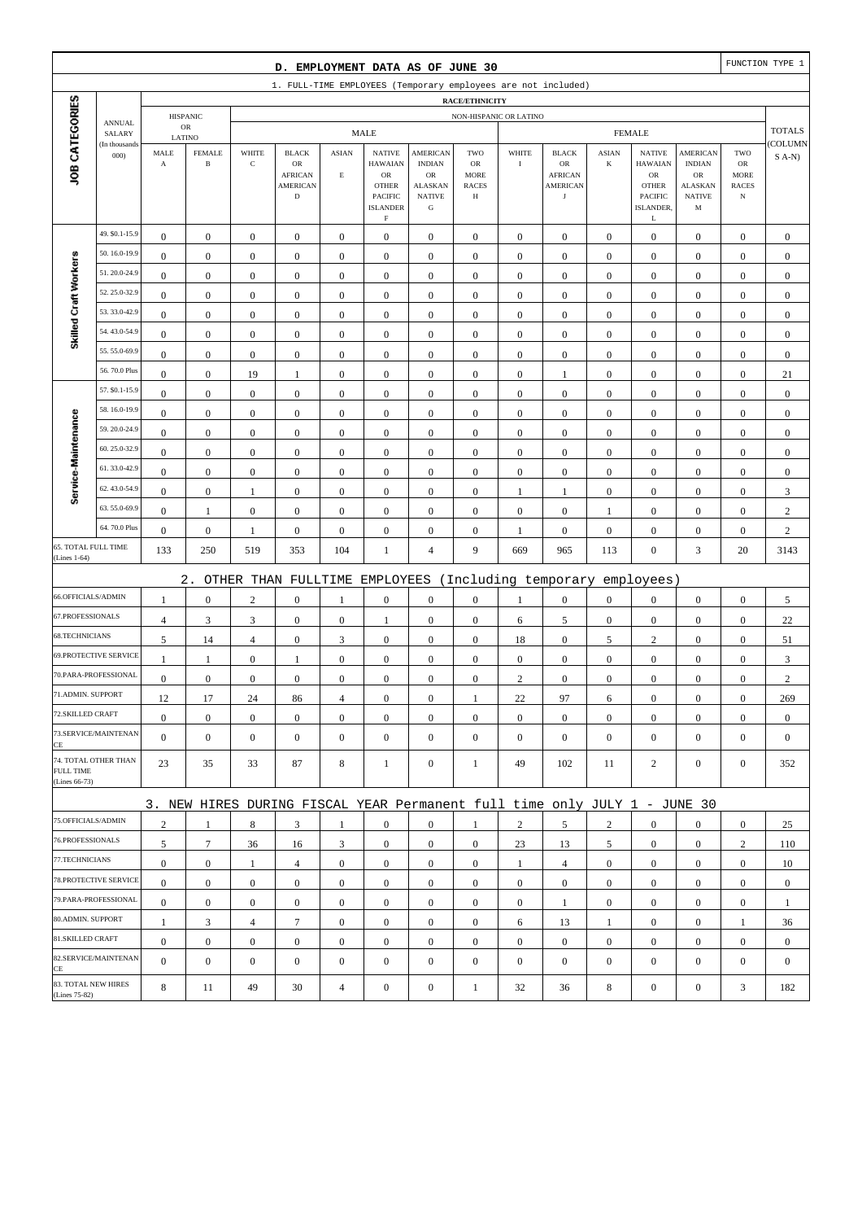## D. EMPLOYMENT DATA AS OF JUNE 30

FUNCTION TYPE 1

### 1. FULL-TIME EMPLOYEES (Temporary employees are not included)

| JOB CATEGORIES | ANNUAL SALARY (In thousands 000) | HISPANIC OR LATINO MALE A | HISPANIC OR LATINO FEMALE B | NON-HISPANIC OR LATINO MALE WHITE C | MALE BLACK OR AFRICAN AMERICAN D | MALE ASIAN E | MALE NATIVE HAWAIAN OR OTHER PACIFIC ISLANDER F | MALE AMERICAN INDIAN OR ALASKAN NATIVE G | MALE TWO OR MORE RACES H | FEMALE WHITE I | FEMALE BLACK OR AFRICAN AMERICAN J | FEMALE ASIAN K | FEMALE NATIVE HAWAIAN OR OTHER PACIFIC ISLANDER, L | FEMALE AMERICAN INDIAN OR ALASKAN NATIVE M | FEMALE TWO OR MORE RACES N | TOTALS (COLUMNS A-N) |
|---|---|---|---|---|---|---|---|---|---|---|---|---|---|---|---|---|
| Skilled Craft Workers | 49. $0.1-15.9 | 0 | 0 | 0 | 0 | 0 | 0 | 0 | 0 | 0 | 0 | 0 | 0 | 0 | 0 | 0 |
| | 50. 16.0-19.9 | 0 | 0 | 0 | 0 | 0 | 0 | 0 | 0 | 0 | 0 | 0 | 0 | 0 | 0 | 0 |
| | 51. 20.0-24.9 | 0 | 0 | 0 | 0 | 0 | 0 | 0 | 0 | 0 | 0 | 0 | 0 | 0 | 0 | 0 |
| | 52. 25.0-32.9 | 0 | 0 | 0 | 0 | 0 | 0 | 0 | 0 | 0 | 0 | 0 | 0 | 0 | 0 | 0 |
| | 53. 33.0-42.9 | 0 | 0 | 0 | 0 | 0 | 0 | 0 | 0 | 0 | 0 | 0 | 0 | 0 | 0 | 0 |
| | 54. 43.0-54.9 | 0 | 0 | 0 | 0 | 0 | 0 | 0 | 0 | 0 | 0 | 0 | 0 | 0 | 0 | 0 |
| | 55. 55.0-69.9 | 0 | 0 | 0 | 0 | 0 | 0 | 0 | 0 | 0 | 0 | 0 | 0 | 0 | 0 | 0 |
| | 56. 70.0 Plus | 0 | 0 | 19 | 1 | 0 | 0 | 0 | 0 | 0 | 1 | 0 | 0 | 0 | 0 | 21 |
| Service-Maintenance | 57. $0.1-15.9 | 0 | 0 | 0 | 0 | 0 | 0 | 0 | 0 | 0 | 0 | 0 | 0 | 0 | 0 | 0 |
| | 58. 16.0-19.9 | 0 | 0 | 0 | 0 | 0 | 0 | 0 | 0 | 0 | 0 | 0 | 0 | 0 | 0 | 0 |
| | 59. 20.0-24.9 | 0 | 0 | 0 | 0 | 0 | 0 | 0 | 0 | 0 | 0 | 0 | 0 | 0 | 0 | 0 |
| | 60. 25.0-32.9 | 0 | 0 | 0 | 0 | 0 | 0 | 0 | 0 | 0 | 0 | 0 | 0 | 0 | 0 | 0 |
| | 61. 33.0-42.9 | 0 | 0 | 0 | 0 | 0 | 0 | 0 | 0 | 0 | 0 | 0 | 0 | 0 | 0 | 0 |
| | 62. 43.0-54.9 | 0 | 0 | 1 | 0 | 0 | 0 | 0 | 0 | 1 | 1 | 0 | 0 | 0 | 0 | 3 |
| | 63. 55.0-69.9 | 0 | 1 | 0 | 0 | 0 | 0 | 0 | 0 | 0 | 0 | 1 | 0 | 0 | 0 | 2 |
| | 64. 70.0 Plus | 0 | 0 | 1 | 0 | 0 | 0 | 0 | 0 | 1 | 0 | 0 | 0 | 0 | 0 | 2 |
| 65. TOTAL FULL TIME (Lines 1-64) | | 133 | 250 | 519 | 353 | 104 | 1 | 4 | 9 | 669 | 965 | 113 | 0 | 3 | 20 | 3143 |

### 2. OTHER THAN FULLTIME EMPLOYEES (Including temporary employees)

| JOB CATEGORIES | A | B | C | D | E | F | G | H | I | J | K | L | M | N | TOTALS |
|---|---|---|---|---|---|---|---|---|---|---|---|---|---|---|---|
| 66.OFFICIALS/ADMIN | 1 | 0 | 2 | 0 | 1 | 0 | 0 | 0 | 1 | 0 | 0 | 0 | 0 | 0 | 5 |
| 67.PROFESSIONALS | 4 | 3 | 3 | 0 | 0 | 1 | 0 | 0 | 6 | 5 | 0 | 0 | 0 | 0 | 22 |
| 68.TECHNICIANS | 5 | 14 | 4 | 0 | 3 | 0 | 0 | 0 | 18 | 0 | 5 | 2 | 0 | 0 | 51 |
| 69.PROTECTIVE SERVICE | 1 | 1 | 0 | 1 | 0 | 0 | 0 | 0 | 0 | 0 | 0 | 0 | 0 | 0 | 3 |
| 70.PARA-PROFESSIONAL | 0 | 0 | 0 | 0 | 0 | 0 | 0 | 0 | 2 | 0 | 0 | 0 | 0 | 0 | 2 |
| 71.ADMIN. SUPPORT | 12 | 17 | 24 | 86 | 4 | 0 | 0 | 1 | 22 | 97 | 6 | 0 | 0 | 0 | 269 |
| 72.SKILLED CRAFT | 0 | 0 | 0 | 0 | 0 | 0 | 0 | 0 | 0 | 0 | 0 | 0 | 0 | 0 | 0 |
| 73.SERVICE/MAINTENANCE | 0 | 0 | 0 | 0 | 0 | 0 | 0 | 0 | 0 | 0 | 0 | 0 | 0 | 0 | 0 |
| 74. TOTAL OTHER THAN FULL TIME (Lines 66-73) | 23 | 35 | 33 | 87 | 8 | 1 | 0 | 1 | 49 | 102 | 11 | 2 | 0 | 0 | 352 |

### 3. NEW HIRES DURING FISCAL YEAR Permanent full time only JULY 1 - JUNE 30

| JOB CATEGORIES | A | B | C | D | E | F | G | H | I | J | K | L | M | N | TOTALS |
|---|---|---|---|---|---|---|---|---|---|---|---|---|---|---|---|
| 75.OFFICIALS/ADMIN | 2 | 1 | 8 | 3 | 1 | 0 | 0 | 1 | 2 | 5 | 2 | 0 | 0 | 0 | 25 |
| 76.PROFESSIONALS | 5 | 7 | 36 | 16 | 3 | 0 | 0 | 0 | 23 | 13 | 5 | 0 | 0 | 2 | 110 |
| 77.TECHNICIANS | 0 | 0 | 1 | 4 | 0 | 0 | 0 | 0 | 1 | 4 | 0 | 0 | 0 | 0 | 10 |
| 78.PROTECTIVE SERVICE | 0 | 0 | 0 | 0 | 0 | 0 | 0 | 0 | 0 | 0 | 0 | 0 | 0 | 0 | 0 |
| 79.PARA-PROFESSIONAL | 0 | 0 | 0 | 0 | 0 | 0 | 0 | 0 | 0 | 1 | 0 | 0 | 0 | 0 | 1 |
| 80.ADMIN. SUPPORT | 1 | 3 | 4 | 7 | 0 | 0 | 0 | 0 | 6 | 13 | 1 | 0 | 0 | 1 | 36 |
| 81.SKILLED CRAFT | 0 | 0 | 0 | 0 | 0 | 0 | 0 | 0 | 0 | 0 | 0 | 0 | 0 | 0 | 0 |
| 82.SERVICE/MAINTENANCE | 0 | 0 | 0 | 0 | 0 | 0 | 0 | 0 | 0 | 0 | 0 | 0 | 0 | 0 | 0 |
| 83. TOTAL NEW HIRES (Lines 75-82) | 8 | 11 | 49 | 30 | 4 | 0 | 0 | 1 | 32 | 36 | 8 | 0 | 0 | 3 | 182 |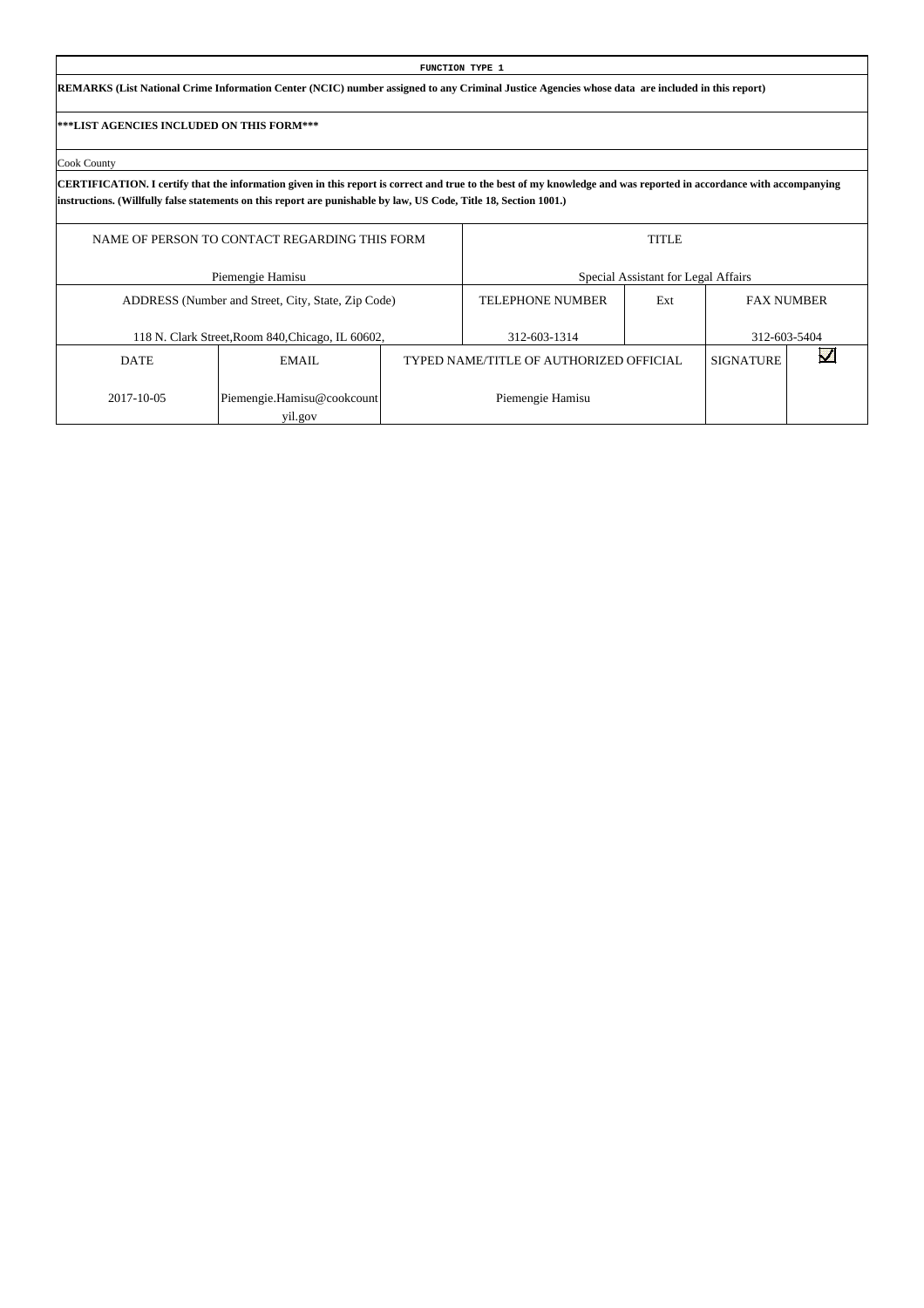**FUNCTION TYPE 1**

**REMARKS (List National Crime Information Center (NCIC) number assigned to any Criminal Justice Agencies whose data are included in this report)**

**\*\*\*LIST AGENCIES INCLUDED ON THIS FORM\*\*\***

Cook County

**CERTIFICATION. I certify that the information given in this report is correct and true to the best of my knowledge and was reported in accordance with accompanying instructions. (Willfully false statements on this report are punishable by law, US Code, Title 18, Section 1001.)**

| NAME OF PERSON TO CONTACT REGARDING THIS FORM | | | TITLE | | | |
|---|---|---|---|---|---|---|
| Piemengie Hamisu | | | Special Assistant for Legal Affairs | | | |
| ADDRESS (Number and Street, City, State, Zip Code) | | | TELEPHONE NUMBER | Ext | FAX NUMBER | |
| 118 N. Clark Street,Room 840,Chicago, IL 60602, | | | 312-603-1314 | | 312-603-5404 | |
| DATE | EMAIL | TYPED NAME/TITLE OF AUTHORIZED OFFICIAL | | | SIGNATURE | ☑ |
| 2017-10-05 | Piemengie.Hamisu@cookcountyil.gov | Piemengie Hamisu | | | | |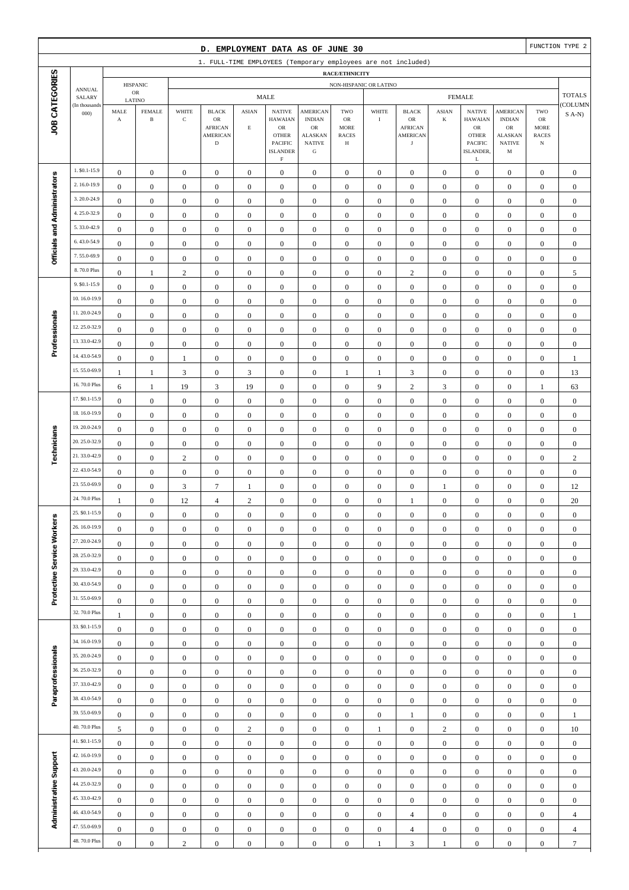## D. EMPLOYMENT DATA AS OF JUNE 30

FUNCTION TYPE 2

### 1. FULL-TIME EMPLOYEES (Temporary employees are not included)

| JOB CATEGORIES | ANNUAL SALARY (In thousands 000) | HISPANIC OR LATINO MALE A | HISPANIC OR LATINO FEMALE B | NON-HISPANIC OR LATINO MALE WHITE C | MALE BLACK OR AFRICAN AMERICAN D | MALE ASIAN E | MALE NATIVE HAWAIIAN OR OTHER PACIFIC ISLANDER F | MALE AMERICAN INDIAN OR ALASKAN NATIVE G | MALE TWO OR MORE RACES H | FEMALE WHITE I | FEMALE BLACK OR AFRICAN AMERICAN J | FEMALE ASIAN K | FEMALE NATIVE HAWAIIAN OR OTHER PACIFIC ISLANDER, L | FEMALE AMERICAN INDIAN OR ALASKAN NATIVE M | FEMALE TWO OR MORE RACES N | TOTALS (COLUMNS A-N) |
|---|---|---|---|---|---|---|---|---|---|---|---|---|---|---|---|---|
| Officials and Administrators | 1. $0.1-15.9 | 0 | 0 | 0 | 0 | 0 | 0 | 0 | 0 | 0 | 0 | 0 | 0 | 0 | 0 | 0 |
| | 2. 16.0-19.9 | 0 | 0 | 0 | 0 | 0 | 0 | 0 | 0 | 0 | 0 | 0 | 0 | 0 | 0 | 0 |
| | 3. 20.0-24.9 | 0 | 0 | 0 | 0 | 0 | 0 | 0 | 0 | 0 | 0 | 0 | 0 | 0 | 0 | 0 |
| | 4. 25.0-32.9 | 0 | 0 | 0 | 0 | 0 | 0 | 0 | 0 | 0 | 0 | 0 | 0 | 0 | 0 | 0 |
| | 5. 33.0-42.9 | 0 | 0 | 0 | 0 | 0 | 0 | 0 | 0 | 0 | 0 | 0 | 0 | 0 | 0 | 0 |
| | 6. 43.0-54.9 | 0 | 0 | 0 | 0 | 0 | 0 | 0 | 0 | 0 | 0 | 0 | 0 | 0 | 0 | 0 |
| | 7. 55.0-69.9 | 0 | 0 | 0 | 0 | 0 | 0 | 0 | 0 | 0 | 0 | 0 | 0 | 0 | 0 | 0 |
| | 8. 70.0 Plus | 0 | 1 | 2 | 0 | 0 | 0 | 0 | 0 | 0 | 2 | 0 | 0 | 0 | 0 | 5 |
| Professionals | 9. $0.1-15.9 | 0 | 0 | 0 | 0 | 0 | 0 | 0 | 0 | 0 | 0 | 0 | 0 | 0 | 0 | 0 |
| | 10. 16.0-19.9 | 0 | 0 | 0 | 0 | 0 | 0 | 0 | 0 | 0 | 0 | 0 | 0 | 0 | 0 | 0 |
| | 11. 20.0-24.9 | 0 | 0 | 0 | 0 | 0 | 0 | 0 | 0 | 0 | 0 | 0 | 0 | 0 | 0 | 0 |
| | 12. 25.0-32.9 | 0 | 0 | 0 | 0 | 0 | 0 | 0 | 0 | 0 | 0 | 0 | 0 | 0 | 0 | 0 |
| | 13. 33.0-42.9 | 0 | 0 | 0 | 0 | 0 | 0 | 0 | 0 | 0 | 0 | 0 | 0 | 0 | 0 | 0 |
| | 14. 43.0-54.9 | 0 | 0 | 1 | 0 | 0 | 0 | 0 | 0 | 0 | 0 | 0 | 0 | 0 | 0 | 1 |
| | 15. 55.0-69.9 | 1 | 1 | 3 | 0 | 3 | 0 | 0 | 1 | 1 | 3 | 0 | 0 | 0 | 0 | 13 |
| | 16. 70.0 Plus | 6 | 1 | 19 | 3 | 19 | 0 | 0 | 0 | 9 | 2 | 3 | 0 | 0 | 1 | 63 |
| Technicians | 17. $0.1-15.9 | 0 | 0 | 0 | 0 | 0 | 0 | 0 | 0 | 0 | 0 | 0 | 0 | 0 | 0 | 0 |
| | 18. 16.0-19.9 | 0 | 0 | 0 | 0 | 0 | 0 | 0 | 0 | 0 | 0 | 0 | 0 | 0 | 0 | 0 |
| | 19. 20.0-24.9 | 0 | 0 | 0 | 0 | 0 | 0 | 0 | 0 | 0 | 0 | 0 | 0 | 0 | 0 | 0 |
| | 20. 25.0-32.9 | 0 | 0 | 0 | 0 | 0 | 0 | 0 | 0 | 0 | 0 | 0 | 0 | 0 | 0 | 0 |
| | 21. 33.0-42.9 | 0 | 0 | 2 | 0 | 0 | 0 | 0 | 0 | 0 | 0 | 0 | 0 | 0 | 0 | 2 |
| | 22. 43.0-54.9 | 0 | 0 | 0 | 0 | 0 | 0 | 0 | 0 | 0 | 0 | 0 | 0 | 0 | 0 | 0 |
| | 23. 55.0-69.9 | 0 | 0 | 3 | 7 | 1 | 0 | 0 | 0 | 0 | 0 | 1 | 0 | 0 | 0 | 12 |
| | 24. 70.0 Plus | 1 | 0 | 12 | 4 | 2 | 0 | 0 | 0 | 0 | 1 | 0 | 0 | 0 | 0 | 20 |
| Protective Service Workers | 25. $0.1-15.9 | 0 | 0 | 0 | 0 | 0 | 0 | 0 | 0 | 0 | 0 | 0 | 0 | 0 | 0 | 0 |
| | 26. 16.0-19.9 | 0 | 0 | 0 | 0 | 0 | 0 | 0 | 0 | 0 | 0 | 0 | 0 | 0 | 0 | 0 |
| | 27. 20.0-24.9 | 0 | 0 | 0 | 0 | 0 | 0 | 0 | 0 | 0 | 0 | 0 | 0 | 0 | 0 | 0 |
| | 28. 25.0-32.9 | 0 | 0 | 0 | 0 | 0 | 0 | 0 | 0 | 0 | 0 | 0 | 0 | 0 | 0 | 0 |
| | 29. 33.0-42.9 | 0 | 0 | 0 | 0 | 0 | 0 | 0 | 0 | 0 | 0 | 0 | 0 | 0 | 0 | 0 |
| | 30. 43.0-54.9 | 0 | 0 | 0 | 0 | 0 | 0 | 0 | 0 | 0 | 0 | 0 | 0 | 0 | 0 | 0 |
| | 31. 55.0-69.9 | 0 | 0 | 0 | 0 | 0 | 0 | 0 | 0 | 0 | 0 | 0 | 0 | 0 | 0 | 0 |
| | 32. 70.0 Plus | 1 | 0 | 0 | 0 | 0 | 0 | 0 | 0 | 0 | 0 | 0 | 0 | 0 | 0 | 1 |
| Paraprofessionals | 33. $0.1-15.9 | 0 | 0 | 0 | 0 | 0 | 0 | 0 | 0 | 0 | 0 | 0 | 0 | 0 | 0 | 0 |
| | 34. 16.0-19.9 | 0 | 0 | 0 | 0 | 0 | 0 | 0 | 0 | 0 | 0 | 0 | 0 | 0 | 0 | 0 |
| | 35. 20.0-24.9 | 0 | 0 | 0 | 0 | 0 | 0 | 0 | 0 | 0 | 0 | 0 | 0 | 0 | 0 | 0 |
| | 36. 25.0-32.9 | 0 | 0 | 0 | 0 | 0 | 0 | 0 | 0 | 0 | 0 | 0 | 0 | 0 | 0 | 0 |
| | 37. 33.0-42.9 | 0 | 0 | 0 | 0 | 0 | 0 | 0 | 0 | 0 | 0 | 0 | 0 | 0 | 0 | 0 |
| | 38. 43.0-54.9 | 0 | 0 | 0 | 0 | 0 | 0 | 0 | 0 | 0 | 0 | 0 | 0 | 0 | 0 | 0 |
| | 39. 55.0-69.9 | 0 | 0 | 0 | 0 | 0 | 0 | 0 | 0 | 0 | 1 | 0 | 0 | 0 | 0 | 1 |
| | 40. 70.0 Plus | 5 | 0 | 0 | 0 | 2 | 0 | 0 | 0 | 1 | 0 | 2 | 0 | 0 | 0 | 10 |
| Administrative Support | 41. $0.1-15.9 | 0 | 0 | 0 | 0 | 0 | 0 | 0 | 0 | 0 | 0 | 0 | 0 | 0 | 0 | 0 |
| | 42. 16.0-19.9 | 0 | 0 | 0 | 0 | 0 | 0 | 0 | 0 | 0 | 0 | 0 | 0 | 0 | 0 | 0 |
| | 43. 20.0-24.9 | 0 | 0 | 0 | 0 | 0 | 0 | 0 | 0 | 0 | 0 | 0 | 0 | 0 | 0 | 0 |
| | 44. 25.0-32.9 | 0 | 0 | 0 | 0 | 0 | 0 | 0 | 0 | 0 | 0 | 0 | 0 | 0 | 0 | 0 |
| | 45. 33.0-42.9 | 0 | 0 | 0 | 0 | 0 | 0 | 0 | 0 | 0 | 0 | 0 | 0 | 0 | 0 | 0 |
| | 46. 43.0-54.9 | 0 | 0 | 0 | 0 | 0 | 0 | 0 | 0 | 0 | 4 | 0 | 0 | 0 | 0 | 4 |
| | 47. 55.0-69.9 | 0 | 0 | 0 | 0 | 0 | 0 | 0 | 0 | 0 | 4 | 0 | 0 | 0 | 0 | 4 |
| | 48. 70.0 Plus | 0 | 0 | 2 | 0 | 0 | 0 | 0 | 0 | 1 | 3 | 1 | 0 | 0 | 0 | 7 |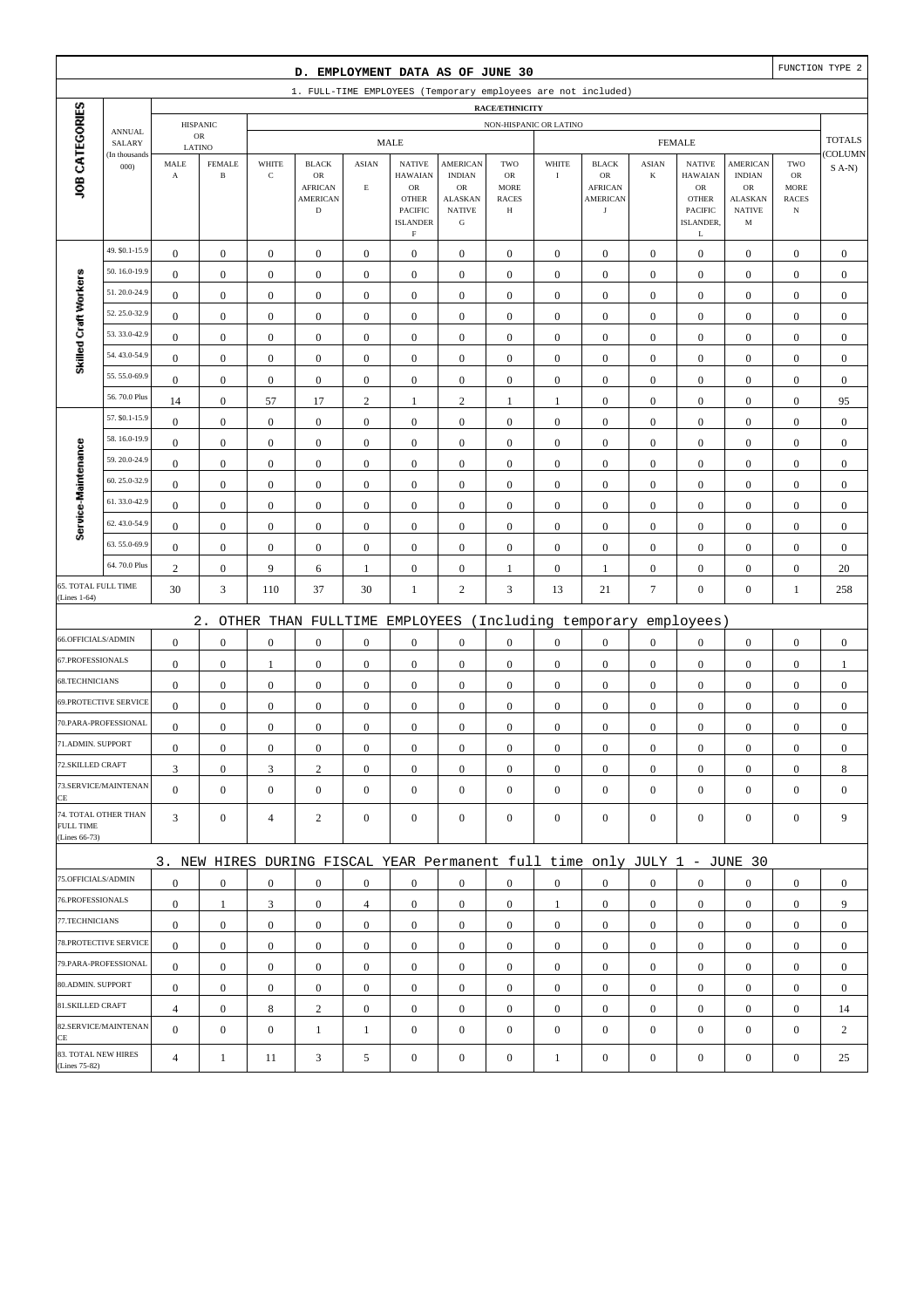# D. EMPLOYMENT DATA AS OF JUNE 30

FUNCTION TYPE 2

## 1. FULL-TIME EMPLOYEES (Temporary employees are not included)

| JOB CATEGORIES | ANNUAL SALARY (In thousands 000) | HISPANIC OR LATINO MALE A | HISPANIC OR LATINO FEMALE B | NON-HISPANIC OR LATINO MALE WHITE C | MALE BLACK OR AFRICAN AMERICAN D | MALE ASIAN E | MALE NATIVE HAWAIAN OR OTHER PACIFIC ISLANDER F | MALE AMERICAN INDIAN OR ALASKAN NATIVE G | MALE TWO OR MORE RACES H | FEMALE WHITE I | FEMALE BLACK OR AFRICAN AMERICAN J | FEMALE ASIAN K | FEMALE NATIVE HAWAIAN OR OTHER PACIFIC ISLANDER, L | FEMALE AMERICAN INDIAN OR ALASKAN NATIVE M | FEMALE TWO OR MORE RACES N | TOTALS (COLUMNS A-N) |
|---|---|---|---|---|---|---|---|---|---|---|---|---|---|---|---|---|
| Skilled Craft Workers | 49. $0.1-15.9 | 0 | 0 | 0 | 0 | 0 | 0 | 0 | 0 | 0 | 0 | 0 | 0 | 0 | 0 | 0 |
| | 50. 16.0-19.9 | 0 | 0 | 0 | 0 | 0 | 0 | 0 | 0 | 0 | 0 | 0 | 0 | 0 | 0 | 0 |
| | 51. 20.0-24.9 | 0 | 0 | 0 | 0 | 0 | 0 | 0 | 0 | 0 | 0 | 0 | 0 | 0 | 0 | 0 |
| | 52. 25.0-32.9 | 0 | 0 | 0 | 0 | 0 | 0 | 0 | 0 | 0 | 0 | 0 | 0 | 0 | 0 | 0 |
| | 53. 33.0-42.9 | 0 | 0 | 0 | 0 | 0 | 0 | 0 | 0 | 0 | 0 | 0 | 0 | 0 | 0 | 0 |
| | 54. 43.0-54.9 | 0 | 0 | 0 | 0 | 0 | 0 | 0 | 0 | 0 | 0 | 0 | 0 | 0 | 0 | 0 |
| | 55. 55.0-69.9 | 0 | 0 | 0 | 0 | 0 | 0 | 0 | 0 | 0 | 0 | 0 | 0 | 0 | 0 | 0 |
| | 56. 70.0 Plus | 14 | 0 | 57 | 17 | 2 | 1 | 2 | 1 | 1 | 0 | 0 | 0 | 0 | 0 | 95 |
| Service-Maintenance | 57. $0.1-15.9 | 0 | 0 | 0 | 0 | 0 | 0 | 0 | 0 | 0 | 0 | 0 | 0 | 0 | 0 | 0 |
| | 58. 16.0-19.9 | 0 | 0 | 0 | 0 | 0 | 0 | 0 | 0 | 0 | 0 | 0 | 0 | 0 | 0 | 0 |
| | 59. 20.0-24.9 | 0 | 0 | 0 | 0 | 0 | 0 | 0 | 0 | 0 | 0 | 0 | 0 | 0 | 0 | 0 |
| | 60. 25.0-32.9 | 0 | 0 | 0 | 0 | 0 | 0 | 0 | 0 | 0 | 0 | 0 | 0 | 0 | 0 | 0 |
| | 61. 33.0-42.9 | 0 | 0 | 0 | 0 | 0 | 0 | 0 | 0 | 0 | 0 | 0 | 0 | 0 | 0 | 0 |
| | 62. 43.0-54.9 | 0 | 0 | 0 | 0 | 0 | 0 | 0 | 0 | 0 | 0 | 0 | 0 | 0 | 0 | 0 |
| | 63. 55.0-69.9 | 0 | 0 | 0 | 0 | 0 | 0 | 0 | 0 | 0 | 0 | 0 | 0 | 0 | 0 | 0 |
| | 64. 70.0 Plus | 2 | 0 | 9 | 6 | 1 | 0 | 0 | 1 | 0 | 1 | 0 | 0 | 0 | 0 | 20 |
| 65. TOTAL FULL TIME (Lines 1-64) | | 30 | 3 | 110 | 37 | 30 | 1 | 2 | 3 | 13 | 21 | 7 | 0 | 0 | 1 | 258 |

## 2. OTHER THAN FULLTIME EMPLOYEES (Including temporary employees)

| JOB CATEGORIES | A | B | C | D | E | F | G | H | I | J | K | L | M | N | TOTALS |
|---|---|---|---|---|---|---|---|---|---|---|---|---|---|---|---|
| 66.OFFICIALS/ADMIN | 0 | 0 | 0 | 0 | 0 | 0 | 0 | 0 | 0 | 0 | 0 | 0 | 0 | 0 | 0 |
| 67.PROFESSIONALS | 0 | 0 | 1 | 0 | 0 | 0 | 0 | 0 | 0 | 0 | 0 | 0 | 0 | 0 | 1 |
| 68.TECHNICIANS | 0 | 0 | 0 | 0 | 0 | 0 | 0 | 0 | 0 | 0 | 0 | 0 | 0 | 0 | 0 |
| 69.PROTECTIVE SERVICE | 0 | 0 | 0 | 0 | 0 | 0 | 0 | 0 | 0 | 0 | 0 | 0 | 0 | 0 | 0 |
| 70.PARA-PROFESSIONAL | 0 | 0 | 0 | 0 | 0 | 0 | 0 | 0 | 0 | 0 | 0 | 0 | 0 | 0 | 0 |
| 71.ADMIN. SUPPORT | 0 | 0 | 0 | 0 | 0 | 0 | 0 | 0 | 0 | 0 | 0 | 0 | 0 | 0 | 0 |
| 72.SKILLED CRAFT | 3 | 0 | 3 | 2 | 0 | 0 | 0 | 0 | 0 | 0 | 0 | 0 | 0 | 0 | 8 |
| 73.SERVICE/MAINTENANCE | 0 | 0 | 0 | 0 | 0 | 0 | 0 | 0 | 0 | 0 | 0 | 0 | 0 | 0 | 0 |
| 74. TOTAL OTHER THAN FULL TIME (Lines 66-73) | 3 | 0 | 4 | 2 | 0 | 0 | 0 | 0 | 0 | 0 | 0 | 0 | 0 | 0 | 9 |

## 3. NEW HIRES DURING FISCAL YEAR Permanent full time only JULY 1 - JUNE 30

| JOB CATEGORIES | A | B | C | D | E | F | G | H | I | J | K | L | M | N | TOTALS |
|---|---|---|---|---|---|---|---|---|---|---|---|---|---|---|---|
| 75.OFFICIALS/ADMIN | 0 | 0 | 0 | 0 | 0 | 0 | 0 | 0 | 0 | 0 | 0 | 0 | 0 | 0 | 0 |
| 76.PROFESSIONALS | 0 | 1 | 3 | 0 | 4 | 0 | 0 | 0 | 1 | 0 | 0 | 0 | 0 | 0 | 9 |
| 77.TECHNICIANS | 0 | 0 | 0 | 0 | 0 | 0 | 0 | 0 | 0 | 0 | 0 | 0 | 0 | 0 | 0 |
| 78.PROTECTIVE SERVICE | 0 | 0 | 0 | 0 | 0 | 0 | 0 | 0 | 0 | 0 | 0 | 0 | 0 | 0 | 0 |
| 79.PARA-PROFESSIONAL | 0 | 0 | 0 | 0 | 0 | 0 | 0 | 0 | 0 | 0 | 0 | 0 | 0 | 0 | 0 |
| 80.ADMIN. SUPPORT | 0 | 0 | 0 | 0 | 0 | 0 | 0 | 0 | 0 | 0 | 0 | 0 | 0 | 0 | 0 |
| 81.SKILLED CRAFT | 4 | 0 | 8 | 2 | 0 | 0 | 0 | 0 | 0 | 0 | 0 | 0 | 0 | 0 | 14 |
| 82.SERVICE/MAINTENANCE | 0 | 0 | 0 | 1 | 1 | 0 | 0 | 0 | 0 | 0 | 0 | 0 | 0 | 0 | 2 |
| 83. TOTAL NEW HIRES (Lines 75-82) | 4 | 1 | 11 | 3 | 5 | 0 | 0 | 0 | 1 | 0 | 0 | 0 | 0 | 0 | 25 |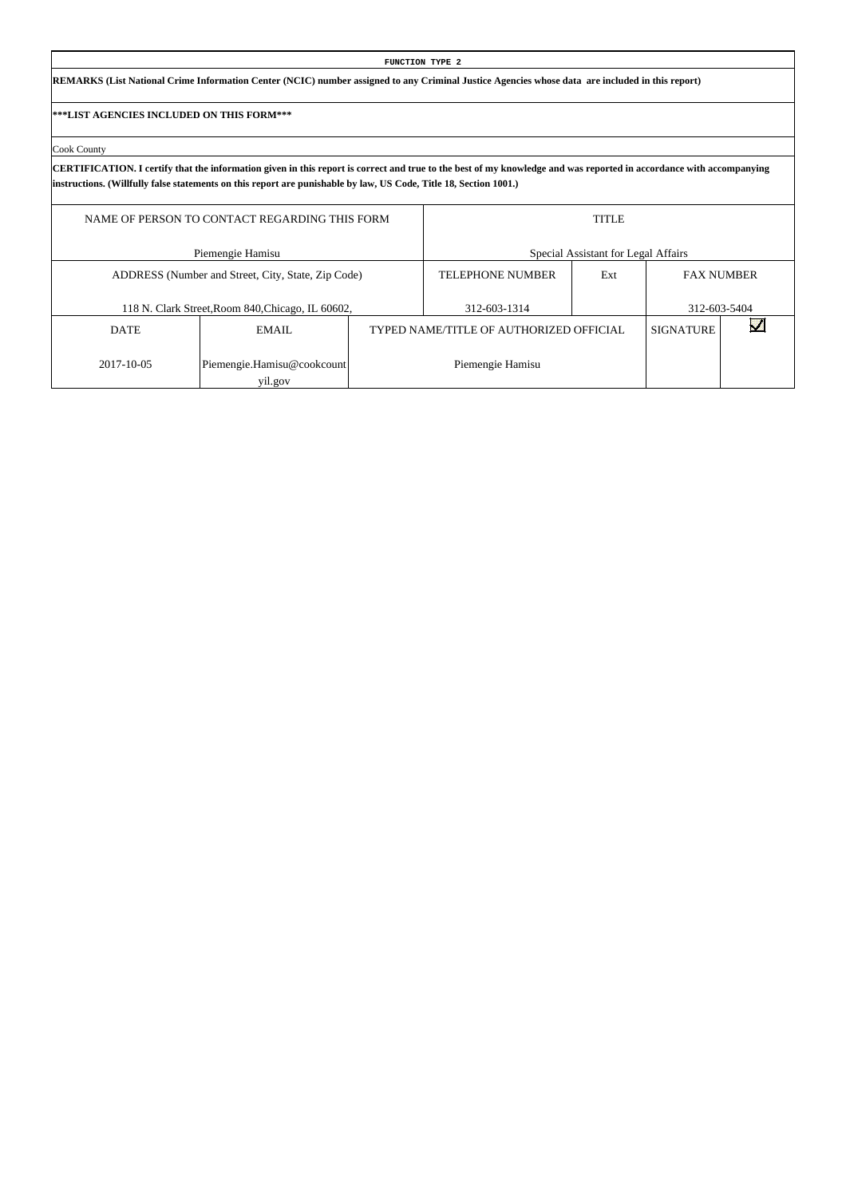**FUNCTION TYPE 2**

**REMARKS (List National Crime Information Center (NCIC) number assigned to any Criminal Justice Agencies whose data are included in this report)**

**\*\*\*LIST AGENCIES INCLUDED ON THIS FORM\*\*\***

Cook County

**CERTIFICATION. I certify that the information given in this report is correct and true to the best of my knowledge and was reported in accordance with accompanying instructions. (Willfully false statements on this report are punishable by law, US Code, Title 18, Section 1001.)**

| NAME OF PERSON TO CONTACT REGARDING THIS FORM | | | TITLE | | | |
|---|---|---|---|---|---|---|
| Piemengie Hamisu | | | Special Assistant for Legal Affairs | | | |
| ADDRESS (Number and Street, City, State, Zip Code) | | | TELEPHONE NUMBER | Ext | FAX NUMBER | |
| 118 N. Clark Street,Room 840,Chicago, IL 60602, | | | 312-603-1314 | | 312-603-5404 | |
| DATE | EMAIL | TYPED NAME/TITLE OF AUTHORIZED OFFICIAL | | | SIGNATURE | ☑ |
| 2017-10-05 | Piemengie.Hamisu@cookcountyil.gov | Piemengie Hamisu | | | | |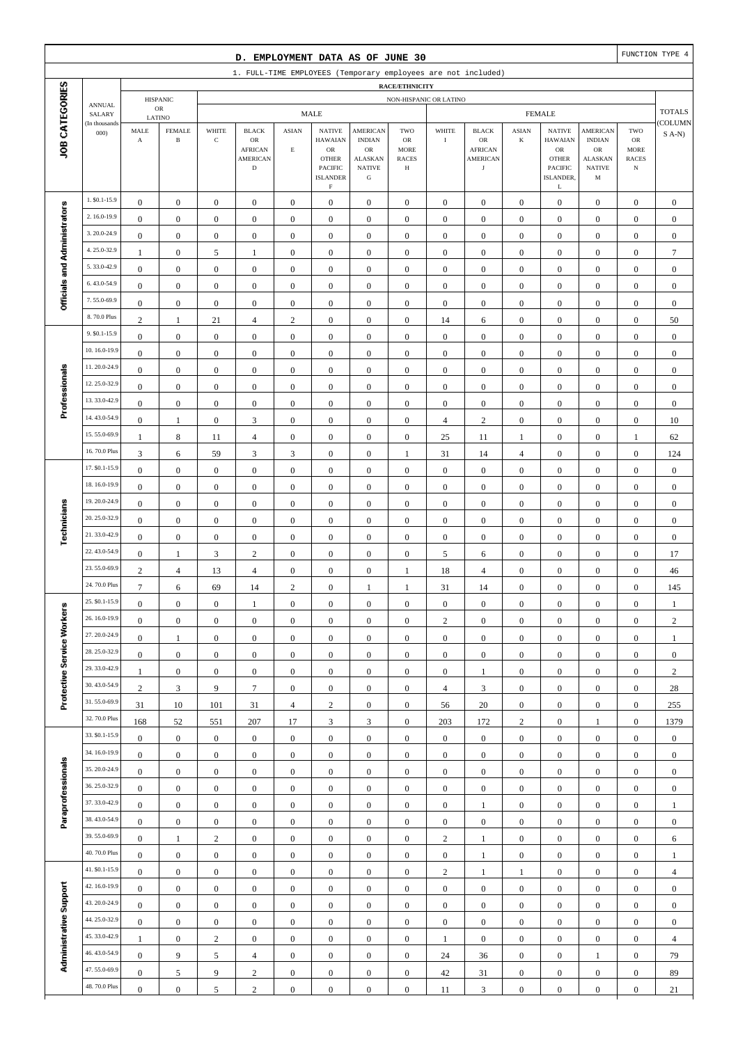## D. EMPLOYMENT DATA AS OF JUNE 30

FUNCTION TYPE 4

1. FULL-TIME EMPLOYEES (Temporary employees are not included)

| JOB CATEGORIES | ANNUAL SALARY (In thousands 000) | HISPANIC OR LATINO | | NON-HISPANIC OR LATINO | | | | | | | | | | | | | | TOTALS (COLUMNS A-N) |
|---|---|---|---|---|---|---|---|---|---|---|---|---|---|---|---|---|---|---|
| | | | | MALE | | | | | | FEMALE | | | | | | | | |
| | | MALE A | FEMALE B | WHITE C | BLACK OR AFRICAN AMERICAN D | ASIAN E | NATIVE HAWAIAN OR OTHER PACIFIC ISLANDER F | AMERICAN INDIAN OR ALASKAN NATIVE G | TWO OR MORE RACES H | WHITE I | BLACK OR AFRICAN AMERICAN J | ASIAN K | NATIVE HAWAIAN OR OTHER PACIFIC ISLANDER, L | AMERICAN INDIAN OR ALASKAN NATIVE M | TWO OR MORE RACES N | |
| Officials and Administrators | 1. $0.1-15.9 | 0 | 0 | 0 | 0 | 0 | 0 | 0 | 0 | 0 | 0 | 0 | 0 | 0 | 0 | 0 |
| | 2. 16.0-19.9 | 0 | 0 | 0 | 0 | 0 | 0 | 0 | 0 | 0 | 0 | 0 | 0 | 0 | 0 | 0 |
| | 3. 20.0-24.9 | 0 | 0 | 0 | 0 | 0 | 0 | 0 | 0 | 0 | 0 | 0 | 0 | 0 | 0 | 0 |
| | 4. 25.0-32.9 | 1 | 0 | 5 | 1 | 0 | 0 | 0 | 0 | 0 | 0 | 0 | 0 | 0 | 0 | 7 |
| | 5. 33.0-42.9 | 0 | 0 | 0 | 0 | 0 | 0 | 0 | 0 | 0 | 0 | 0 | 0 | 0 | 0 | 0 |
| | 6. 43.0-54.9 | 0 | 0 | 0 | 0 | 0 | 0 | 0 | 0 | 0 | 0 | 0 | 0 | 0 | 0 | 0 |
| | 7. 55.0-69.9 | 0 | 0 | 0 | 0 | 0 | 0 | 0 | 0 | 0 | 0 | 0 | 0 | 0 | 0 | 0 |
| | 8. 70.0 Plus | 2 | 1 | 21 | 4 | 2 | 0 | 0 | 0 | 14 | 6 | 0 | 0 | 0 | 0 | 50 |
| Professionals | 9. $0.1-15.9 | 0 | 0 | 0 | 0 | 0 | 0 | 0 | 0 | 0 | 0 | 0 | 0 | 0 | 0 | 0 |
| | 10. 16.0-19.9 | 0 | 0 | 0 | 0 | 0 | 0 | 0 | 0 | 0 | 0 | 0 | 0 | 0 | 0 | 0 |
| | 11. 20.0-24.9 | 0 | 0 | 0 | 0 | 0 | 0 | 0 | 0 | 0 | 0 | 0 | 0 | 0 | 0 | 0 |
| | 12. 25.0-32.9 | 0 | 0 | 0 | 0 | 0 | 0 | 0 | 0 | 0 | 0 | 0 | 0 | 0 | 0 | 0 |
| | 13. 33.0-42.9 | 0 | 0 | 0 | 0 | 0 | 0 | 0 | 0 | 0 | 0 | 0 | 0 | 0 | 0 | 0 |
| | 14. 43.0-54.9 | 0 | 1 | 0 | 3 | 0 | 0 | 0 | 0 | 4 | 2 | 0 | 0 | 0 | 0 | 10 |
| | 15. 55.0-69.9 | 1 | 8 | 11 | 4 | 0 | 0 | 0 | 0 | 25 | 11 | 1 | 0 | 0 | 1 | 62 |
| | 16. 70.0 Plus | 3 | 6 | 59 | 3 | 3 | 0 | 0 | 1 | 31 | 14 | 4 | 0 | 0 | 0 | 124 |
| Technicians | 17. $0.1-15.9 | 0 | 0 | 0 | 0 | 0 | 0 | 0 | 0 | 0 | 0 | 0 | 0 | 0 | 0 | 0 |
| | 18. 16.0-19.9 | 0 | 0 | 0 | 0 | 0 | 0 | 0 | 0 | 0 | 0 | 0 | 0 | 0 | 0 | 0 |
| | 19. 20.0-24.9 | 0 | 0 | 0 | 0 | 0 | 0 | 0 | 0 | 0 | 0 | 0 | 0 | 0 | 0 | 0 |
| | 20. 25.0-32.9 | 0 | 0 | 0 | 0 | 0 | 0 | 0 | 0 | 0 | 0 | 0 | 0 | 0 | 0 | 0 |
| | 21. 33.0-42.9 | 0 | 0 | 0 | 0 | 0 | 0 | 0 | 0 | 0 | 0 | 0 | 0 | 0 | 0 | 0 |
| | 22. 43.0-54.9 | 0 | 1 | 3 | 2 | 0 | 0 | 0 | 0 | 5 | 6 | 0 | 0 | 0 | 0 | 17 |
| | 23. 55.0-69.9 | 2 | 4 | 13 | 4 | 0 | 0 | 0 | 1 | 18 | 4 | 0 | 0 | 0 | 0 | 46 |
| | 24. 70.0 Plus | 7 | 6 | 69 | 14 | 2 | 0 | 1 | 1 | 31 | 14 | 0 | 0 | 0 | 0 | 145 |
| Protective Service Workers | 25. $0.1-15.9 | 0 | 0 | 0 | 1 | 0 | 0 | 0 | 0 | 0 | 0 | 0 | 0 | 0 | 0 | 1 |
| | 26. 16.0-19.9 | 0 | 0 | 0 | 0 | 0 | 0 | 0 | 0 | 2 | 0 | 0 | 0 | 0 | 0 | 2 |
| | 27. 20.0-24.9 | 0 | 1 | 0 | 0 | 0 | 0 | 0 | 0 | 0 | 0 | 0 | 0 | 0 | 0 | 1 |
| | 28. 25.0-32.9 | 0 | 0 | 0 | 0 | 0 | 0 | 0 | 0 | 0 | 0 | 0 | 0 | 0 | 0 | 0 |
| | 29. 33.0-42.9 | 1 | 0 | 0 | 0 | 0 | 0 | 0 | 0 | 0 | 1 | 0 | 0 | 0 | 0 | 2 |
| | 30. 43.0-54.9 | 2 | 3 | 9 | 7 | 0 | 0 | 0 | 0 | 4 | 3 | 0 | 0 | 0 | 0 | 28 |
| | 31. 55.0-69.9 | 31 | 10 | 101 | 31 | 4 | 2 | 0 | 0 | 56 | 20 | 0 | 0 | 0 | 0 | 255 |
| | 32. 70.0 Plus | 168 | 52 | 551 | 207 | 17 | 3 | 3 | 0 | 203 | 172 | 2 | 0 | 1 | 0 | 1379 |
| Paraprofessionals | 33. $0.1-15.9 | 0 | 0 | 0 | 0 | 0 | 0 | 0 | 0 | 0 | 0 | 0 | 0 | 0 | 0 | 0 |
| | 34. 16.0-19.9 | 0 | 0 | 0 | 0 | 0 | 0 | 0 | 0 | 0 | 0 | 0 | 0 | 0 | 0 | 0 |
| | 35. 20.0-24.9 | 0 | 0 | 0 | 0 | 0 | 0 | 0 | 0 | 0 | 0 | 0 | 0 | 0 | 0 | 0 |
| | 36. 25.0-32.9 | 0 | 0 | 0 | 0 | 0 | 0 | 0 | 0 | 0 | 0 | 0 | 0 | 0 | 0 | 0 |
| | 37. 33.0-42.9 | 0 | 0 | 0 | 0 | 0 | 0 | 0 | 0 | 0 | 1 | 0 | 0 | 0 | 0 | 1 |
| | 38. 43.0-54.9 | 0 | 0 | 0 | 0 | 0 | 0 | 0 | 0 | 0 | 0 | 0 | 0 | 0 | 0 | 0 |
| | 39. 55.0-69.9 | 0 | 1 | 2 | 0 | 0 | 0 | 0 | 0 | 2 | 1 | 0 | 0 | 0 | 0 | 6 |
| | 40. 70.0 Plus | 0 | 0 | 0 | 0 | 0 | 0 | 0 | 0 | 0 | 1 | 0 | 0 | 0 | 0 | 1 |
| Administrative Support | 41. $0.1-15.9 | 0 | 0 | 0 | 0 | 0 | 0 | 0 | 0 | 2 | 1 | 1 | 0 | 0 | 0 | 4 |
| | 42. 16.0-19.9 | 0 | 0 | 0 | 0 | 0 | 0 | 0 | 0 | 0 | 0 | 0 | 0 | 0 | 0 | 0 |
| | 43. 20.0-24.9 | 0 | 0 | 0 | 0 | 0 | 0 | 0 | 0 | 0 | 0 | 0 | 0 | 0 | 0 | 0 |
| | 44. 25.0-32.9 | 0 | 0 | 0 | 0 | 0 | 0 | 0 | 0 | 0 | 0 | 0 | 0 | 0 | 0 | 0 |
| | 45. 33.0-42.9 | 1 | 0 | 2 | 0 | 0 | 0 | 0 | 0 | 1 | 0 | 0 | 0 | 0 | 0 | 4 |
| | 46. 43.0-54.9 | 0 | 9 | 5 | 4 | 0 | 0 | 0 | 0 | 24 | 36 | 0 | 0 | 1 | 0 | 79 |
| | 47. 55.0-69.9 | 0 | 5 | 9 | 2 | 0 | 0 | 0 | 0 | 42 | 31 | 0 | 0 | 0 | 0 | 89 |
| | 48. 70.0 Plus | 0 | 0 | 5 | 2 | 0 | 0 | 0 | 0 | 11 | 3 | 0 | 0 | 0 | 0 | 21 |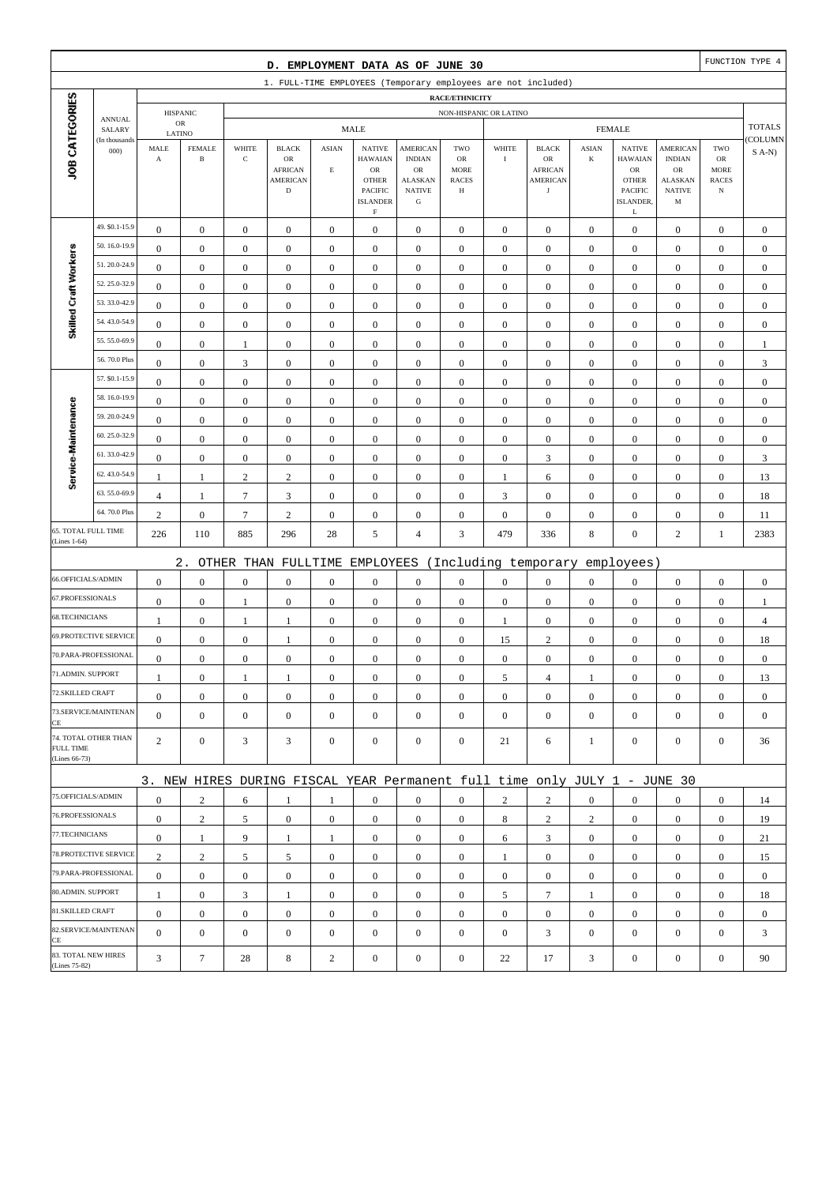## D. EMPLOYMENT DATA AS OF JUNE 30

FUNCTION TYPE 4

### 1. FULL-TIME EMPLOYEES (Temporary employees are not included)

| JOB CATEGORIES | ANNUAL SALARY (In thousands 000) | HISPANIC OR LATINO MALE A | HISPANIC OR LATINO FEMALE B | NON-HISPANIC MALE WHITE C | MALE BLACK OR AFRICAN AMERICAN D | MALE ASIAN E | MALE NATIVE HAWAIIAN OR OTHER PACIFIC ISLANDER F | MALE AMERICAN INDIAN OR ALASKAN NATIVE G | MALE TWO OR MORE RACES H | FEMALE WHITE I | FEMALE BLACK OR AFRICAN AMERICAN J | FEMALE ASIAN K | FEMALE NATIVE HAWAIIAN OR OTHER PACIFIC ISLANDER, L | FEMALE AMERICAN INDIAN OR ALASKAN NATIVE M | FEMALE TWO OR MORE RACES N | TOTALS (COLUMNS A-N) |
|---|---|---|---|---|---|---|---|---|---|---|---|---|---|---|---|---|
| Skilled Craft Workers | 49. $0.1-15.9 | 0 | 0 | 0 | 0 | 0 | 0 | 0 | 0 | 0 | 0 | 0 | 0 | 0 | 0 | 0 |
| | 50. 16.0-19.9 | 0 | 0 | 0 | 0 | 0 | 0 | 0 | 0 | 0 | 0 | 0 | 0 | 0 | 0 | 0 |
| | 51. 20.0-24.9 | 0 | 0 | 0 | 0 | 0 | 0 | 0 | 0 | 0 | 0 | 0 | 0 | 0 | 0 | 0 |
| | 52. 25.0-32.9 | 0 | 0 | 0 | 0 | 0 | 0 | 0 | 0 | 0 | 0 | 0 | 0 | 0 | 0 | 0 |
| | 53. 33.0-42.9 | 0 | 0 | 0 | 0 | 0 | 0 | 0 | 0 | 0 | 0 | 0 | 0 | 0 | 0 | 0 |
| | 54. 43.0-54.9 | 0 | 0 | 0 | 0 | 0 | 0 | 0 | 0 | 0 | 0 | 0 | 0 | 0 | 0 | 0 |
| | 55. 55.0-69.9 | 0 | 0 | 1 | 0 | 0 | 0 | 0 | 0 | 0 | 0 | 0 | 0 | 0 | 0 | 1 |
| | 56. 70.0 Plus | 0 | 0 | 3 | 0 | 0 | 0 | 0 | 0 | 0 | 0 | 0 | 0 | 0 | 0 | 3 |
| Service-Maintenance | 57. $0.1-15.9 | 0 | 0 | 0 | 0 | 0 | 0 | 0 | 0 | 0 | 0 | 0 | 0 | 0 | 0 | 0 |
| | 58. 16.0-19.9 | 0 | 0 | 0 | 0 | 0 | 0 | 0 | 0 | 0 | 0 | 0 | 0 | 0 | 0 | 0 |
| | 59. 20.0-24.9 | 0 | 0 | 0 | 0 | 0 | 0 | 0 | 0 | 0 | 0 | 0 | 0 | 0 | 0 | 0 |
| | 60. 25.0-32.9 | 0 | 0 | 0 | 0 | 0 | 0 | 0 | 0 | 0 | 0 | 0 | 0 | 0 | 0 | 0 |
| | 61. 33.0-42.9 | 0 | 0 | 0 | 0 | 0 | 0 | 0 | 0 | 0 | 3 | 0 | 0 | 0 | 0 | 3 |
| | 62. 43.0-54.9 | 1 | 1 | 2 | 2 | 0 | 0 | 0 | 0 | 1 | 6 | 0 | 0 | 0 | 0 | 13 |
| | 63. 55.0-69.9 | 4 | 1 | 7 | 3 | 0 | 0 | 0 | 0 | 3 | 0 | 0 | 0 | 0 | 0 | 18 |
| | 64. 70.0 Plus | 2 | 0 | 7 | 2 | 0 | 0 | 0 | 0 | 0 | 0 | 0 | 0 | 0 | 0 | 11 |
| 65. TOTAL FULL TIME (Lines 1-64) | | 226 | 110 | 885 | 296 | 28 | 5 | 4 | 3 | 479 | 336 | 8 | 0 | 2 | 1 | 2383 |

### 2. OTHER THAN FULLTIME EMPLOYEES (Including temporary employees)

| JOB CATEGORIES | A | B | C | D | E | F | G | H | I | J | K | L | M | N | TOTALS |
|---|---|---|---|---|---|---|---|---|---|---|---|---|---|---|---|
| 66.OFFICIALS/ADMIN | 0 | 0 | 0 | 0 | 0 | 0 | 0 | 0 | 0 | 0 | 0 | 0 | 0 | 0 | 0 |
| 67.PROFESSIONALS | 0 | 0 | 1 | 0 | 0 | 0 | 0 | 0 | 0 | 0 | 0 | 0 | 0 | 0 | 1 |
| 68.TECHNICIANS | 1 | 0 | 1 | 1 | 0 | 0 | 0 | 0 | 1 | 0 | 0 | 0 | 0 | 0 | 4 |
| 69.PROTECTIVE SERVICE | 0 | 0 | 0 | 1 | 0 | 0 | 0 | 0 | 15 | 2 | 0 | 0 | 0 | 0 | 18 |
| 70.PARA-PROFESSIONAL | 0 | 0 | 0 | 0 | 0 | 0 | 0 | 0 | 0 | 0 | 0 | 0 | 0 | 0 | 0 |
| 71.ADMIN. SUPPORT | 1 | 0 | 1 | 1 | 0 | 0 | 0 | 0 | 5 | 4 | 1 | 0 | 0 | 0 | 13 |
| 72.SKILLED CRAFT | 0 | 0 | 0 | 0 | 0 | 0 | 0 | 0 | 0 | 0 | 0 | 0 | 0 | 0 | 0 |
| 73.SERVICE/MAINTENANCE | 0 | 0 | 0 | 0 | 0 | 0 | 0 | 0 | 0 | 0 | 0 | 0 | 0 | 0 | 0 |
| 74. TOTAL OTHER THAN FULL TIME (Lines 66-73) | 2 | 0 | 3 | 3 | 0 | 0 | 0 | 0 | 21 | 6 | 1 | 0 | 0 | 0 | 36 |

### 3. NEW HIRES DURING FISCAL YEAR Permanent full time only JULY 1 - JUNE 30

| JOB CATEGORIES | A | B | C | D | E | F | G | H | I | J | K | L | M | N | TOTALS |
|---|---|---|---|---|---|---|---|---|---|---|---|---|---|---|---|
| 75.OFFICIALS/ADMIN | 0 | 2 | 6 | 1 | 1 | 0 | 0 | 0 | 2 | 2 | 0 | 0 | 0 | 0 | 14 |
| 76.PROFESSIONALS | 0 | 2 | 5 | 0 | 0 | 0 | 0 | 0 | 8 | 2 | 2 | 0 | 0 | 0 | 19 |
| 77.TECHNICIANS | 0 | 1 | 9 | 1 | 1 | 0 | 0 | 0 | 6 | 3 | 0 | 0 | 0 | 0 | 21 |
| 78.PROTECTIVE SERVICE | 2 | 2 | 5 | 5 | 0 | 0 | 0 | 0 | 1 | 0 | 0 | 0 | 0 | 0 | 15 |
| 79.PARA-PROFESSIONAL | 0 | 0 | 0 | 0 | 0 | 0 | 0 | 0 | 0 | 0 | 0 | 0 | 0 | 0 | 0 |
| 80.ADMIN. SUPPORT | 1 | 0 | 3 | 1 | 0 | 0 | 0 | 0 | 5 | 7 | 1 | 0 | 0 | 0 | 18 |
| 81.SKILLED CRAFT | 0 | 0 | 0 | 0 | 0 | 0 | 0 | 0 | 0 | 0 | 0 | 0 | 0 | 0 | 0 |
| 82.SERVICE/MAINTENANCE | 0 | 0 | 0 | 0 | 0 | 0 | 0 | 0 | 0 | 3 | 0 | 0 | 0 | 0 | 3 |
| 83. TOTAL NEW HIRES (Lines 75-82) | 3 | 7 | 28 | 8 | 2 | 0 | 0 | 0 | 22 | 17 | 3 | 0 | 0 | 0 | 90 |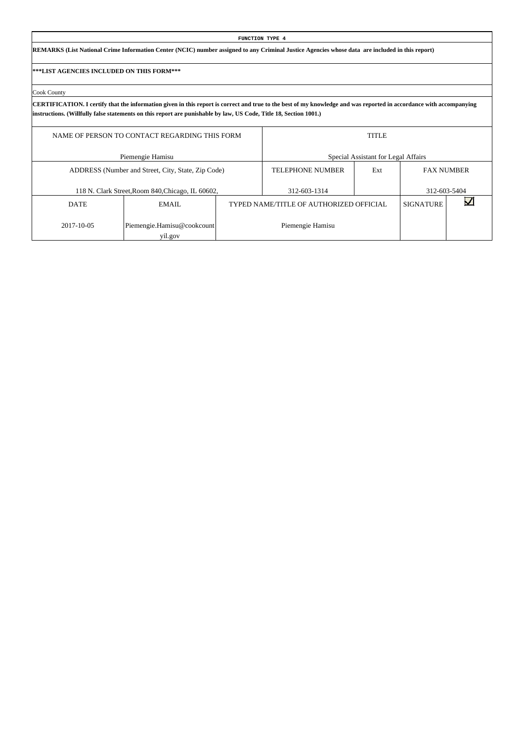**FUNCTION TYPE 4**

**REMARKS (List National Crime Information Center (NCIC) number assigned to any Criminal Justice Agencies whose data are included in this report)**

**\*\*\*LIST AGENCIES INCLUDED ON THIS FORM\*\*\***

Cook County

**CERTIFICATION. I certify that the information given in this report is correct and true to the best of my knowledge and was reported in accordance with accompanying instructions. (Willfully false statements on this report are punishable by law, US Code, Title 18, Section 1001.)**

| NAME OF PERSON TO CONTACT REGARDING THIS FORM | | TITLE | | | |
|---|---|---|---|---|---|
| Piemengie Hamisu | | Special Assistant for Legal Affairs | | | |
| ADDRESS (Number and Street, City, State, Zip Code) | | TELEPHONE NUMBER | Ext | FAX NUMBER | |
| 118 N. Clark Street,Room 840,Chicago, IL 60602, | | 312-603-1314 | | 312-603-5404 | |
| DATE | EMAIL | TYPED NAME/TITLE OF AUTHORIZED OFFICIAL | | SIGNATURE | ☑ |
| 2017-10-05 | Piemengie.Hamisu@cookcountyil.gov | Piemengie Hamisu | | | |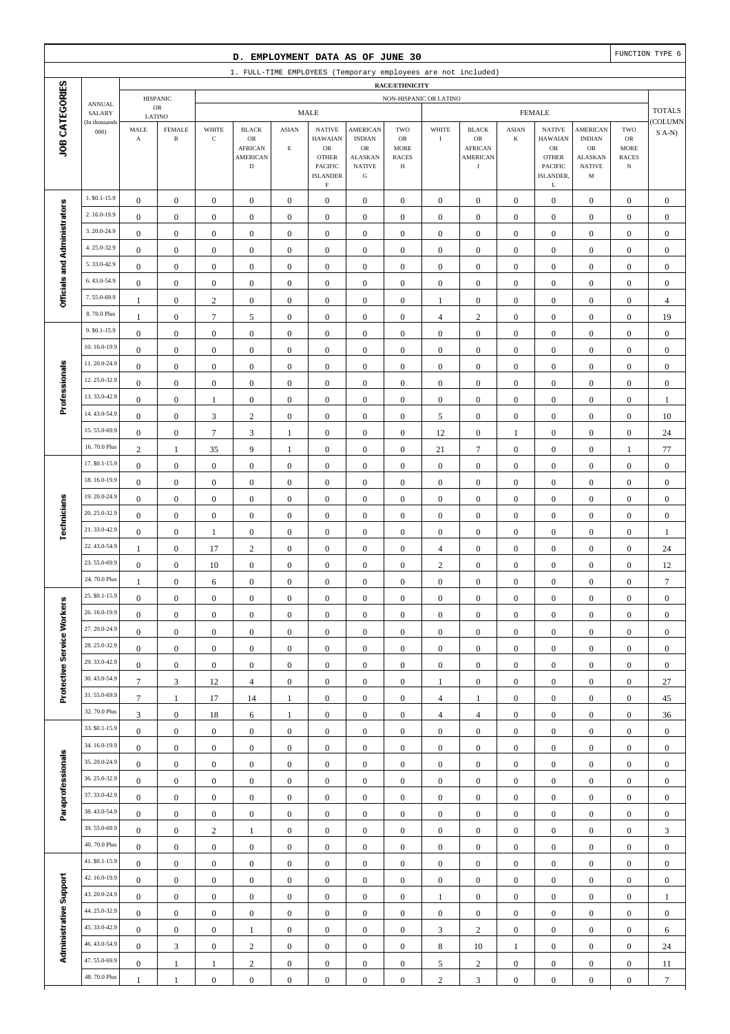# D. EMPLOYMENT DATA AS OF JUNE 30

FUNCTION TYPE 6

1. FULL-TIME EMPLOYEES (Temporary employees are not included)

| JOB CATEGORIES | ANNUAL SALARY (In thousands 000) | HISPANIC OR LATINO | | NON-HISPANIC OR LATINO | | | | | | | | | | | | | TOTALS (COLUMNS A-N) |
|---|---|---|---|---|---|---|---|---|---|---|---|---|---|---|---|---|---|
| | | | | MALE | | | | | | FEMALE | | | | | | | |
| | | MALE A | FEMALE B | WHITE C | BLACK OR AFRICAN AMERICAN D | ASIAN E | NATIVE HAWAIIAN OR OTHER PACIFIC ISLANDER F | AMERICAN INDIAN OR ALASKAN NATIVE G | TWO OR MORE RACES H | WHITE I | BLACK OR AFRICAN AMERICAN J | ASIAN K | NATIVE HAWAIIAN OR OTHER PACIFIC ISLANDER, L | AMERICAN INDIAN OR ALASKAN NATIVE M | TWO OR MORE RACES N | |
| Officials and Administrators | 1. $0.1-15.9 | 0 | 0 | 0 | 0 | 0 | 0 | 0 | 0 | 0 | 0 | 0 | 0 | 0 | 0 | 0 |
| | 2. 16.0-19.9 | 0 | 0 | 0 | 0 | 0 | 0 | 0 | 0 | 0 | 0 | 0 | 0 | 0 | 0 | 0 |
| | 3. 20.0-24.9 | 0 | 0 | 0 | 0 | 0 | 0 | 0 | 0 | 0 | 0 | 0 | 0 | 0 | 0 | 0 |
| | 4. 25.0-32.9 | 0 | 0 | 0 | 0 | 0 | 0 | 0 | 0 | 0 | 0 | 0 | 0 | 0 | 0 | 0 |
| | 5. 33.0-42.9 | 0 | 0 | 0 | 0 | 0 | 0 | 0 | 0 | 0 | 0 | 0 | 0 | 0 | 0 | 0 |
| | 6. 43.0-54.9 | 0 | 0 | 0 | 0 | 0 | 0 | 0 | 0 | 0 | 0 | 0 | 0 | 0 | 0 | 0 |
| | 7. 55.0-69.9 | 1 | 0 | 2 | 0 | 0 | 0 | 0 | 0 | 1 | 0 | 0 | 0 | 0 | 0 | 4 |
| | 8. 70.0 Plus | 1 | 0 | 7 | 5 | 0 | 0 | 0 | 0 | 4 | 2 | 0 | 0 | 0 | 0 | 19 |
| Professionals | 9. $0.1-15.9 | 0 | 0 | 0 | 0 | 0 | 0 | 0 | 0 | 0 | 0 | 0 | 0 | 0 | 0 | 0 |
| | 10. 16.0-19.9 | 0 | 0 | 0 | 0 | 0 | 0 | 0 | 0 | 0 | 0 | 0 | 0 | 0 | 0 | 0 |
| | 11. 20.0-24.9 | 0 | 0 | 0 | 0 | 0 | 0 | 0 | 0 | 0 | 0 | 0 | 0 | 0 | 0 | 0 |
| | 12. 25.0-32.9 | 0 | 0 | 0 | 0 | 0 | 0 | 0 | 0 | 0 | 0 | 0 | 0 | 0 | 0 | 0 |
| | 13. 33.0-42.9 | 0 | 0 | 1 | 0 | 0 | 0 | 0 | 0 | 0 | 0 | 0 | 0 | 0 | 0 | 1 |
| | 14. 43.0-54.9 | 0 | 0 | 3 | 2 | 0 | 0 | 0 | 0 | 5 | 0 | 0 | 0 | 0 | 0 | 10 |
| | 15. 55.0-69.9 | 0 | 0 | 7 | 3 | 1 | 0 | 0 | 0 | 12 | 0 | 1 | 0 | 0 | 0 | 24 |
| | 16. 70.0 Plus | 2 | 1 | 35 | 9 | 1 | 0 | 0 | 0 | 21 | 7 | 0 | 0 | 0 | 1 | 77 |
| Technicians | 17. $0.1-15.9 | 0 | 0 | 0 | 0 | 0 | 0 | 0 | 0 | 0 | 0 | 0 | 0 | 0 | 0 | 0 |
| | 18. 16.0-19.9 | 0 | 0 | 0 | 0 | 0 | 0 | 0 | 0 | 0 | 0 | 0 | 0 | 0 | 0 | 0 |
| | 19. 20.0-24.9 | 0 | 0 | 0 | 0 | 0 | 0 | 0 | 0 | 0 | 0 | 0 | 0 | 0 | 0 | 0 |
| | 20. 25.0-32.9 | 0 | 0 | 0 | 0 | 0 | 0 | 0 | 0 | 0 | 0 | 0 | 0 | 0 | 0 | 0 |
| | 21. 33.0-42.9 | 0 | 0 | 1 | 0 | 0 | 0 | 0 | 0 | 0 | 0 | 0 | 0 | 0 | 0 | 1 |
| | 22. 43.0-54.9 | 1 | 0 | 17 | 2 | 0 | 0 | 0 | 0 | 4 | 0 | 0 | 0 | 0 | 0 | 24 |
| | 23. 55.0-69.9 | 0 | 0 | 10 | 0 | 0 | 0 | 0 | 0 | 2 | 0 | 0 | 0 | 0 | 0 | 12 |
| | 24. 70.0 Plus | 1 | 0 | 6 | 0 | 0 | 0 | 0 | 0 | 0 | 0 | 0 | 0 | 0 | 0 | 7 |
| Protective Service Workers | 25. $0.1-15.9 | 0 | 0 | 0 | 0 | 0 | 0 | 0 | 0 | 0 | 0 | 0 | 0 | 0 | 0 | 0 |
| | 26. 16.0-19.9 | 0 | 0 | 0 | 0 | 0 | 0 | 0 | 0 | 0 | 0 | 0 | 0 | 0 | 0 | 0 |
| | 27. 20.0-24.9 | 0 | 0 | 0 | 0 | 0 | 0 | 0 | 0 | 0 | 0 | 0 | 0 | 0 | 0 | 0 |
| | 28. 25.0-32.9 | 0 | 0 | 0 | 0 | 0 | 0 | 0 | 0 | 0 | 0 | 0 | 0 | 0 | 0 | 0 |
| | 29. 33.0-42.9 | 0 | 0 | 0 | 0 | 0 | 0 | 0 | 0 | 0 | 0 | 0 | 0 | 0 | 0 | 0 |
| | 30. 43.0-54.9 | 7 | 3 | 12 | 4 | 0 | 0 | 0 | 0 | 1 | 0 | 0 | 0 | 0 | 0 | 27 |
| | 31. 55.0-69.9 | 7 | 1 | 17 | 14 | 1 | 0 | 0 | 0 | 4 | 1 | 0 | 0 | 0 | 0 | 45 |
| | 32. 70.0 Plus | 3 | 0 | 18 | 6 | 1 | 0 | 0 | 0 | 4 | 4 | 0 | 0 | 0 | 0 | 36 |
| Paraprofessionals | 33. $0.1-15.9 | 0 | 0 | 0 | 0 | 0 | 0 | 0 | 0 | 0 | 0 | 0 | 0 | 0 | 0 | 0 |
| | 34. 16.0-19.9 | 0 | 0 | 0 | 0 | 0 | 0 | 0 | 0 | 0 | 0 | 0 | 0 | 0 | 0 | 0 |
| | 35. 20.0-24.9 | 0 | 0 | 0 | 0 | 0 | 0 | 0 | 0 | 0 | 0 | 0 | 0 | 0 | 0 | 0 |
| | 36. 25.0-32.9 | 0 | 0 | 0 | 0 | 0 | 0 | 0 | 0 | 0 | 0 | 0 | 0 | 0 | 0 | 0 |
| | 37. 33.0-42.9 | 0 | 0 | 0 | 0 | 0 | 0 | 0 | 0 | 0 | 0 | 0 | 0 | 0 | 0 | 0 |
| | 38. 43.0-54.9 | 0 | 0 | 0 | 0 | 0 | 0 | 0 | 0 | 0 | 0 | 0 | 0 | 0 | 0 | 0 |
| | 39. 55.0-69.9 | 0 | 0 | 2 | 1 | 0 | 0 | 0 | 0 | 0 | 0 | 0 | 0 | 0 | 0 | 3 |
| | 40. 70.0 Plus | 0 | 0 | 0 | 0 | 0 | 0 | 0 | 0 | 0 | 0 | 0 | 0 | 0 | 0 | 0 |
| Administrative Support | 41. $0.1-15.9 | 0 | 0 | 0 | 0 | 0 | 0 | 0 | 0 | 0 | 0 | 0 | 0 | 0 | 0 | 0 |
| | 42. 16.0-19.9 | 0 | 0 | 0 | 0 | 0 | 0 | 0 | 0 | 0 | 0 | 0 | 0 | 0 | 0 | 0 |
| | 43. 20.0-24.9 | 0 | 0 | 0 | 0 | 0 | 0 | 0 | 0 | 1 | 0 | 0 | 0 | 0 | 0 | 1 |
| | 44. 25.0-32.9 | 0 | 0 | 0 | 0 | 0 | 0 | 0 | 0 | 0 | 0 | 0 | 0 | 0 | 0 | 0 |
| | 45. 33.0-42.9 | 0 | 0 | 0 | 1 | 0 | 0 | 0 | 0 | 3 | 2 | 0 | 0 | 0 | 0 | 6 |
| | 46. 43.0-54.9 | 0 | 3 | 0 | 2 | 0 | 0 | 0 | 0 | 8 | 10 | 1 | 0 | 0 | 0 | 24 |
| | 47. 55.0-69.9 | 0 | 1 | 1 | 2 | 0 | 0 | 0 | 0 | 5 | 2 | 0 | 0 | 0 | 0 | 11 |
| | 48. 70.0 Plus | 1 | 1 | 0 | 0 | 0 | 0 | 0 | 0 | 2 | 3 | 0 | 0 | 0 | 0 | 7 |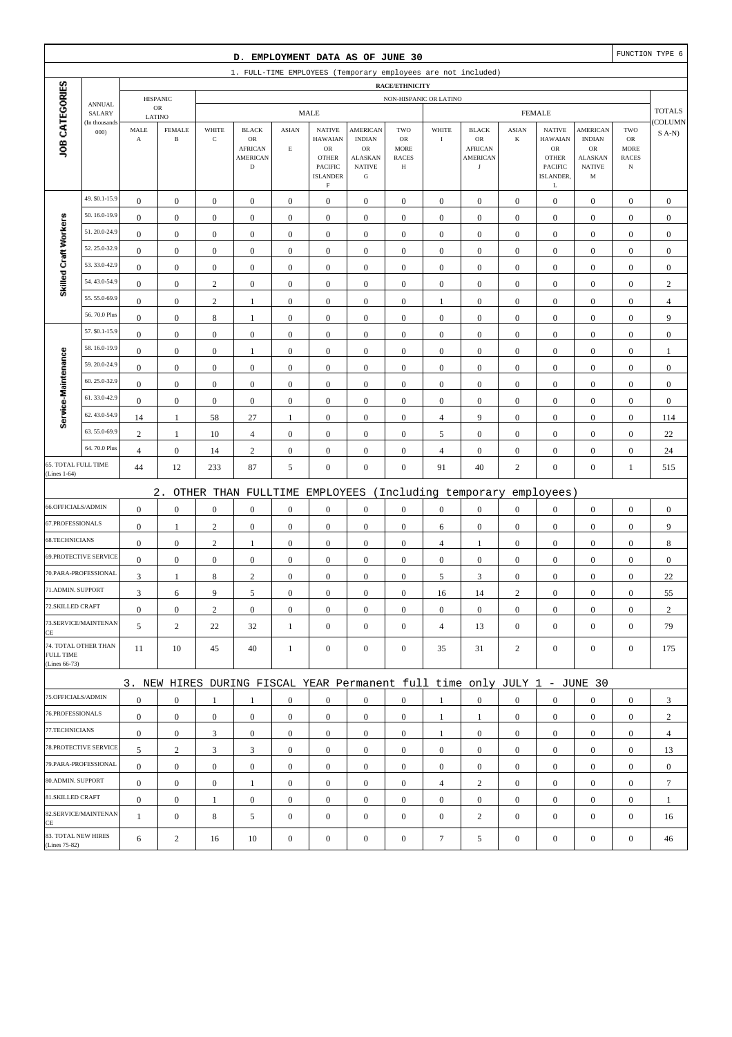## D. EMPLOYMENT DATA AS OF JUNE 30

FUNCTION TYPE 6

### 1. FULL-TIME EMPLOYEES (Temporary employees are not included)

| JOB CATEGORIES | ANNUAL SALARY (In thousands 000) | HISPANIC OR LATINO MALE A | HISPANIC OR LATINO FEMALE B | NON-HISPANIC OR LATINO MALE WHITE C | MALE BLACK OR AFRICAN AMERICAN D | MALE ASIAN E | MALE NATIVE HAWAIAN OR OTHER PACIFIC ISLANDER F | MALE AMERICAN INDIAN OR ALASKAN NATIVE G | MALE TWO OR MORE RACES H | FEMALE WHITE I | FEMALE BLACK OR AFRICAN AMERICAN J | FEMALE ASIAN K | FEMALE NATIVE HAWAIAN OR OTHER PACIFIC ISLANDER, L | FEMALE AMERICAN INDIAN OR ALASKAN NATIVE M | FEMALE TWO OR MORE RACES N | TOTALS (COLUMNS A-N) |
|---|---|---|---|---|---|---|---|---|---|---|---|---|---|---|---|---|
| Skilled Craft Workers | 49. $0.1-15.9 | 0 | 0 | 0 | 0 | 0 | 0 | 0 | 0 | 0 | 0 | 0 | 0 | 0 | 0 | 0 |
| | 50. 16.0-19.9 | 0 | 0 | 0 | 0 | 0 | 0 | 0 | 0 | 0 | 0 | 0 | 0 | 0 | 0 | 0 |
| | 51. 20.0-24.9 | 0 | 0 | 0 | 0 | 0 | 0 | 0 | 0 | 0 | 0 | 0 | 0 | 0 | 0 | 0 |
| | 52. 25.0-32.9 | 0 | 0 | 0 | 0 | 0 | 0 | 0 | 0 | 0 | 0 | 0 | 0 | 0 | 0 | 0 |
| | 53. 33.0-42.9 | 0 | 0 | 0 | 0 | 0 | 0 | 0 | 0 | 0 | 0 | 0 | 0 | 0 | 0 | 0 |
| | 54. 43.0-54.9 | 0 | 0 | 2 | 0 | 0 | 0 | 0 | 0 | 0 | 0 | 0 | 0 | 0 | 0 | 2 |
| | 55. 55.0-69.9 | 0 | 0 | 2 | 1 | 0 | 0 | 0 | 0 | 1 | 0 | 0 | 0 | 0 | 0 | 4 |
| | 56. 70.0 Plus | 0 | 0 | 8 | 1 | 0 | 0 | 0 | 0 | 0 | 0 | 0 | 0 | 0 | 0 | 9 |
| Service-Maintenance | 57. $0.1-15.9 | 0 | 0 | 0 | 0 | 0 | 0 | 0 | 0 | 0 | 0 | 0 | 0 | 0 | 0 | 0 |
| | 58. 16.0-19.9 | 0 | 0 | 0 | 1 | 0 | 0 | 0 | 0 | 0 | 0 | 0 | 0 | 0 | 0 | 1 |
| | 59. 20.0-24.9 | 0 | 0 | 0 | 0 | 0 | 0 | 0 | 0 | 0 | 0 | 0 | 0 | 0 | 0 | 0 |
| | 60. 25.0-32.9 | 0 | 0 | 0 | 0 | 0 | 0 | 0 | 0 | 0 | 0 | 0 | 0 | 0 | 0 | 0 |
| | 61. 33.0-42.9 | 0 | 0 | 0 | 0 | 0 | 0 | 0 | 0 | 0 | 0 | 0 | 0 | 0 | 0 | 0 |
| | 62. 43.0-54.9 | 14 | 1 | 58 | 27 | 1 | 0 | 0 | 0 | 4 | 9 | 0 | 0 | 0 | 0 | 114 |
| | 63. 55.0-69.9 | 2 | 1 | 10 | 4 | 0 | 0 | 0 | 0 | 5 | 0 | 0 | 0 | 0 | 0 | 22 |
| | 64. 70.0 Plus | 4 | 0 | 14 | 2 | 0 | 0 | 0 | 0 | 4 | 0 | 0 | 0 | 0 | 0 | 24 |
| 65. TOTAL FULL TIME (Lines 1-64) | | 44 | 12 | 233 | 87 | 5 | 0 | 0 | 0 | 91 | 40 | 2 | 0 | 0 | 1 | 515 |

### 2. OTHER THAN FULLTIME EMPLOYEES (Including temporary employees)

| JOB CATEGORIES | A | B | C | D | E | F | G | H | I | J | K | L | M | N | TOTALS |
|---|---|---|---|---|---|---|---|---|---|---|---|---|---|---|---|
| 66.OFFICIALS/ADMIN | 0 | 0 | 0 | 0 | 0 | 0 | 0 | 0 | 0 | 0 | 0 | 0 | 0 | 0 | 0 |
| 67.PROFESSIONALS | 0 | 1 | 2 | 0 | 0 | 0 | 0 | 0 | 6 | 0 | 0 | 0 | 0 | 0 | 9 |
| 68.TECHNICIANS | 0 | 0 | 2 | 1 | 0 | 0 | 0 | 0 | 4 | 1 | 0 | 0 | 0 | 0 | 8 |
| 69.PROTECTIVE SERVICE | 0 | 0 | 0 | 0 | 0 | 0 | 0 | 0 | 0 | 0 | 0 | 0 | 0 | 0 | 0 |
| 70.PARA-PROFESSIONAL | 3 | 1 | 8 | 2 | 0 | 0 | 0 | 0 | 5 | 3 | 0 | 0 | 0 | 0 | 22 |
| 71.ADMIN. SUPPORT | 3 | 6 | 9 | 5 | 0 | 0 | 0 | 0 | 16 | 14 | 2 | 0 | 0 | 0 | 55 |
| 72.SKILLED CRAFT | 0 | 0 | 2 | 0 | 0 | 0 | 0 | 0 | 0 | 0 | 0 | 0 | 0 | 0 | 2 |
| 73.SERVICE/MAINTENANCE | 5 | 2 | 22 | 32 | 1 | 0 | 0 | 0 | 4 | 13 | 0 | 0 | 0 | 0 | 79 |
| 74. TOTAL OTHER THAN FULL TIME (Lines 66-73) | 11 | 10 | 45 | 40 | 1 | 0 | 0 | 0 | 35 | 31 | 2 | 0 | 0 | 0 | 175 |

### 3. NEW HIRES DURING FISCAL YEAR Permanent full time only JULY 1 - JUNE 30

| JOB CATEGORIES | A | B | C | D | E | F | G | H | I | J | K | L | M | N | TOTALS |
|---|---|---|---|---|---|---|---|---|---|---|---|---|---|---|---|
| 75.OFFICIALS/ADMIN | 0 | 0 | 1 | 1 | 0 | 0 | 0 | 0 | 1 | 0 | 0 | 0 | 0 | 0 | 3 |
| 76.PROFESSIONALS | 0 | 0 | 0 | 0 | 0 | 0 | 0 | 0 | 1 | 1 | 0 | 0 | 0 | 0 | 2 |
| 77.TECHNICIANS | 0 | 0 | 3 | 0 | 0 | 0 | 0 | 0 | 1 | 0 | 0 | 0 | 0 | 0 | 4 |
| 78.PROTECTIVE SERVICE | 5 | 2 | 3 | 3 | 0 | 0 | 0 | 0 | 0 | 0 | 0 | 0 | 0 | 0 | 13 |
| 79.PARA-PROFESSIONAL | 0 | 0 | 0 | 0 | 0 | 0 | 0 | 0 | 0 | 0 | 0 | 0 | 0 | 0 | 0 |
| 80.ADMIN. SUPPORT | 0 | 0 | 0 | 1 | 0 | 0 | 0 | 0 | 4 | 2 | 0 | 0 | 0 | 0 | 7 |
| 81.SKILLED CRAFT | 0 | 0 | 1 | 0 | 0 | 0 | 0 | 0 | 0 | 0 | 0 | 0 | 0 | 0 | 1 |
| 82.SERVICE/MAINTENANCE | 1 | 0 | 8 | 5 | 0 | 0 | 0 | 0 | 0 | 2 | 0 | 0 | 0 | 0 | 16 |
| 83. TOTAL NEW HIRES (Lines 75-82) | 6 | 2 | 16 | 10 | 0 | 0 | 0 | 0 | 7 | 5 | 0 | 0 | 0 | 0 | 46 |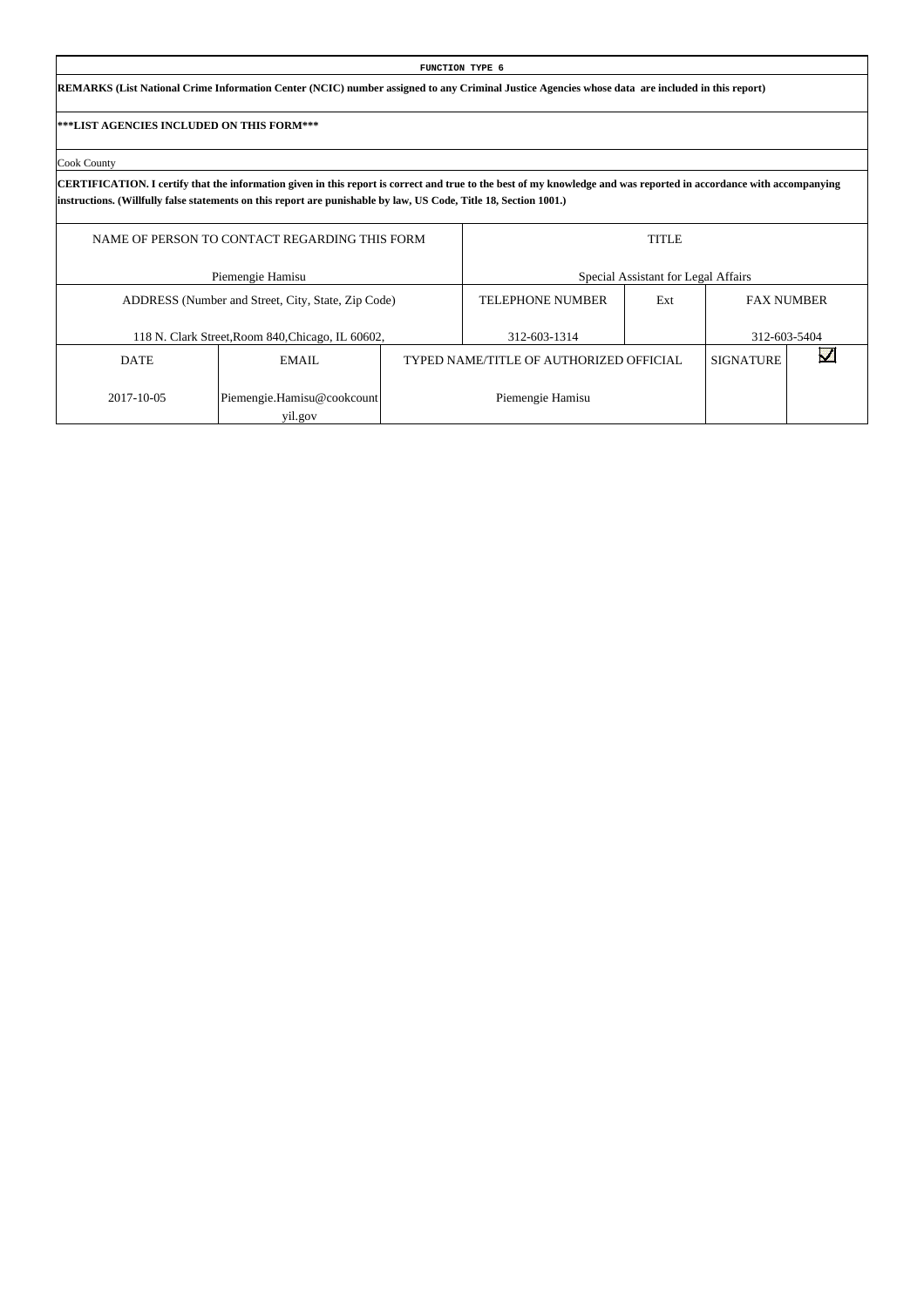**FUNCTION TYPE 6**

**REMARKS (List National Crime Information Center (NCIC) number assigned to any Criminal Justice Agencies whose data are included in this report)**

**\*\*\*LIST AGENCIES INCLUDED ON THIS FORM\*\*\***

Cook County

**CERTIFICATION. I certify that the information given in this report is correct and true to the best of my knowledge and was reported in accordance with accompanying instructions. (Willfully false statements on this report are punishable by law, US Code, Title 18, Section 1001.)**

| NAME OF PERSON TO CONTACT REGARDING THIS FORM | TITLE | | |
|---|---|---|---|
| Piemengie Hamisu | Special Assistant for Legal Affairs | | |
| ADDRESS (Number and Street, City, State, Zip Code) | TELEPHONE NUMBER | Ext | FAX NUMBER |
| 118 N. Clark Street,Room 840,Chicago, IL 60602, | 312-603-1314 | | 312-603-5404 |

| DATE | EMAIL | TYPED NAME/TITLE OF AUTHORIZED OFFICIAL | SIGNATURE | ☑ |
|---|---|---|---|---|
| 2017-10-05 | Piemengie.Hamisu@cookcountyil.gov | Piemengie Hamisu | | |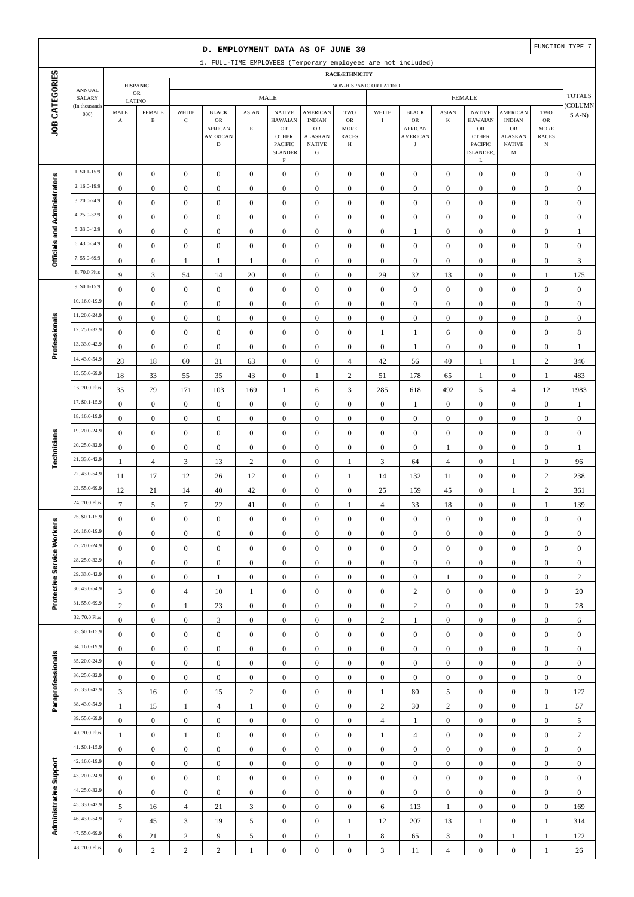## D. EMPLOYMENT DATA AS OF JUNE 30

FUNCTION TYPE 7

1. FULL-TIME EMPLOYEES (Temporary employees are not included)

| JOB CATEGORIES | ANNUAL SALARY (In thousands 000) | HISPANIC OR LATINO MALE A | HISPANIC OR LATINO FEMALE B | NON-HISPANIC OR LATINO MALE WHITE C | BLACK OR AFRICAN AMERICAN D | ASIAN E | NATIVE HAWAIAN OR OTHER PACIFIC ISLANDER F | AMERICAN INDIAN OR ALASKAN NATIVE G | TWO OR MORE RACES H | NON-HISPANIC OR LATINO FEMALE WHITE I | BLACK OR AFRICAN AMERICAN J | ASIAN K | NATIVE HAWAIAN OR OTHER PACIFIC ISLANDER, L | AMERICAN INDIAN OR ALASKAN NATIVE M | TWO OR MORE RACES N | TOTALS (COLUMNS A-N) |
|---|---|---|---|---|---|---|---|---|---|---|---|---|---|---|---|---|
| Officials and Administrators | 1. $0.1-15.9 | 0 | 0 | 0 | 0 | 0 | 0 | 0 | 0 | 0 | 0 | 0 | 0 | 0 | 0 | 0 |
| | 2. 16.0-19.9 | 0 | 0 | 0 | 0 | 0 | 0 | 0 | 0 | 0 | 0 | 0 | 0 | 0 | 0 | 0 |
| | 3. 20.0-24.9 | 0 | 0 | 0 | 0 | 0 | 0 | 0 | 0 | 0 | 0 | 0 | 0 | 0 | 0 | 0 |
| | 4. 25.0-32.9 | 0 | 0 | 0 | 0 | 0 | 0 | 0 | 0 | 0 | 0 | 0 | 0 | 0 | 0 | 0 |
| | 5. 33.0-42.9 | 0 | 0 | 0 | 0 | 0 | 0 | 0 | 0 | 0 | 1 | 0 | 0 | 0 | 0 | 1 |
| | 6. 43.0-54.9 | 0 | 0 | 0 | 0 | 0 | 0 | 0 | 0 | 0 | 0 | 0 | 0 | 0 | 0 | 0 |
| | 7. 55.0-69.9 | 0 | 0 | 1 | 1 | 1 | 0 | 0 | 0 | 0 | 0 | 0 | 0 | 0 | 0 | 3 |
| | 8. 70.0 Plus | 9 | 3 | 54 | 14 | 20 | 0 | 0 | 0 | 29 | 32 | 13 | 0 | 0 | 1 | 175 |
| Professionals | 9. $0.1-15.9 | 0 | 0 | 0 | 0 | 0 | 0 | 0 | 0 | 0 | 0 | 0 | 0 | 0 | 0 | 0 |
| | 10. 16.0-19.9 | 0 | 0 | 0 | 0 | 0 | 0 | 0 | 0 | 0 | 0 | 0 | 0 | 0 | 0 | 0 |
| | 11. 20.0-24.9 | 0 | 0 | 0 | 0 | 0 | 0 | 0 | 0 | 0 | 0 | 0 | 0 | 0 | 0 | 0 |
| | 12. 25.0-32.9 | 0 | 0 | 0 | 0 | 0 | 0 | 0 | 0 | 1 | 1 | 6 | 0 | 0 | 0 | 8 |
| | 13. 33.0-42.9 | 0 | 0 | 0 | 0 | 0 | 0 | 0 | 0 | 0 | 1 | 0 | 0 | 0 | 0 | 1 |
| | 14. 43.0-54.9 | 28 | 18 | 60 | 31 | 63 | 0 | 0 | 4 | 42 | 56 | 40 | 1 | 1 | 2 | 346 |
| | 15. 55.0-69.9 | 18 | 33 | 55 | 35 | 43 | 0 | 1 | 2 | 51 | 178 | 65 | 1 | 0 | 1 | 483 |
| | 16. 70.0 Plus | 35 | 79 | 171 | 103 | 169 | 1 | 6 | 3 | 285 | 618 | 492 | 5 | 4 | 12 | 1983 |
| Technicians | 17. $0.1-15.9 | 0 | 0 | 0 | 0 | 0 | 0 | 0 | 0 | 0 | 1 | 0 | 0 | 0 | 0 | 1 |
| | 18. 16.0-19.9 | 0 | 0 | 0 | 0 | 0 | 0 | 0 | 0 | 0 | 0 | 0 | 0 | 0 | 0 | 0 |
| | 19. 20.0-24.9 | 0 | 0 | 0 | 0 | 0 | 0 | 0 | 0 | 0 | 0 | 0 | 0 | 0 | 0 | 0 |
| | 20. 25.0-32.9 | 0 | 0 | 0 | 0 | 0 | 0 | 0 | 0 | 0 | 0 | 1 | 0 | 0 | 0 | 1 |
| | 21. 33.0-42.9 | 1 | 4 | 3 | 13 | 2 | 0 | 0 | 1 | 3 | 64 | 4 | 0 | 1 | 0 | 96 |
| | 22. 43.0-54.9 | 11 | 17 | 12 | 26 | 12 | 0 | 0 | 1 | 14 | 132 | 11 | 0 | 0 | 2 | 238 |
| | 23. 55.0-69.9 | 12 | 21 | 14 | 40 | 42 | 0 | 0 | 0 | 25 | 159 | 45 | 0 | 1 | 2 | 361 |
| | 24. 70.0 Plus | 7 | 5 | 7 | 22 | 41 | 0 | 0 | 1 | 4 | 33 | 18 | 0 | 0 | 1 | 139 |
| Protective Service Workers | 25. $0.1-15.9 | 0 | 0 | 0 | 0 | 0 | 0 | 0 | 0 | 0 | 0 | 0 | 0 | 0 | 0 | 0 |
| | 26. 16.0-19.9 | 0 | 0 | 0 | 0 | 0 | 0 | 0 | 0 | 0 | 0 | 0 | 0 | 0 | 0 | 0 |
| | 27. 20.0-24.9 | 0 | 0 | 0 | 0 | 0 | 0 | 0 | 0 | 0 | 0 | 0 | 0 | 0 | 0 | 0 |
| | 28. 25.0-32.9 | 0 | 0 | 0 | 0 | 0 | 0 | 0 | 0 | 0 | 0 | 0 | 0 | 0 | 0 | 0 |
| | 29. 33.0-42.9 | 0 | 0 | 0 | 1 | 0 | 0 | 0 | 0 | 0 | 0 | 1 | 0 | 0 | 0 | 2 |
| | 30. 43.0-54.9 | 3 | 0 | 4 | 10 | 1 | 0 | 0 | 0 | 0 | 2 | 0 | 0 | 0 | 0 | 20 |
| | 31. 55.0-69.9 | 2 | 0 | 1 | 23 | 0 | 0 | 0 | 0 | 0 | 2 | 0 | 0 | 0 | 0 | 28 |
| | 32. 70.0 Plus | 0 | 0 | 0 | 3 | 0 | 0 | 0 | 0 | 2 | 1 | 0 | 0 | 0 | 0 | 6 |
| Paraprofessionals | 33. $0.1-15.9 | 0 | 0 | 0 | 0 | 0 | 0 | 0 | 0 | 0 | 0 | 0 | 0 | 0 | 0 | 0 |
| | 34. 16.0-19.9 | 0 | 0 | 0 | 0 | 0 | 0 | 0 | 0 | 0 | 0 | 0 | 0 | 0 | 0 | 0 |
| | 35. 20.0-24.9 | 0 | 0 | 0 | 0 | 0 | 0 | 0 | 0 | 0 | 0 | 0 | 0 | 0 | 0 | 0 |
| | 36. 25.0-32.9 | 0 | 0 | 0 | 0 | 0 | 0 | 0 | 0 | 0 | 0 | 0 | 0 | 0 | 0 | 0 |
| | 37. 33.0-42.9 | 3 | 16 | 0 | 15 | 2 | 0 | 0 | 0 | 1 | 80 | 5 | 0 | 0 | 0 | 122 |
| | 38. 43.0-54.9 | 1 | 15 | 1 | 4 | 1 | 0 | 0 | 0 | 2 | 30 | 2 | 0 | 0 | 1 | 57 |
| | 39. 55.0-69.9 | 0 | 0 | 0 | 0 | 0 | 0 | 0 | 0 | 4 | 1 | 0 | 0 | 0 | 0 | 5 |
| | 40. 70.0 Plus | 1 | 0 | 1 | 0 | 0 | 0 | 0 | 0 | 1 | 4 | 0 | 0 | 0 | 0 | 7 |
| Administrative Support | 41. $0.1-15.9 | 0 | 0 | 0 | 0 | 0 | 0 | 0 | 0 | 0 | 0 | 0 | 0 | 0 | 0 | 0 |
| | 42. 16.0-19.9 | 0 | 0 | 0 | 0 | 0 | 0 | 0 | 0 | 0 | 0 | 0 | 0 | 0 | 0 | 0 |
| | 43. 20.0-24.9 | 0 | 0 | 0 | 0 | 0 | 0 | 0 | 0 | 0 | 0 | 0 | 0 | 0 | 0 | 0 |
| | 44. 25.0-32.9 | 0 | 0 | 0 | 0 | 0 | 0 | 0 | 0 | 0 | 0 | 0 | 0 | 0 | 0 | 0 |
| | 45. 33.0-42.9 | 5 | 16 | 4 | 21 | 3 | 0 | 0 | 0 | 6 | 113 | 1 | 0 | 0 | 0 | 169 |
| | 46. 43.0-54.9 | 7 | 45 | 3 | 19 | 5 | 0 | 0 | 1 | 12 | 207 | 13 | 1 | 0 | 1 | 314 |
| | 47. 55.0-69.9 | 6 | 21 | 2 | 9 | 5 | 0 | 0 | 1 | 8 | 65 | 3 | 0 | 1 | 1 | 122 |
| | 48. 70.0 Plus | 0 | 2 | 2 | 2 | 1 | 0 | 0 | 0 | 3 | 11 | 4 | 0 | 0 | 1 | 26 |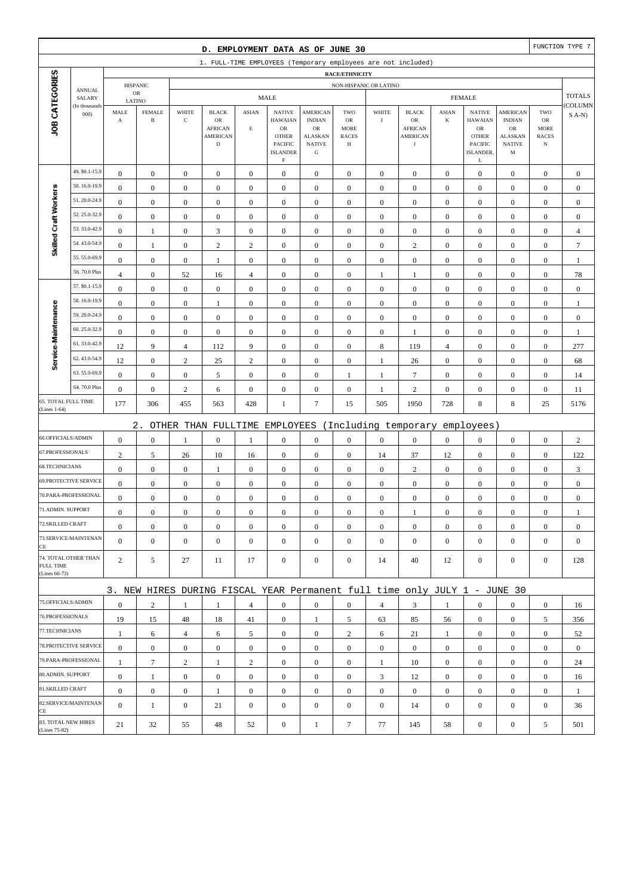# D. EMPLOYMENT DATA AS OF JUNE 30

FUNCTION TYPE 7

## 1. FULL-TIME EMPLOYEES (Temporary employees are not included)

| JOB CATEGORIES | ANNUAL SALARY (In thousands 000) | HISPANIC OR LATINO | | NON-HISPANIC OR LATINO | | | | | | | | | | | | | | TOTALS (COLUMNS A-N) |
|---|---|---|---|---|---|---|---|---|---|---|---|---|---|---|---|---|---|---|
| | | | | MALE | | | | | | FEMALE | | | | | | | | |
| | | MALE A | FEMALE B | WHITE C | BLACK OR AFRICAN AMERICAN D | ASIAN E | NATIVE HAWAIIAN OR OTHER PACIFIC ISLANDER F | AMERICAN INDIAN OR ALASKAN NATIVE G | TWO OR MORE RACES H | WHITE I | BLACK OR AFRICAN AMERICAN J | ASIAN K | NATIVE HAWAIIAN OR OTHER PACIFIC ISLANDER, L | AMERICAN INDIAN OR ALASKAN NATIVE M | TWO OR MORE RACES N | |
| Skilled Craft Workers | 49. $0.1-15.9 | 0 | 0 | 0 | 0 | 0 | 0 | 0 | 0 | 0 | 0 | 0 | 0 | 0 | 0 | 0 |
| | 50. 16.0-19.9 | 0 | 0 | 0 | 0 | 0 | 0 | 0 | 0 | 0 | 0 | 0 | 0 | 0 | 0 | 0 |
| | 51. 20.0-24.9 | 0 | 0 | 0 | 0 | 0 | 0 | 0 | 0 | 0 | 0 | 0 | 0 | 0 | 0 | 0 |
| | 52. 25.0-32.9 | 0 | 0 | 0 | 0 | 0 | 0 | 0 | 0 | 0 | 0 | 0 | 0 | 0 | 0 | 0 |
| | 53. 33.0-42.9 | 0 | 1 | 0 | 3 | 0 | 0 | 0 | 0 | 0 | 0 | 0 | 0 | 0 | 0 | 4 |
| | 54. 43.0-54.9 | 0 | 1 | 0 | 2 | 2 | 0 | 0 | 0 | 0 | 2 | 0 | 0 | 0 | 0 | 7 |
| | 55. 55.0-69.9 | 0 | 0 | 0 | 1 | 0 | 0 | 0 | 0 | 0 | 0 | 0 | 0 | 0 | 0 | 1 |
| | 56. 70.0 Plus | 4 | 0 | 52 | 16 | 4 | 0 | 0 | 0 | 1 | 1 | 0 | 0 | 0 | 0 | 78 |
| Service-Maintenance | 57. $0.1-15.9 | 0 | 0 | 0 | 0 | 0 | 0 | 0 | 0 | 0 | 0 | 0 | 0 | 0 | 0 | 0 |
| | 58. 16.0-19.9 | 0 | 0 | 0 | 1 | 0 | 0 | 0 | 0 | 0 | 0 | 0 | 0 | 0 | 0 | 1 |
| | 59. 20.0-24.9 | 0 | 0 | 0 | 0 | 0 | 0 | 0 | 0 | 0 | 0 | 0 | 0 | 0 | 0 | 0 |
| | 60. 25.0-32.9 | 0 | 0 | 0 | 0 | 0 | 0 | 0 | 0 | 0 | 1 | 0 | 0 | 0 | 0 | 1 |
| | 61. 33.0-42.9 | 12 | 9 | 4 | 112 | 9 | 0 | 0 | 0 | 8 | 119 | 4 | 0 | 0 | 0 | 277 |
| | 62. 43.0-54.9 | 12 | 0 | 2 | 25 | 2 | 0 | 0 | 0 | 1 | 26 | 0 | 0 | 0 | 0 | 68 |
| | 63. 55.0-69.9 | 0 | 0 | 0 | 5 | 0 | 0 | 0 | 1 | 1 | 7 | 0 | 0 | 0 | 0 | 14 |
| | 64. 70.0 Plus | 0 | 0 | 2 | 6 | 0 | 0 | 0 | 0 | 1 | 2 | 0 | 0 | 0 | 0 | 11 |
| 65. TOTAL FULL TIME (Lines 1-64) | | 177 | 306 | 455 | 563 | 428 | 1 | 7 | 15 | 505 | 1950 | 728 | 8 | 8 | 25 | 5176 |

## 2. OTHER THAN FULLTIME EMPLOYEES (Including temporary employees)

| JOB CATEGORIES | A | B | C | D | E | F | G | H | I | J | K | L | M | N | TOTALS |
|---|---|---|---|---|---|---|---|---|---|---|---|---|---|---|---|
| 66.OFFICIALS/ADMIN | 0 | 0 | 1 | 0 | 1 | 0 | 0 | 0 | 0 | 0 | 0 | 0 | 0 | 0 | 2 |
| 67.PROFESSIONALS | 2 | 5 | 26 | 10 | 16 | 0 | 0 | 0 | 14 | 37 | 12 | 0 | 0 | 0 | 122 |
| 68.TECHNICIANS | 0 | 0 | 0 | 1 | 0 | 0 | 0 | 0 | 0 | 2 | 0 | 0 | 0 | 0 | 3 |
| 69.PROTECTIVE SERVICE | 0 | 0 | 0 | 0 | 0 | 0 | 0 | 0 | 0 | 0 | 0 | 0 | 0 | 0 | 0 |
| 70.PARA-PROFESSIONAL | 0 | 0 | 0 | 0 | 0 | 0 | 0 | 0 | 0 | 0 | 0 | 0 | 0 | 0 | 0 |
| 71.ADMIN. SUPPORT | 0 | 0 | 0 | 0 | 0 | 0 | 0 | 0 | 0 | 1 | 0 | 0 | 0 | 0 | 1 |
| 72.SKILLED CRAFT | 0 | 0 | 0 | 0 | 0 | 0 | 0 | 0 | 0 | 0 | 0 | 0 | 0 | 0 | 0 |
| 73.SERVICE/MAINTENANCE | 0 | 0 | 0 | 0 | 0 | 0 | 0 | 0 | 0 | 0 | 0 | 0 | 0 | 0 | 0 |
| 74. TOTAL OTHER THAN FULL TIME (Lines 66-73) | 2 | 5 | 27 | 11 | 17 | 0 | 0 | 0 | 14 | 40 | 12 | 0 | 0 | 0 | 128 |

## 3. NEW HIRES DURING FISCAL YEAR Permanent full time only JULY 1 - JUNE 30

| JOB CATEGORIES | A | B | C | D | E | F | G | H | I | J | K | L | M | N | TOTALS |
|---|---|---|---|---|---|---|---|---|---|---|---|---|---|---|---|
| 75.OFFICIALS/ADMIN | 0 | 2 | 1 | 1 | 4 | 0 | 0 | 0 | 4 | 3 | 1 | 0 | 0 | 0 | 16 |
| 76.PROFESSIONALS | 19 | 15 | 48 | 18 | 41 | 0 | 1 | 5 | 63 | 85 | 56 | 0 | 0 | 5 | 356 |
| 77.TECHNICIANS | 1 | 6 | 4 | 6 | 5 | 0 | 0 | 2 | 6 | 21 | 1 | 0 | 0 | 0 | 52 |
| 78.PROTECTIVE SERVICE | 0 | 0 | 0 | 0 | 0 | 0 | 0 | 0 | 0 | 0 | 0 | 0 | 0 | 0 | 0 |
| 79.PARA-PROFESSIONAL | 1 | 7 | 2 | 1 | 2 | 0 | 0 | 0 | 1 | 10 | 0 | 0 | 0 | 0 | 24 |
| 80.ADMIN. SUPPORT | 0 | 1 | 0 | 0 | 0 | 0 | 0 | 0 | 3 | 12 | 0 | 0 | 0 | 0 | 16 |
| 81.SKILLED CRAFT | 0 | 0 | 0 | 1 | 0 | 0 | 0 | 0 | 0 | 0 | 0 | 0 | 0 | 0 | 1 |
| 82.SERVICE/MAINTENANCE | 0 | 1 | 0 | 21 | 0 | 0 | 0 | 0 | 0 | 14 | 0 | 0 | 0 | 0 | 36 |
| 83. TOTAL NEW HIRES (Lines 75-82) | 21 | 32 | 55 | 48 | 52 | 0 | 1 | 7 | 77 | 145 | 58 | 0 | 0 | 5 | 501 |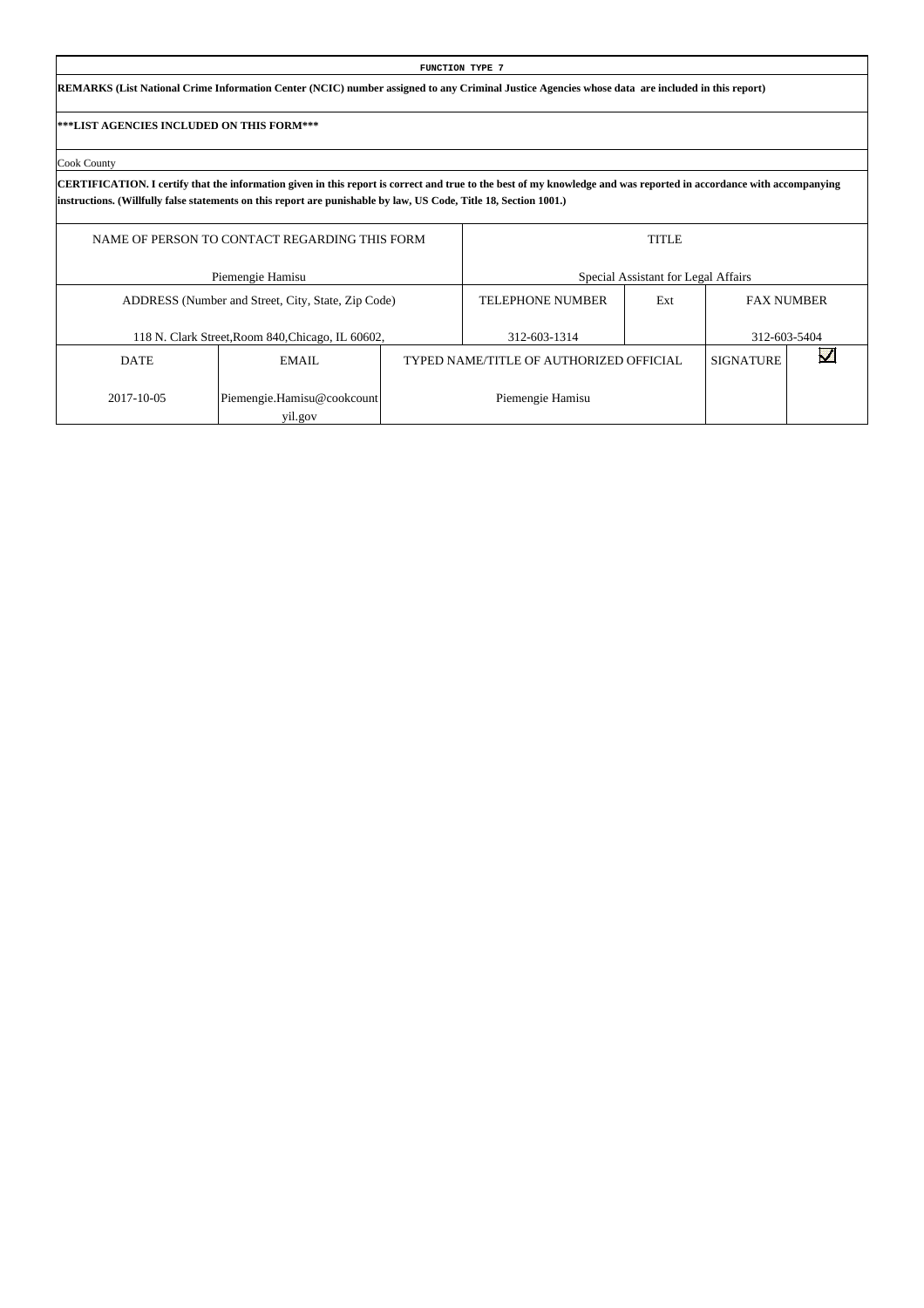**FUNCTION TYPE 7**

**REMARKS (List National Crime Information Center (NCIC) number assigned to any Criminal Justice Agencies whose data are included in this report)**

**\*\*\*LIST AGENCIES INCLUDED ON THIS FORM\*\*\***

Cook County

**CERTIFICATION. I certify that the information given in this report is correct and true to the best of my knowledge and was reported in accordance with accompanying instructions. (Willfully false statements on this report are punishable by law, US Code, Title 18, Section 1001.)**

| NAME OF PERSON TO CONTACT REGARDING THIS FORM | | | TITLE | | | |
|---|---|---|---|---|---|---|
| Piemengie Hamisu | | | Special Assistant for Legal Affairs | | | |
| ADDRESS (Number and Street, City, State, Zip Code) | | | TELEPHONE NUMBER | Ext | FAX NUMBER | |
| 118 N. Clark Street,Room 840,Chicago, IL 60602, | | | 312-603-1314 | | 312-603-5404 | |
| DATE | EMAIL | TYPED NAME/TITLE OF AUTHORIZED OFFICIAL | | | SIGNATURE | ☑ |
| 2017-10-05 | Piemengie.Hamisu@cookcountyil.gov | Piemengie Hamisu | | | | |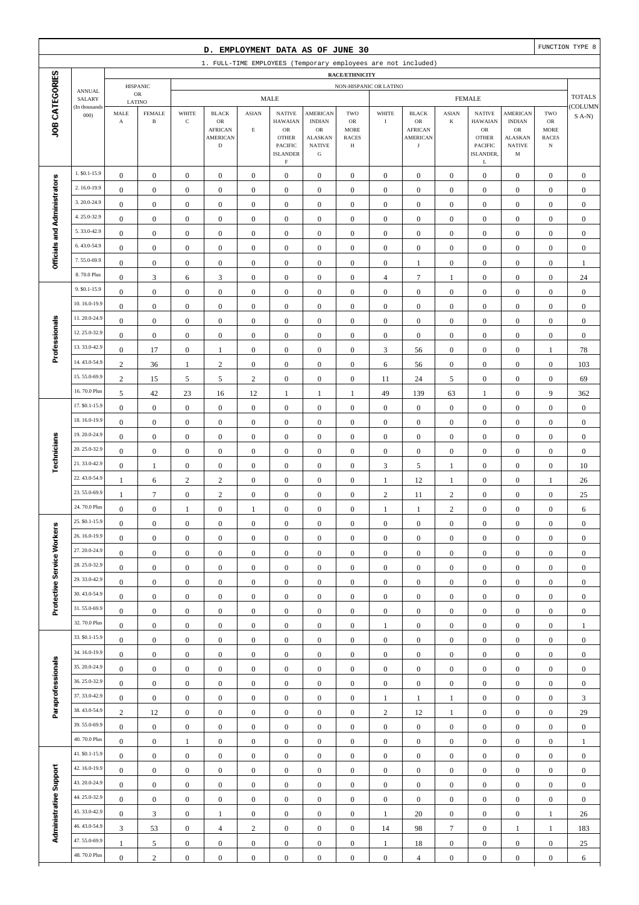# D. EMPLOYMENT DATA AS OF JUNE 30

FUNCTION TYPE 8

1. FULL-TIME EMPLOYEES (Temporary employees are not included)

| JOB CATEGORIES | ANNUAL SALARY (In thousands 000) | RACE/ETHNICITY | | | | | | | | | | | | | | |
|---|---|---|---|---|---|---|---|---|---|---|---|---|---|---|---|---|
| | | HISPANIC OR LATINO | | NON-HISPANIC OR LATINO | | | | | | | | | | | | TOTALS (COLUMNS A-N) |
| | | | | MALE | | | | | | FEMALE | | | | | | |
| | | MALE A | FEMALE B | WHITE C | BLACK OR AFRICAN AMERICAN D | ASIAN E | NATIVE HAWAIIAN OR OTHER PACIFIC ISLANDER F | AMERICAN INDIAN OR ALASKAN NATIVE G | TWO OR MORE RACES H | WHITE I | BLACK OR AFRICAN AMERICAN J | ASIAN K | NATIVE HAWAIIAN OR OTHER PACIFIC ISLANDER, L | AMERICAN INDIAN OR ALASKAN NATIVE M | TWO OR MORE RACES N | |
| Officials and Administrators | 1. $0.1-15.9 | 0 | 0 | 0 | 0 | 0 | 0 | 0 | 0 | 0 | 0 | 0 | 0 | 0 | 0 | 0 |
| | 2. 16.0-19.9 | 0 | 0 | 0 | 0 | 0 | 0 | 0 | 0 | 0 | 0 | 0 | 0 | 0 | 0 | 0 |
| | 3. 20.0-24.9 | 0 | 0 | 0 | 0 | 0 | 0 | 0 | 0 | 0 | 0 | 0 | 0 | 0 | 0 | 0 |
| | 4. 25.0-32.9 | 0 | 0 | 0 | 0 | 0 | 0 | 0 | 0 | 0 | 0 | 0 | 0 | 0 | 0 | 0 |
| | 5. 33.0-42.9 | 0 | 0 | 0 | 0 | 0 | 0 | 0 | 0 | 0 | 0 | 0 | 0 | 0 | 0 | 0 |
| | 6. 43.0-54.9 | 0 | 0 | 0 | 0 | 0 | 0 | 0 | 0 | 0 | 0 | 0 | 0 | 0 | 0 | 0 |
| | 7. 55.0-69.9 | 0 | 0 | 0 | 0 | 0 | 0 | 0 | 0 | 0 | 1 | 0 | 0 | 0 | 0 | 1 |
| | 8. 70.0 Plus | 0 | 3 | 6 | 3 | 0 | 0 | 0 | 0 | 4 | 7 | 1 | 0 | 0 | 0 | 24 |
| Professionals | 9. $0.1-15.9 | 0 | 0 | 0 | 0 | 0 | 0 | 0 | 0 | 0 | 0 | 0 | 0 | 0 | 0 | 0 |
| | 10. 16.0-19.9 | 0 | 0 | 0 | 0 | 0 | 0 | 0 | 0 | 0 | 0 | 0 | 0 | 0 | 0 | 0 |
| | 11. 20.0-24.9 | 0 | 0 | 0 | 0 | 0 | 0 | 0 | 0 | 0 | 0 | 0 | 0 | 0 | 0 | 0 |
| | 12. 25.0-32.9 | 0 | 0 | 0 | 0 | 0 | 0 | 0 | 0 | 0 | 0 | 0 | 0 | 0 | 0 | 0 |
| | 13. 33.0-42.9 | 0 | 17 | 0 | 1 | 0 | 0 | 0 | 0 | 3 | 56 | 0 | 0 | 0 | 1 | 78 |
| | 14. 43.0-54.9 | 2 | 36 | 1 | 2 | 0 | 0 | 0 | 0 | 6 | 56 | 0 | 0 | 0 | 0 | 103 |
| | 15. 55.0-69.9 | 2 | 15 | 5 | 5 | 2 | 0 | 0 | 0 | 11 | 24 | 5 | 0 | 0 | 0 | 69 |
| | 16. 70.0 Plus | 5 | 42 | 23 | 16 | 12 | 1 | 1 | 1 | 49 | 139 | 63 | 1 | 0 | 9 | 362 |
| Technicians | 17. $0.1-15.9 | 0 | 0 | 0 | 0 | 0 | 0 | 0 | 0 | 0 | 0 | 0 | 0 | 0 | 0 | 0 |
| | 18. 16.0-19.9 | 0 | 0 | 0 | 0 | 0 | 0 | 0 | 0 | 0 | 0 | 0 | 0 | 0 | 0 | 0 |
| | 19. 20.0-24.9 | 0 | 0 | 0 | 0 | 0 | 0 | 0 | 0 | 0 | 0 | 0 | 0 | 0 | 0 | 0 |
| | 20. 25.0-32.9 | 0 | 0 | 0 | 0 | 0 | 0 | 0 | 0 | 0 | 0 | 0 | 0 | 0 | 0 | 0 |
| | 21. 33.0-42.9 | 0 | 1 | 0 | 0 | 0 | 0 | 0 | 0 | 3 | 5 | 1 | 0 | 0 | 0 | 10 |
| | 22. 43.0-54.9 | 1 | 6 | 2 | 2 | 0 | 0 | 0 | 0 | 1 | 12 | 1 | 0 | 0 | 1 | 26 |
| | 23. 55.0-69.9 | 1 | 7 | 0 | 2 | 0 | 0 | 0 | 0 | 2 | 11 | 2 | 0 | 0 | 0 | 25 |
| | 24. 70.0 Plus | 0 | 0 | 1 | 0 | 1 | 0 | 0 | 0 | 1 | 1 | 2 | 0 | 0 | 0 | 6 |
| Protective Service Workers | 25. $0.1-15.9 | 0 | 0 | 0 | 0 | 0 | 0 | 0 | 0 | 0 | 0 | 0 | 0 | 0 | 0 | 0 |
| | 26. 16.0-19.9 | 0 | 0 | 0 | 0 | 0 | 0 | 0 | 0 | 0 | 0 | 0 | 0 | 0 | 0 | 0 |
| | 27. 20.0-24.9 | 0 | 0 | 0 | 0 | 0 | 0 | 0 | 0 | 0 | 0 | 0 | 0 | 0 | 0 | 0 |
| | 28. 25.0-32.9 | 0 | 0 | 0 | 0 | 0 | 0 | 0 | 0 | 0 | 0 | 0 | 0 | 0 | 0 | 0 |
| | 29. 33.0-42.9 | 0 | 0 | 0 | 0 | 0 | 0 | 0 | 0 | 0 | 0 | 0 | 0 | 0 | 0 | 0 |
| | 30. 43.0-54.9 | 0 | 0 | 0 | 0 | 0 | 0 | 0 | 0 | 0 | 0 | 0 | 0 | 0 | 0 | 0 |
| | 31. 55.0-69.9 | 0 | 0 | 0 | 0 | 0 | 0 | 0 | 0 | 0 | 0 | 0 | 0 | 0 | 0 | 0 |
| | 32. 70.0 Plus | 0 | 0 | 0 | 0 | 0 | 0 | 0 | 0 | 1 | 0 | 0 | 0 | 0 | 0 | 1 |
| Paraprofessionals | 33. $0.1-15.9 | 0 | 0 | 0 | 0 | 0 | 0 | 0 | 0 | 0 | 0 | 0 | 0 | 0 | 0 | 0 |
| | 34. 16.0-19.9 | 0 | 0 | 0 | 0 | 0 | 0 | 0 | 0 | 0 | 0 | 0 | 0 | 0 | 0 | 0 |
| | 35. 20.0-24.9 | 0 | 0 | 0 | 0 | 0 | 0 | 0 | 0 | 0 | 0 | 0 | 0 | 0 | 0 | 0 |
| | 36. 25.0-32.9 | 0 | 0 | 0 | 0 | 0 | 0 | 0 | 0 | 0 | 0 | 0 | 0 | 0 | 0 | 0 |
| | 37. 33.0-42.9 | 0 | 0 | 0 | 0 | 0 | 0 | 0 | 0 | 1 | 1 | 1 | 0 | 0 | 0 | 3 |
| | 38. 43.0-54.9 | 2 | 12 | 0 | 0 | 0 | 0 | 0 | 0 | 2 | 12 | 1 | 0 | 0 | 0 | 29 |
| | 39. 55.0-69.9 | 0 | 0 | 0 | 0 | 0 | 0 | 0 | 0 | 0 | 0 | 0 | 0 | 0 | 0 | 0 |
| | 40. 70.0 Plus | 0 | 0 | 1 | 0 | 0 | 0 | 0 | 0 | 0 | 0 | 0 | 0 | 0 | 0 | 1 |
| Administrative Support | 41. $0.1-15.9 | 0 | 0 | 0 | 0 | 0 | 0 | 0 | 0 | 0 | 0 | 0 | 0 | 0 | 0 | 0 |
| | 42. 16.0-19.9 | 0 | 0 | 0 | 0 | 0 | 0 | 0 | 0 | 0 | 0 | 0 | 0 | 0 | 0 | 0 |
| | 43. 20.0-24.9 | 0 | 0 | 0 | 0 | 0 | 0 | 0 | 0 | 0 | 0 | 0 | 0 | 0 | 0 | 0 |
| | 44. 25.0-32.9 | 0 | 0 | 0 | 0 | 0 | 0 | 0 | 0 | 0 | 0 | 0 | 0 | 0 | 0 | 0 |
| | 45. 33.0-42.9 | 0 | 3 | 0 | 1 | 0 | 0 | 0 | 0 | 1 | 20 | 0 | 0 | 0 | 1 | 26 |
| | 46. 43.0-54.9 | 3 | 53 | 0 | 4 | 2 | 0 | 0 | 0 | 14 | 98 | 7 | 0 | 1 | 1 | 183 |
| | 47. 55.0-69.9 | 1 | 5 | 0 | 0 | 0 | 0 | 0 | 0 | 1 | 18 | 0 | 0 | 0 | 0 | 25 |
| | 48. 70.0 Plus | 0 | 2 | 0 | 0 | 0 | 0 | 0 | 0 | 0 | 4 | 0 | 0 | 0 | 0 | 6 |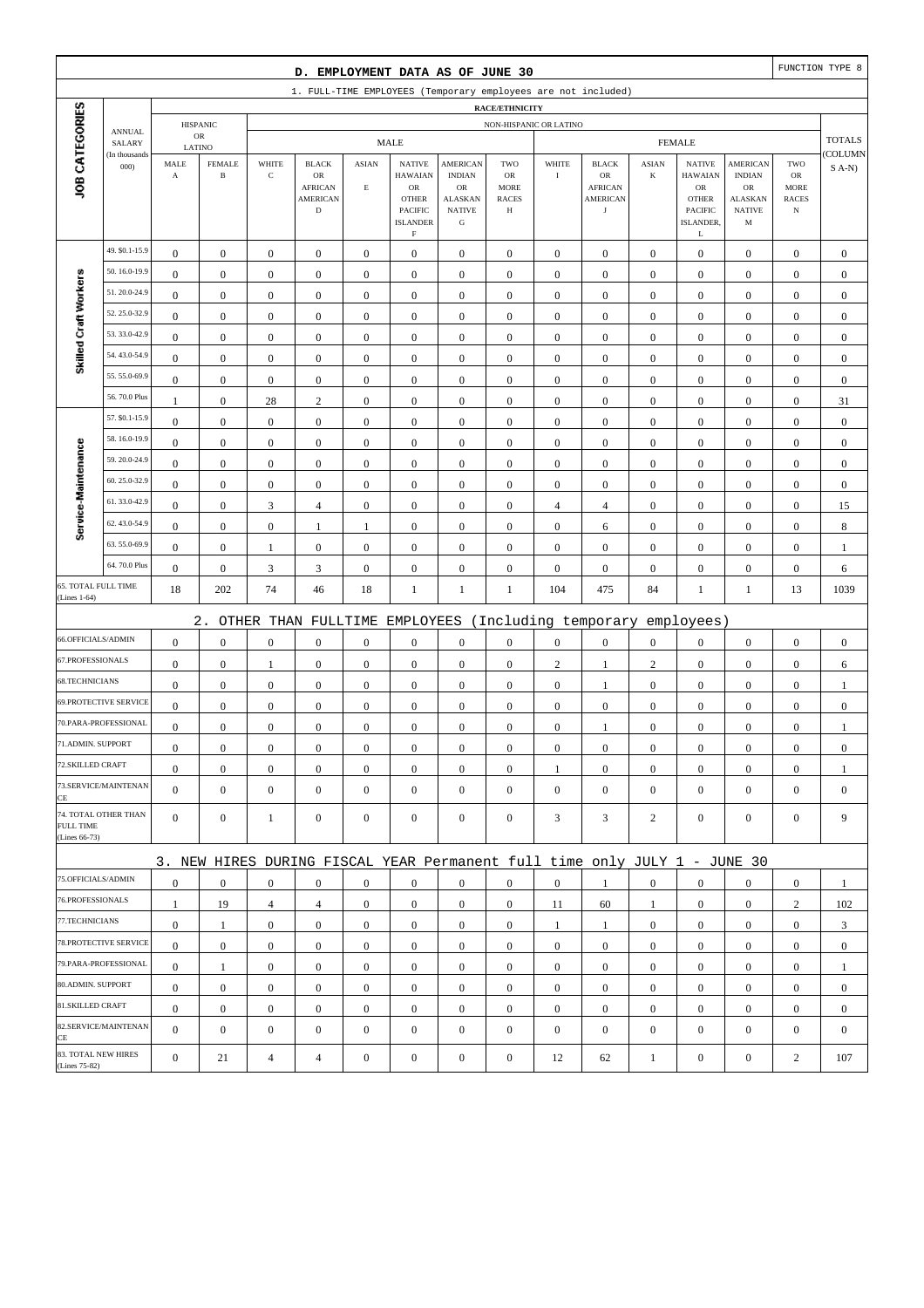## D. EMPLOYMENT DATA AS OF JUNE 30

FUNCTION TYPE 8

### 1. FULL-TIME EMPLOYEES (Temporary employees are not included)

| JOB CATEGORIES | ANNUAL SALARY (In thousands 000) | HISPANIC OR LATINO MALE A | HISPANIC OR LATINO FEMALE B | NON-HISPANIC OR LATINO MALE WHITE C | MALE BLACK OR AFRICAN AMERICAN D | MALE ASIAN E | MALE NATIVE HAWAIIAN OR OTHER PACIFIC ISLANDER F | MALE AMERICAN INDIAN OR ALASKAN NATIVE G | MALE TWO OR MORE RACES H | FEMALE WHITE I | FEMALE BLACK OR AFRICAN AMERICAN J | FEMALE ASIAN K | FEMALE NATIVE HAWAIIAN OR OTHER PACIFIC ISLANDER, L | FEMALE AMERICAN INDIAN OR ALASKAN NATIVE M | FEMALE TWO OR MORE RACES N | TOTALS (COLUMNS A-N) |
|---|---|---|---|---|---|---|---|---|---|---|---|---|---|---|---|---|
| Skilled Craft Workers | 49. $0.1-15.9 | 0 | 0 | 0 | 0 | 0 | 0 | 0 | 0 | 0 | 0 | 0 | 0 | 0 | 0 | 0 |
| | 50. 16.0-19.9 | 0 | 0 | 0 | 0 | 0 | 0 | 0 | 0 | 0 | 0 | 0 | 0 | 0 | 0 | 0 |
| | 51. 20.0-24.9 | 0 | 0 | 0 | 0 | 0 | 0 | 0 | 0 | 0 | 0 | 0 | 0 | 0 | 0 | 0 |
| | 52. 25.0-32.9 | 0 | 0 | 0 | 0 | 0 | 0 | 0 | 0 | 0 | 0 | 0 | 0 | 0 | 0 | 0 |
| | 53. 33.0-42.9 | 0 | 0 | 0 | 0 | 0 | 0 | 0 | 0 | 0 | 0 | 0 | 0 | 0 | 0 | 0 |
| | 54. 43.0-54.9 | 0 | 0 | 0 | 0 | 0 | 0 | 0 | 0 | 0 | 0 | 0 | 0 | 0 | 0 | 0 |
| | 55. 55.0-69.9 | 0 | 0 | 0 | 0 | 0 | 0 | 0 | 0 | 0 | 0 | 0 | 0 | 0 | 0 | 0 |
| | 56. 70.0 Plus | 1 | 0 | 28 | 2 | 0 | 0 | 0 | 0 | 0 | 0 | 0 | 0 | 0 | 0 | 31 |
| Service-Maintenance | 57. $0.1-15.9 | 0 | 0 | 0 | 0 | 0 | 0 | 0 | 0 | 0 | 0 | 0 | 0 | 0 | 0 | 0 |
| | 58. 16.0-19.9 | 0 | 0 | 0 | 0 | 0 | 0 | 0 | 0 | 0 | 0 | 0 | 0 | 0 | 0 | 0 |
| | 59. 20.0-24.9 | 0 | 0 | 0 | 0 | 0 | 0 | 0 | 0 | 0 | 0 | 0 | 0 | 0 | 0 | 0 |
| | 60. 25.0-32.9 | 0 | 0 | 0 | 0 | 0 | 0 | 0 | 0 | 0 | 0 | 0 | 0 | 0 | 0 | 0 |
| | 61. 33.0-42.9 | 0 | 0 | 3 | 4 | 0 | 0 | 0 | 0 | 4 | 4 | 0 | 0 | 0 | 0 | 15 |
| | 62. 43.0-54.9 | 0 | 0 | 0 | 1 | 1 | 0 | 0 | 0 | 0 | 6 | 0 | 0 | 0 | 0 | 8 |
| | 63. 55.0-69.9 | 0 | 0 | 1 | 0 | 0 | 0 | 0 | 0 | 0 | 0 | 0 | 0 | 0 | 0 | 1 |
| | 64. 70.0 Plus | 0 | 0 | 3 | 3 | 0 | 0 | 0 | 0 | 0 | 0 | 0 | 0 | 0 | 0 | 6 |
| 65. TOTAL FULL TIME (Lines 1-64) | | 18 | 202 | 74 | 46 | 18 | 1 | 1 | 1 | 104 | 475 | 84 | 1 | 1 | 13 | 1039 |

### 2. OTHER THAN FULLTIME EMPLOYEES (Including temporary employees)

| JOB CATEGORIES | A | B | C | D | E | F | G | H | I | J | K | L | M | N | TOTALS |
|---|---|---|---|---|---|---|---|---|---|---|---|---|---|---|---|
| 66.OFFICIALS/ADMIN | 0 | 0 | 0 | 0 | 0 | 0 | 0 | 0 | 0 | 0 | 0 | 0 | 0 | 0 | 0 |
| 67.PROFESSIONALS | 0 | 0 | 1 | 0 | 0 | 0 | 0 | 0 | 2 | 1 | 2 | 0 | 0 | 0 | 6 |
| 68.TECHNICIANS | 0 | 0 | 0 | 0 | 0 | 0 | 0 | 0 | 0 | 1 | 0 | 0 | 0 | 0 | 1 |
| 69.PROTECTIVE SERVICE | 0 | 0 | 0 | 0 | 0 | 0 | 0 | 0 | 0 | 0 | 0 | 0 | 0 | 0 | 0 |
| 70.PARA-PROFESSIONAL | 0 | 0 | 0 | 0 | 0 | 0 | 0 | 0 | 0 | 1 | 0 | 0 | 0 | 0 | 1 |
| 71.ADMIN. SUPPORT | 0 | 0 | 0 | 0 | 0 | 0 | 0 | 0 | 0 | 0 | 0 | 0 | 0 | 0 | 0 |
| 72.SKILLED CRAFT | 0 | 0 | 0 | 0 | 0 | 0 | 0 | 0 | 1 | 0 | 0 | 0 | 0 | 0 | 1 |
| 73.SERVICE/MAINTENANCE | 0 | 0 | 0 | 0 | 0 | 0 | 0 | 0 | 0 | 0 | 0 | 0 | 0 | 0 | 0 |
| 74. TOTAL OTHER THAN FULL TIME (Lines 66-73) | 0 | 0 | 1 | 0 | 0 | 0 | 0 | 0 | 3 | 3 | 2 | 0 | 0 | 0 | 9 |

### 3. NEW HIRES DURING FISCAL YEAR Permanent full time only JULY 1 - JUNE 30

| JOB CATEGORIES | A | B | C | D | E | F | G | H | I | J | K | L | M | N | TOTALS |
|---|---|---|---|---|---|---|---|---|---|---|---|---|---|---|---|
| 75.OFFICIALS/ADMIN | 0 | 0 | 0 | 0 | 0 | 0 | 0 | 0 | 0 | 1 | 0 | 0 | 0 | 0 | 1 |
| 76.PROFESSIONALS | 1 | 19 | 4 | 4 | 0 | 0 | 0 | 0 | 11 | 60 | 1 | 0 | 0 | 2 | 102 |
| 77.TECHNICIANS | 0 | 1 | 0 | 0 | 0 | 0 | 0 | 0 | 1 | 1 | 0 | 0 | 0 | 0 | 3 |
| 78.PROTECTIVE SERVICE | 0 | 0 | 0 | 0 | 0 | 0 | 0 | 0 | 0 | 0 | 0 | 0 | 0 | 0 | 0 |
| 79.PARA-PROFESSIONAL | 0 | 1 | 0 | 0 | 0 | 0 | 0 | 0 | 0 | 0 | 0 | 0 | 0 | 0 | 1 |
| 80.ADMIN. SUPPORT | 0 | 0 | 0 | 0 | 0 | 0 | 0 | 0 | 0 | 0 | 0 | 0 | 0 | 0 | 0 |
| 81.SKILLED CRAFT | 0 | 0 | 0 | 0 | 0 | 0 | 0 | 0 | 0 | 0 | 0 | 0 | 0 | 0 | 0 |
| 82.SERVICE/MAINTENANCE | 0 | 0 | 0 | 0 | 0 | 0 | 0 | 0 | 0 | 0 | 0 | 0 | 0 | 0 | 0 |
| 83. TOTAL NEW HIRES (Lines 75-82) | 0 | 21 | 4 | 4 | 0 | 0 | 0 | 0 | 12 | 62 | 1 | 0 | 0 | 2 | 107 |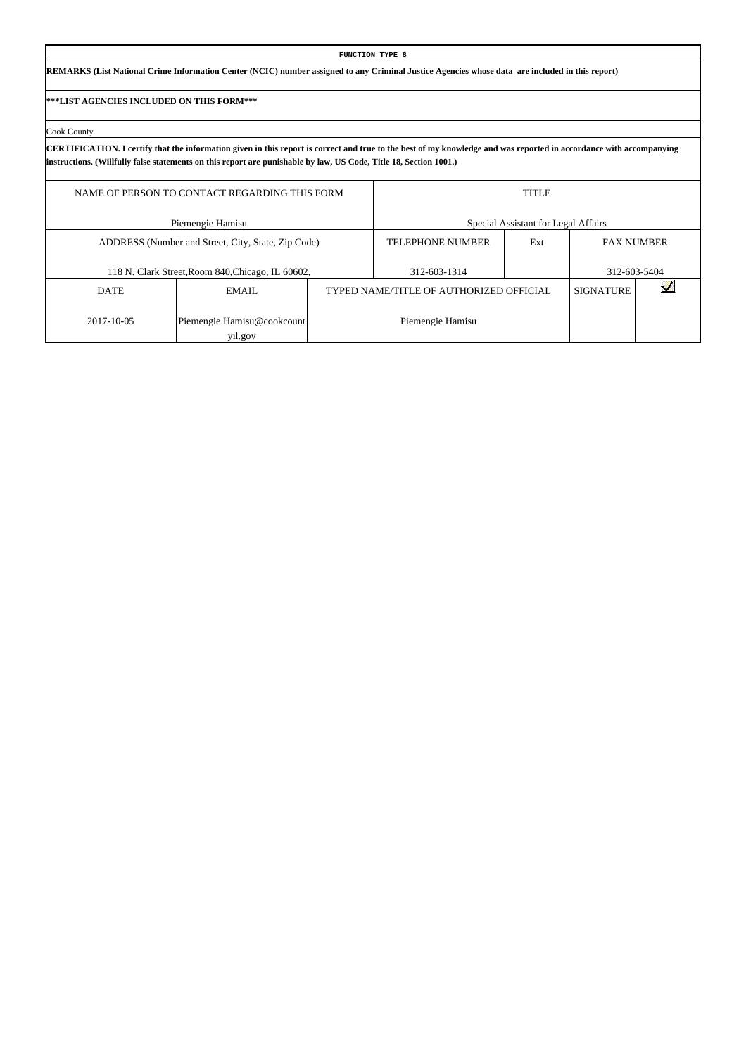**FUNCTION TYPE 8**

**REMARKS (List National Crime Information Center (NCIC) number assigned to any Criminal Justice Agencies whose data are included in this report)**

**\*\*\*LIST AGENCIES INCLUDED ON THIS FORM\*\*\***

Cook County

**CERTIFICATION. I certify that the information given in this report is correct and true to the best of my knowledge and was reported in accordance with accompanying instructions. (Willfully false statements on this report are punishable by law, US Code, Title 18, Section 1001.)**

| NAME OF PERSON TO CONTACT REGARDING THIS FORM | | TITLE | | | |
|---|---|---|---|---|---|
| Piemengie Hamisu | | Special Assistant for Legal Affairs | | | |
| ADDRESS (Number and Street, City, State, Zip Code) | | TELEPHONE NUMBER | Ext | FAX NUMBER | |
| 118 N. Clark Street,Room 840,Chicago, IL 60602, | | 312-603-1314 | | 312-603-5404 | |
| DATE | EMAIL | TYPED NAME/TITLE OF AUTHORIZED OFFICIAL | | SIGNATURE | ☑ |
| 2017-10-05 | Piemengie.Hamisu@cookcountyil.gov | Piemengie Hamisu | | | |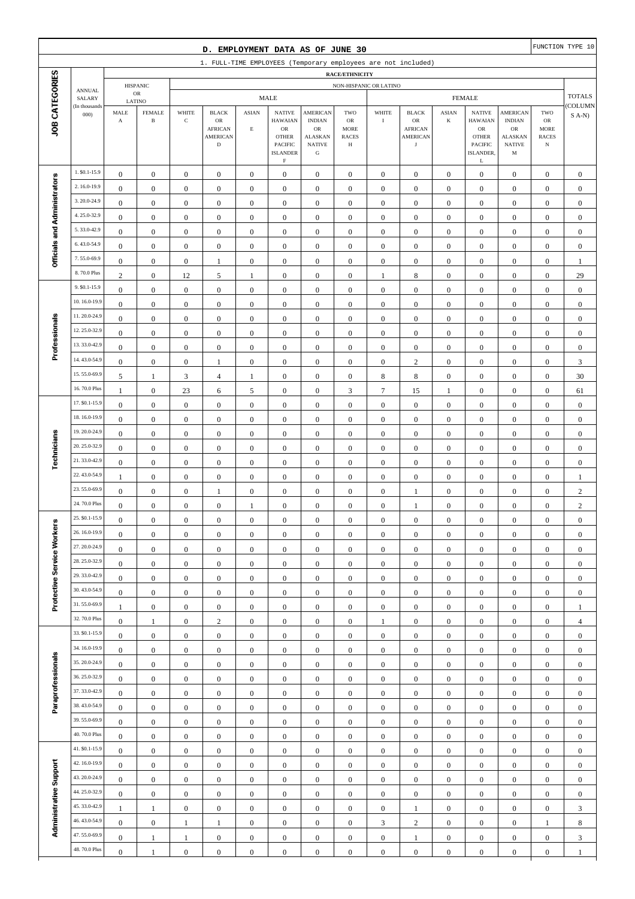# D. EMPLOYMENT DATA AS OF JUNE 30

FUNCTION TYPE 10

## 1. FULL-TIME EMPLOYEES (Temporary employees are not included)

| JOB CATEGORIES | ANNUAL SALARY (In thousands 000) | HISPANIC OR LATINO MALE A | HISPANIC OR LATINO FEMALE B | NON-HISPANIC MALE WHITE C | MALE BLACK OR AFRICAN AMERICAN D | MALE ASIAN E | MALE NATIVE HAWAIIAN OR OTHER PACIFIC ISLANDER F | MALE AMERICAN INDIAN OR ALASKAN NATIVE G | MALE TWO OR MORE RACES H | FEMALE WHITE I | FEMALE BLACK OR AFRICAN AMERICAN J | FEMALE ASIAN K | FEMALE NATIVE HAWAIIAN OR OTHER PACIFIC ISLANDER, L | FEMALE AMERICAN INDIAN OR ALASKAN NATIVE M | FEMALE TWO OR MORE RACES N | TOTALS (COLUMNS A-N) |
|---|---|---|---|---|---|---|---|---|---|---|---|---|---|---|---|---|
| Officials and Administrators | 1. $0.1-15.9 | 0 | 0 | 0 | 0 | 0 | 0 | 0 | 0 | 0 | 0 | 0 | 0 | 0 | 0 | 0 |
| | 2. 16.0-19.9 | 0 | 0 | 0 | 0 | 0 | 0 | 0 | 0 | 0 | 0 | 0 | 0 | 0 | 0 | 0 |
| | 3. 20.0-24.9 | 0 | 0 | 0 | 0 | 0 | 0 | 0 | 0 | 0 | 0 | 0 | 0 | 0 | 0 | 0 |
| | 4. 25.0-32.9 | 0 | 0 | 0 | 0 | 0 | 0 | 0 | 0 | 0 | 0 | 0 | 0 | 0 | 0 | 0 |
| | 5. 33.0-42.9 | 0 | 0 | 0 | 0 | 0 | 0 | 0 | 0 | 0 | 0 | 0 | 0 | 0 | 0 | 0 |
| | 6. 43.0-54.9 | 0 | 0 | 0 | 0 | 0 | 0 | 0 | 0 | 0 | 0 | 0 | 0 | 0 | 0 | 0 |
| | 7. 55.0-69.9 | 0 | 0 | 0 | 1 | 0 | 0 | 0 | 0 | 0 | 0 | 0 | 0 | 0 | 0 | 1 |
| | 8. 70.0 Plus | 2 | 0 | 12 | 5 | 1 | 0 | 0 | 0 | 1 | 8 | 0 | 0 | 0 | 0 | 29 |
| Professionals | 9. $0.1-15.9 | 0 | 0 | 0 | 0 | 0 | 0 | 0 | 0 | 0 | 0 | 0 | 0 | 0 | 0 | 0 |
| | 10. 16.0-19.9 | 0 | 0 | 0 | 0 | 0 | 0 | 0 | 0 | 0 | 0 | 0 | 0 | 0 | 0 | 0 |
| | 11. 20.0-24.9 | 0 | 0 | 0 | 0 | 0 | 0 | 0 | 0 | 0 | 0 | 0 | 0 | 0 | 0 | 0 |
| | 12. 25.0-32.9 | 0 | 0 | 0 | 0 | 0 | 0 | 0 | 0 | 0 | 0 | 0 | 0 | 0 | 0 | 0 |
| | 13. 33.0-42.9 | 0 | 0 | 0 | 0 | 0 | 0 | 0 | 0 | 0 | 0 | 0 | 0 | 0 | 0 | 0 |
| | 14. 43.0-54.9 | 0 | 0 | 0 | 1 | 0 | 0 | 0 | 0 | 0 | 2 | 0 | 0 | 0 | 0 | 3 |
| | 15. 55.0-69.9 | 5 | 1 | 3 | 4 | 1 | 0 | 0 | 0 | 8 | 8 | 0 | 0 | 0 | 0 | 30 |
| | 16. 70.0 Plus | 1 | 0 | 23 | 6 | 5 | 0 | 0 | 3 | 7 | 15 | 1 | 0 | 0 | 0 | 61 |
| Technicians | 17. $0.1-15.9 | 0 | 0 | 0 | 0 | 0 | 0 | 0 | 0 | 0 | 0 | 0 | 0 | 0 | 0 | 0 |
| | 18. 16.0-19.9 | 0 | 0 | 0 | 0 | 0 | 0 | 0 | 0 | 0 | 0 | 0 | 0 | 0 | 0 | 0 |
| | 19. 20.0-24.9 | 0 | 0 | 0 | 0 | 0 | 0 | 0 | 0 | 0 | 0 | 0 | 0 | 0 | 0 | 0 |
| | 20. 25.0-32.9 | 0 | 0 | 0 | 0 | 0 | 0 | 0 | 0 | 0 | 0 | 0 | 0 | 0 | 0 | 0 |
| | 21. 33.0-42.9 | 0 | 0 | 0 | 0 | 0 | 0 | 0 | 0 | 0 | 0 | 0 | 0 | 0 | 0 | 0 |
| | 22. 43.0-54.9 | 1 | 0 | 0 | 0 | 0 | 0 | 0 | 0 | 0 | 0 | 0 | 0 | 0 | 0 | 1 |
| | 23. 55.0-69.9 | 0 | 0 | 0 | 1 | 0 | 0 | 0 | 0 | 0 | 1 | 0 | 0 | 0 | 0 | 2 |
| | 24. 70.0 Plus | 0 | 0 | 0 | 0 | 1 | 0 | 0 | 0 | 0 | 1 | 0 | 0 | 0 | 0 | 2 |
| Protective Service Workers | 25. $0.1-15.9 | 0 | 0 | 0 | 0 | 0 | 0 | 0 | 0 | 0 | 0 | 0 | 0 | 0 | 0 | 0 |
| | 26. 16.0-19.9 | 0 | 0 | 0 | 0 | 0 | 0 | 0 | 0 | 0 | 0 | 0 | 0 | 0 | 0 | 0 |
| | 27. 20.0-24.9 | 0 | 0 | 0 | 0 | 0 | 0 | 0 | 0 | 0 | 0 | 0 | 0 | 0 | 0 | 0 |
| | 28. 25.0-32.9 | 0 | 0 | 0 | 0 | 0 | 0 | 0 | 0 | 0 | 0 | 0 | 0 | 0 | 0 | 0 |
| | 29. 33.0-42.9 | 0 | 0 | 0 | 0 | 0 | 0 | 0 | 0 | 0 | 0 | 0 | 0 | 0 | 0 | 0 |
| | 30. 43.0-54.9 | 0 | 0 | 0 | 0 | 0 | 0 | 0 | 0 | 0 | 0 | 0 | 0 | 0 | 0 | 0 |
| | 31. 55.0-69.9 | 1 | 0 | 0 | 0 | 0 | 0 | 0 | 0 | 0 | 0 | 0 | 0 | 0 | 0 | 1 |
| | 32. 70.0 Plus | 0 | 1 | 0 | 2 | 0 | 0 | 0 | 0 | 1 | 0 | 0 | 0 | 0 | 0 | 4 |
| Paraprofessionals | 33. $0.1-15.9 | 0 | 0 | 0 | 0 | 0 | 0 | 0 | 0 | 0 | 0 | 0 | 0 | 0 | 0 | 0 |
| | 34. 16.0-19.9 | 0 | 0 | 0 | 0 | 0 | 0 | 0 | 0 | 0 | 0 | 0 | 0 | 0 | 0 | 0 |
| | 35. 20.0-24.9 | 0 | 0 | 0 | 0 | 0 | 0 | 0 | 0 | 0 | 0 | 0 | 0 | 0 | 0 | 0 |
| | 36. 25.0-32.9 | 0 | 0 | 0 | 0 | 0 | 0 | 0 | 0 | 0 | 0 | 0 | 0 | 0 | 0 | 0 |
| | 37. 33.0-42.9 | 0 | 0 | 0 | 0 | 0 | 0 | 0 | 0 | 0 | 0 | 0 | 0 | 0 | 0 | 0 |
| | 38. 43.0-54.9 | 0 | 0 | 0 | 0 | 0 | 0 | 0 | 0 | 0 | 0 | 0 | 0 | 0 | 0 | 0 |
| | 39. 55.0-69.9 | 0 | 0 | 0 | 0 | 0 | 0 | 0 | 0 | 0 | 0 | 0 | 0 | 0 | 0 | 0 |
| | 40. 70.0 Plus | 0 | 0 | 0 | 0 | 0 | 0 | 0 | 0 | 0 | 0 | 0 | 0 | 0 | 0 | 0 |
| Administrative Support | 41. $0.1-15.9 | 0 | 0 | 0 | 0 | 0 | 0 | 0 | 0 | 0 | 0 | 0 | 0 | 0 | 0 | 0 |
| | 42. 16.0-19.9 | 0 | 0 | 0 | 0 | 0 | 0 | 0 | 0 | 0 | 0 | 0 | 0 | 0 | 0 | 0 |
| | 43. 20.0-24.9 | 0 | 0 | 0 | 0 | 0 | 0 | 0 | 0 | 0 | 0 | 0 | 0 | 0 | 0 | 0 |
| | 44. 25.0-32.9 | 0 | 0 | 0 | 0 | 0 | 0 | 0 | 0 | 0 | 0 | 0 | 0 | 0 | 0 | 0 |
| | 45. 33.0-42.9 | 1 | 1 | 0 | 0 | 0 | 0 | 0 | 0 | 0 | 1 | 0 | 0 | 0 | 0 | 3 |
| | 46. 43.0-54.9 | 0 | 0 | 1 | 1 | 0 | 0 | 0 | 0 | 3 | 2 | 0 | 0 | 0 | 1 | 8 |
| | 47. 55.0-69.9 | 0 | 1 | 1 | 0 | 0 | 0 | 0 | 0 | 0 | 1 | 0 | 0 | 0 | 0 | 3 |
| | 48. 70.0 Plus | 0 | 1 | 0 | 0 | 0 | 0 | 0 | 0 | 0 | 0 | 0 | 0 | 0 | 0 | 1 |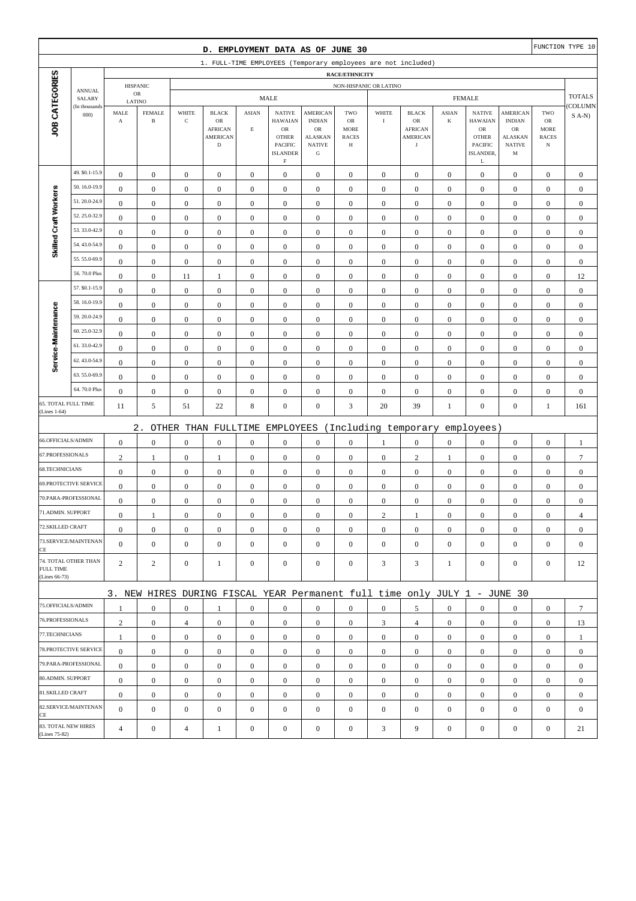# D. EMPLOYMENT DATA AS OF JUNE 30

FUNCTION TYPE 10

## 1. FULL-TIME EMPLOYEES (Temporary employees are not included)

| JOB CATEGORIES | ANNUAL SALARY (In thousands 000) | HISPANIC OR LATINO MALE A | HISPANIC OR LATINO FEMALE B | NON-HISPANIC OR LATINO MALE WHITE C | BLACK OR AFRICAN AMERICAN D | ASIAN E | NATIVE HAWAIIAN OR OTHER PACIFIC ISLANDER F | AMERICAN INDIAN OR ALASKAN NATIVE G | TWO OR MORE RACES H | NON-HISPANIC OR LATINO FEMALE WHITE I | BLACK OR AFRICAN AMERICAN J | ASIAN K | NATIVE HAWAIIAN OR OTHER PACIFIC ISLANDER, L | AMERICAN INDIAN OR ALASKAN NATIVE M | TWO OR MORE RACES N | TOTALS (COLUMNS A-N) |
|---|---|---|---|---|---|---|---|---|---|---|---|---|---|---|---|---|
| Skilled Craft Workers | 49. $0.1-15.9 | 0 | 0 | 0 | 0 | 0 | 0 | 0 | 0 | 0 | 0 | 0 | 0 | 0 | 0 | 0 |
| | 50. 16.0-19.9 | 0 | 0 | 0 | 0 | 0 | 0 | 0 | 0 | 0 | 0 | 0 | 0 | 0 | 0 | 0 |
| | 51. 20.0-24.9 | 0 | 0 | 0 | 0 | 0 | 0 | 0 | 0 | 0 | 0 | 0 | 0 | 0 | 0 | 0 |
| | 52. 25.0-32.9 | 0 | 0 | 0 | 0 | 0 | 0 | 0 | 0 | 0 | 0 | 0 | 0 | 0 | 0 | 0 |
| | 53. 33.0-42.9 | 0 | 0 | 0 | 0 | 0 | 0 | 0 | 0 | 0 | 0 | 0 | 0 | 0 | 0 | 0 |
| | 54. 43.0-54.9 | 0 | 0 | 0 | 0 | 0 | 0 | 0 | 0 | 0 | 0 | 0 | 0 | 0 | 0 | 0 |
| | 55. 55.0-69.9 | 0 | 0 | 0 | 0 | 0 | 0 | 0 | 0 | 0 | 0 | 0 | 0 | 0 | 0 | 0 |
| | 56. 70.0 Plus | 0 | 0 | 11 | 1 | 0 | 0 | 0 | 0 | 0 | 0 | 0 | 0 | 0 | 0 | 12 |
| Service-Maintenance | 57. $0.1-15.9 | 0 | 0 | 0 | 0 | 0 | 0 | 0 | 0 | 0 | 0 | 0 | 0 | 0 | 0 | 0 |
| | 58. 16.0-19.9 | 0 | 0 | 0 | 0 | 0 | 0 | 0 | 0 | 0 | 0 | 0 | 0 | 0 | 0 | 0 |
| | 59. 20.0-24.9 | 0 | 0 | 0 | 0 | 0 | 0 | 0 | 0 | 0 | 0 | 0 | 0 | 0 | 0 | 0 |
| | 60. 25.0-32.9 | 0 | 0 | 0 | 0 | 0 | 0 | 0 | 0 | 0 | 0 | 0 | 0 | 0 | 0 | 0 |
| | 61. 33.0-42.9 | 0 | 0 | 0 | 0 | 0 | 0 | 0 | 0 | 0 | 0 | 0 | 0 | 0 | 0 | 0 |
| | 62. 43.0-54.9 | 0 | 0 | 0 | 0 | 0 | 0 | 0 | 0 | 0 | 0 | 0 | 0 | 0 | 0 | 0 |
| | 63. 55.0-69.9 | 0 | 0 | 0 | 0 | 0 | 0 | 0 | 0 | 0 | 0 | 0 | 0 | 0 | 0 | 0 |
| | 64. 70.0 Plus | 0 | 0 | 0 | 0 | 0 | 0 | 0 | 0 | 0 | 0 | 0 | 0 | 0 | 0 | 0 |
| 65. TOTAL FULL TIME (Lines 1-64) | | 11 | 5 | 51 | 22 | 8 | 0 | 0 | 3 | 20 | 39 | 1 | 0 | 0 | 1 | 161 |

## 2. OTHER THAN FULLTIME EMPLOYEES (Including temporary employees)

| JOB CATEGORIES | A | B | C | D | E | F | G | H | I | J | K | L | M | N | TOTALS |
|---|---|---|---|---|---|---|---|---|---|---|---|---|---|---|---|
| 66.OFFICIALS/ADMIN | 0 | 0 | 0 | 0 | 0 | 0 | 0 | 0 | 1 | 0 | 0 | 0 | 0 | 0 | 1 |
| 67.PROFESSIONALS | 2 | 1 | 0 | 1 | 0 | 0 | 0 | 0 | 0 | 2 | 1 | 0 | 0 | 0 | 7 |
| 68.TECHNICIANS | 0 | 0 | 0 | 0 | 0 | 0 | 0 | 0 | 0 | 0 | 0 | 0 | 0 | 0 | 0 |
| 69.PROTECTIVE SERVICE | 0 | 0 | 0 | 0 | 0 | 0 | 0 | 0 | 0 | 0 | 0 | 0 | 0 | 0 | 0 |
| 70.PARA-PROFESSIONAL | 0 | 0 | 0 | 0 | 0 | 0 | 0 | 0 | 0 | 0 | 0 | 0 | 0 | 0 | 0 |
| 71.ADMIN. SUPPORT | 0 | 1 | 0 | 0 | 0 | 0 | 0 | 0 | 2 | 1 | 0 | 0 | 0 | 0 | 4 |
| 72.SKILLED CRAFT | 0 | 0 | 0 | 0 | 0 | 0 | 0 | 0 | 0 | 0 | 0 | 0 | 0 | 0 | 0 |
| 73.SERVICE/MAINTENANCE | 0 | 0 | 0 | 0 | 0 | 0 | 0 | 0 | 0 | 0 | 0 | 0 | 0 | 0 | 0 |
| 74. TOTAL OTHER THAN FULL TIME (Lines 66-73) | 2 | 2 | 0 | 1 | 0 | 0 | 0 | 0 | 3 | 3 | 1 | 0 | 0 | 0 | 12 |

## 3. NEW HIRES DURING FISCAL YEAR Permanent full time only JULY 1 - JUNE 30

| JOB CATEGORIES | A | B | C | D | E | F | G | H | I | J | K | L | M | N | TOTALS |
|---|---|---|---|---|---|---|---|---|---|---|---|---|---|---|---|
| 75.OFFICIALS/ADMIN | 1 | 0 | 0 | 1 | 0 | 0 | 0 | 0 | 0 | 5 | 0 | 0 | 0 | 0 | 7 |
| 76.PROFESSIONALS | 2 | 0 | 4 | 0 | 0 | 0 | 0 | 0 | 3 | 4 | 0 | 0 | 0 | 0 | 13 |
| 77.TECHNICIANS | 1 | 0 | 0 | 0 | 0 | 0 | 0 | 0 | 0 | 0 | 0 | 0 | 0 | 0 | 1 |
| 78.PROTECTIVE SERVICE | 0 | 0 | 0 | 0 | 0 | 0 | 0 | 0 | 0 | 0 | 0 | 0 | 0 | 0 | 0 |
| 79.PARA-PROFESSIONAL | 0 | 0 | 0 | 0 | 0 | 0 | 0 | 0 | 0 | 0 | 0 | 0 | 0 | 0 | 0 |
| 80.ADMIN. SUPPORT | 0 | 0 | 0 | 0 | 0 | 0 | 0 | 0 | 0 | 0 | 0 | 0 | 0 | 0 | 0 |
| 81.SKILLED CRAFT | 0 | 0 | 0 | 0 | 0 | 0 | 0 | 0 | 0 | 0 | 0 | 0 | 0 | 0 | 0 |
| 82.SERVICE/MAINTENANCE | 0 | 0 | 0 | 0 | 0 | 0 | 0 | 0 | 0 | 0 | 0 | 0 | 0 | 0 | 0 |
| 83. TOTAL NEW HIRES (Lines 75-82) | 4 | 0 | 4 | 1 | 0 | 0 | 0 | 0 | 3 | 9 | 0 | 0 | 0 | 0 | 21 |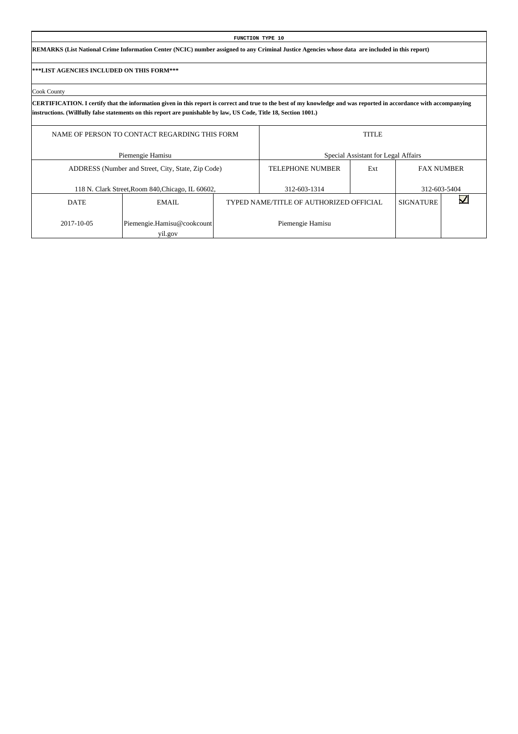**FUNCTION TYPE 10**

**REMARKS (List National Crime Information Center (NCIC) number assigned to any Criminal Justice Agencies whose data are included in this report)**

**\*\*\*LIST AGENCIES INCLUDED ON THIS FORM\*\*\***

Cook County

**CERTIFICATION. I certify that the information given in this report is correct and true to the best of my knowledge and was reported in accordance with accompanying instructions. (Willfully false statements on this report are punishable by law, US Code, Title 18, Section 1001.)**

| NAME OF PERSON TO CONTACT REGARDING THIS FORM | | | TITLE | | | |
|---|---|---|---|---|---|---|
| Piemengie Hamisu | | | Special Assistant for Legal Affairs | | | |
| ADDRESS (Number and Street, City, State, Zip Code) | | | TELEPHONE NUMBER | Ext | FAX NUMBER | |
| 118 N. Clark Street,Room 840,Chicago, IL 60602, | | | 312-603-1314 | | 312-603-5404 | |
| DATE | EMAIL | TYPED NAME/TITLE OF AUTHORIZED OFFICIAL | | | SIGNATURE | ☑ |
| 2017-10-05 | Piemengie.Hamisu@cookcountyil.gov | Piemengie Hamisu | | | | |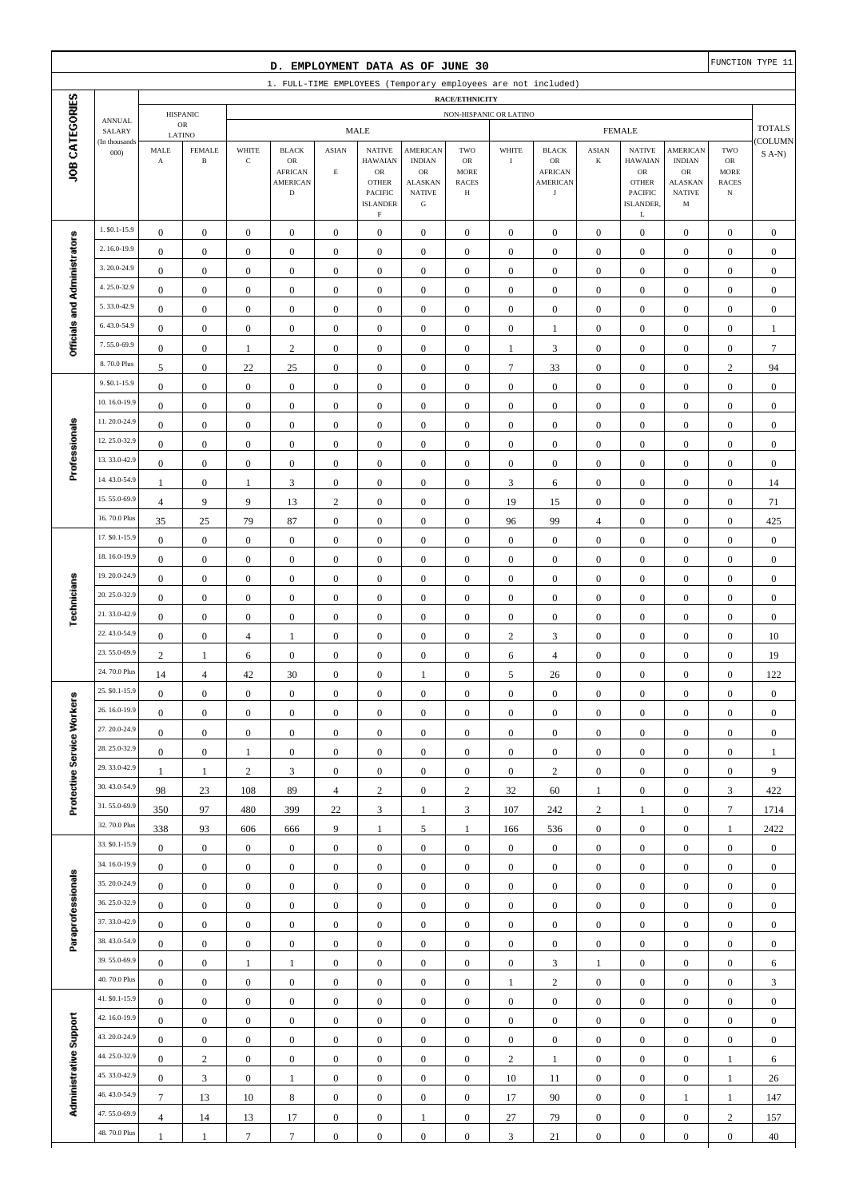## D. EMPLOYMENT DATA AS OF JUNE 30

FUNCTION TYPE 11

1. FULL-TIME EMPLOYEES (Temporary employees are not included)

| JOB CATEGORIES | ANNUAL SALARY (In thousands 000) | HISPANIC OR LATINO | | NON-HISPANIC OR LATINO | | | | | | | | | | | | | | TOTALS (COLUMNS A-N) |
|---|---|---|---|---|---|---|---|---|---|---|---|---|---|---|---|---|---|---|
| | | | | MALE | | | | | | FEMALE | | | | | | | | |
| | | MALE A | FEMALE B | WHITE C | BLACK OR AFRICAN AMERICAN D | ASIAN E | NATIVE HAWAIIAN OR OTHER PACIFIC ISLANDER F | AMERICAN INDIAN OR ALASKAN NATIVE G | TWO OR MORE RACES H | WHITE I | BLACK OR AFRICAN AMERICAN J | ASIAN K | NATIVE HAWAIIAN OR OTHER PACIFIC ISLANDER, L | AMERICAN INDIAN OR ALASKAN NATIVE M | TWO OR MORE RACES N | |
| Officials and Administrators | 1. $0.1-15.9 | 0 | 0 | 0 | 0 | 0 | 0 | 0 | 0 | 0 | 0 | 0 | 0 | 0 | 0 | 0 |
| | 2. 16.0-19.9 | 0 | 0 | 0 | 0 | 0 | 0 | 0 | 0 | 0 | 0 | 0 | 0 | 0 | 0 | 0 |
| | 3. 20.0-24.9 | 0 | 0 | 0 | 0 | 0 | 0 | 0 | 0 | 0 | 0 | 0 | 0 | 0 | 0 | 0 |
| | 4. 25.0-32.9 | 0 | 0 | 0 | 0 | 0 | 0 | 0 | 0 | 0 | 0 | 0 | 0 | 0 | 0 | 0 |
| | 5. 33.0-42.9 | 0 | 0 | 0 | 0 | 0 | 0 | 0 | 0 | 0 | 0 | 0 | 0 | 0 | 0 | 0 |
| | 6. 43.0-54.9 | 0 | 0 | 0 | 0 | 0 | 0 | 0 | 0 | 0 | 1 | 0 | 0 | 0 | 0 | 1 |
| | 7. 55.0-69.9 | 0 | 0 | 1 | 2 | 0 | 0 | 0 | 0 | 1 | 3 | 0 | 0 | 0 | 0 | 7 |
| | 8. 70.0 Plus | 5 | 0 | 22 | 25 | 0 | 0 | 0 | 0 | 7 | 33 | 0 | 0 | 0 | 2 | 94 |
| Professionals | 9. $0.1-15.9 | 0 | 0 | 0 | 0 | 0 | 0 | 0 | 0 | 0 | 0 | 0 | 0 | 0 | 0 | 0 |
| | 10. 16.0-19.9 | 0 | 0 | 0 | 0 | 0 | 0 | 0 | 0 | 0 | 0 | 0 | 0 | 0 | 0 | 0 |
| | 11. 20.0-24.9 | 0 | 0 | 0 | 0 | 0 | 0 | 0 | 0 | 0 | 0 | 0 | 0 | 0 | 0 | 0 |
| | 12. 25.0-32.9 | 0 | 0 | 0 | 0 | 0 | 0 | 0 | 0 | 0 | 0 | 0 | 0 | 0 | 0 | 0 |
| | 13. 33.0-42.9 | 0 | 0 | 0 | 0 | 0 | 0 | 0 | 0 | 0 | 0 | 0 | 0 | 0 | 0 | 0 |
| | 14. 43.0-54.9 | 1 | 0 | 1 | 3 | 0 | 0 | 0 | 0 | 3 | 6 | 0 | 0 | 0 | 0 | 14 |
| | 15. 55.0-69.9 | 4 | 9 | 9 | 13 | 2 | 0 | 0 | 0 | 19 | 15 | 0 | 0 | 0 | 0 | 71 |
| | 16. 70.0 Plus | 35 | 25 | 79 | 87 | 0 | 0 | 0 | 0 | 96 | 99 | 4 | 0 | 0 | 0 | 425 |
| Technicians | 17. $0.1-15.9 | 0 | 0 | 0 | 0 | 0 | 0 | 0 | 0 | 0 | 0 | 0 | 0 | 0 | 0 | 0 |
| | 18. 16.0-19.9 | 0 | 0 | 0 | 0 | 0 | 0 | 0 | 0 | 0 | 0 | 0 | 0 | 0 | 0 | 0 |
| | 19. 20.0-24.9 | 0 | 0 | 0 | 0 | 0 | 0 | 0 | 0 | 0 | 0 | 0 | 0 | 0 | 0 | 0 |
| | 20. 25.0-32.9 | 0 | 0 | 0 | 0 | 0 | 0 | 0 | 0 | 0 | 0 | 0 | 0 | 0 | 0 | 0 |
| | 21. 33.0-42.9 | 0 | 0 | 0 | 0 | 0 | 0 | 0 | 0 | 0 | 0 | 0 | 0 | 0 | 0 | 0 |
| | 22. 43.0-54.9 | 0 | 0 | 4 | 1 | 0 | 0 | 0 | 0 | 2 | 3 | 0 | 0 | 0 | 0 | 10 |
| | 23. 55.0-69.9 | 2 | 1 | 6 | 0 | 0 | 0 | 0 | 0 | 6 | 4 | 0 | 0 | 0 | 0 | 19 |
| | 24. 70.0 Plus | 14 | 4 | 42 | 30 | 0 | 0 | 1 | 0 | 5 | 26 | 0 | 0 | 0 | 0 | 122 |
| Protective Service Workers | 25. $0.1-15.9 | 0 | 0 | 0 | 0 | 0 | 0 | 0 | 0 | 0 | 0 | 0 | 0 | 0 | 0 | 0 |
| | 26. 16.0-19.9 | 0 | 0 | 0 | 0 | 0 | 0 | 0 | 0 | 0 | 0 | 0 | 0 | 0 | 0 | 0 |
| | 27. 20.0-24.9 | 0 | 0 | 0 | 0 | 0 | 0 | 0 | 0 | 0 | 0 | 0 | 0 | 0 | 0 | 0 |
| | 28. 25.0-32.9 | 0 | 0 | 1 | 0 | 0 | 0 | 0 | 0 | 0 | 0 | 0 | 0 | 0 | 0 | 1 |
| | 29. 33.0-42.9 | 1 | 1 | 2 | 3 | 0 | 0 | 0 | 0 | 0 | 2 | 0 | 0 | 0 | 0 | 9 |
| | 30. 43.0-54.9 | 98 | 23 | 108 | 89 | 4 | 2 | 0 | 2 | 32 | 60 | 1 | 0 | 0 | 3 | 422 |
| | 31. 55.0-69.9 | 350 | 97 | 480 | 399 | 22 | 3 | 1 | 3 | 107 | 242 | 2 | 1 | 0 | 7 | 1714 |
| | 32. 70.0 Plus | 338 | 93 | 606 | 666 | 9 | 1 | 5 | 1 | 166 | 536 | 0 | 0 | 0 | 1 | 2422 |
| Paraprofessionals | 33. $0.1-15.9 | 0 | 0 | 0 | 0 | 0 | 0 | 0 | 0 | 0 | 0 | 0 | 0 | 0 | 0 | 0 |
| | 34. 16.0-19.9 | 0 | 0 | 0 | 0 | 0 | 0 | 0 | 0 | 0 | 0 | 0 | 0 | 0 | 0 | 0 |
| | 35. 20.0-24.9 | 0 | 0 | 0 | 0 | 0 | 0 | 0 | 0 | 0 | 0 | 0 | 0 | 0 | 0 | 0 |
| | 36. 25.0-32.9 | 0 | 0 | 0 | 0 | 0 | 0 | 0 | 0 | 0 | 0 | 0 | 0 | 0 | 0 | 0 |
| | 37. 33.0-42.9 | 0 | 0 | 0 | 0 | 0 | 0 | 0 | 0 | 0 | 0 | 0 | 0 | 0 | 0 | 0 |
| | 38. 43.0-54.9 | 0 | 0 | 0 | 0 | 0 | 0 | 0 | 0 | 0 | 0 | 0 | 0 | 0 | 0 | 0 |
| | 39. 55.0-69.9 | 0 | 0 | 1 | 1 | 0 | 0 | 0 | 0 | 0 | 3 | 1 | 0 | 0 | 0 | 6 |
| | 40. 70.0 Plus | 0 | 0 | 0 | 0 | 0 | 0 | 0 | 0 | 1 | 2 | 0 | 0 | 0 | 0 | 3 |
| Administrative Support | 41. $0.1-15.9 | 0 | 0 | 0 | 0 | 0 | 0 | 0 | 0 | 0 | 0 | 0 | 0 | 0 | 0 | 0 |
| | 42. 16.0-19.9 | 0 | 0 | 0 | 0 | 0 | 0 | 0 | 0 | 0 | 0 | 0 | 0 | 0 | 0 | 0 |
| | 43. 20.0-24.9 | 0 | 0 | 0 | 0 | 0 | 0 | 0 | 0 | 0 | 0 | 0 | 0 | 0 | 0 | 0 |
| | 44. 25.0-32.9 | 0 | 2 | 0 | 0 | 0 | 0 | 0 | 0 | 2 | 1 | 0 | 0 | 0 | 1 | 6 |
| | 45. 33.0-42.9 | 0 | 3 | 0 | 1 | 0 | 0 | 0 | 0 | 10 | 11 | 0 | 0 | 0 | 1 | 26 |
| | 46. 43.0-54.9 | 7 | 13 | 10 | 8 | 0 | 0 | 0 | 0 | 17 | 90 | 0 | 0 | 1 | 1 | 147 |
| | 47. 55.0-69.9 | 4 | 14 | 13 | 17 | 0 | 0 | 1 | 0 | 27 | 79 | 0 | 0 | 0 | 2 | 157 |
| | 48. 70.0 Plus | 1 | 1 | 7 | 7 | 0 | 0 | 0 | 0 | 3 | 21 | 0 | 0 | 0 | 0 | 40 |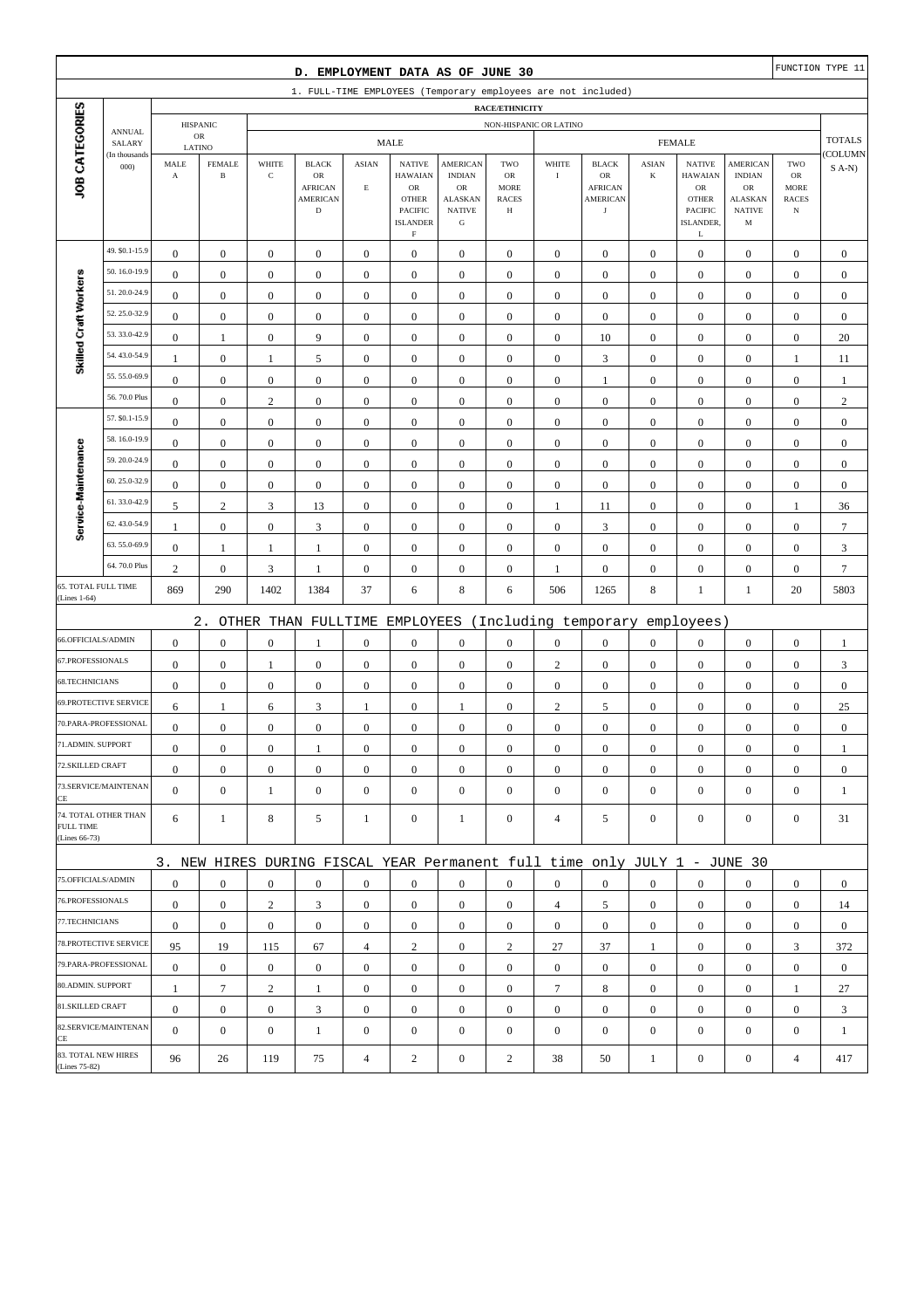## D. EMPLOYMENT DATA AS OF JUNE 30

FUNCTION TYPE 11

### 1. FULL-TIME EMPLOYEES (Temporary employees are not included)

| JOB CATEGORIES | ANNUAL SALARY (In thousands 000) | HISPANIC OR LATINO MALE A | HISPANIC OR LATINO FEMALE B | NON-HISPANIC OR LATINO MALE WHITE C | MALE BLACK OR AFRICAN AMERICAN D | MALE ASIAN E | MALE NATIVE HAWAIIAN OR OTHER PACIFIC ISLANDER F | MALE AMERICAN INDIAN OR ALASKAN NATIVE G | MALE TWO OR MORE RACES H | FEMALE WHITE I | FEMALE BLACK OR AFRICAN AMERICAN J | FEMALE ASIAN K | FEMALE NATIVE HAWAIIAN OR OTHER PACIFIC ISLANDER, L | FEMALE AMERICAN INDIAN OR ALASKAN NATIVE M | FEMALE TWO OR MORE RACES N | TOTALS (COLUMNS A-N) |
|---|---|---|---|---|---|---|---|---|---|---|---|---|---|---|---|---|
| Skilled Craft Workers | 49. $0.1-15.9 | 0 | 0 | 0 | 0 | 0 | 0 | 0 | 0 | 0 | 0 | 0 | 0 | 0 | 0 | 0 |
| | 50. 16.0-19.9 | 0 | 0 | 0 | 0 | 0 | 0 | 0 | 0 | 0 | 0 | 0 | 0 | 0 | 0 | 0 |
| | 51. 20.0-24.9 | 0 | 0 | 0 | 0 | 0 | 0 | 0 | 0 | 0 | 0 | 0 | 0 | 0 | 0 | 0 |
| | 52. 25.0-32.9 | 0 | 0 | 0 | 0 | 0 | 0 | 0 | 0 | 0 | 0 | 0 | 0 | 0 | 0 | 0 |
| | 53. 33.0-42.9 | 0 | 1 | 0 | 9 | 0 | 0 | 0 | 0 | 0 | 10 | 0 | 0 | 0 | 0 | 20 |
| | 54. 43.0-54.9 | 1 | 0 | 1 | 5 | 0 | 0 | 0 | 0 | 0 | 3 | 0 | 0 | 0 | 1 | 11 |
| | 55. 55.0-69.9 | 0 | 0 | 0 | 0 | 0 | 0 | 0 | 0 | 0 | 1 | 0 | 0 | 0 | 0 | 1 |
| | 56. 70.0 Plus | 0 | 0 | 2 | 0 | 0 | 0 | 0 | 0 | 0 | 0 | 0 | 0 | 0 | 0 | 2 |
| Service-Maintenance | 57. $0.1-15.9 | 0 | 0 | 0 | 0 | 0 | 0 | 0 | 0 | 0 | 0 | 0 | 0 | 0 | 0 | 0 |
| | 58. 16.0-19.9 | 0 | 0 | 0 | 0 | 0 | 0 | 0 | 0 | 0 | 0 | 0 | 0 | 0 | 0 | 0 |
| | 59. 20.0-24.9 | 0 | 0 | 0 | 0 | 0 | 0 | 0 | 0 | 0 | 0 | 0 | 0 | 0 | 0 | 0 |
| | 60. 25.0-32.9 | 0 | 0 | 0 | 0 | 0 | 0 | 0 | 0 | 0 | 0 | 0 | 0 | 0 | 0 | 0 |
| | 61. 33.0-42.9 | 5 | 2 | 3 | 13 | 0 | 0 | 0 | 0 | 1 | 11 | 0 | 0 | 0 | 1 | 36 |
| | 62. 43.0-54.9 | 1 | 0 | 0 | 3 | 0 | 0 | 0 | 0 | 0 | 3 | 0 | 0 | 0 | 0 | 7 |
| | 63. 55.0-69.9 | 0 | 1 | 1 | 1 | 0 | 0 | 0 | 0 | 0 | 0 | 0 | 0 | 0 | 0 | 3 |
| | 64. 70.0 Plus | 2 | 0 | 3 | 1 | 0 | 0 | 0 | 0 | 1 | 0 | 0 | 0 | 0 | 0 | 7 |
| 65. TOTAL FULL TIME (Lines 1-64) | | 869 | 290 | 1402 | 1384 | 37 | 6 | 8 | 6 | 506 | 1265 | 8 | 1 | 1 | 20 | 5803 |

### 2. OTHER THAN FULLTIME EMPLOYEES (Including temporary employees)

| JOB CATEGORIES | A | B | C | D | E | F | G | H | I | J | K | L | M | N | TOTALS |
|---|---|---|---|---|---|---|---|---|---|---|---|---|---|---|---|
| 66.OFFICIALS/ADMIN | 0 | 0 | 0 | 1 | 0 | 0 | 0 | 0 | 0 | 0 | 0 | 0 | 0 | 0 | 1 |
| 67.PROFESSIONALS | 0 | 0 | 1 | 0 | 0 | 0 | 0 | 0 | 2 | 0 | 0 | 0 | 0 | 0 | 3 |
| 68.TECHNICIANS | 0 | 0 | 0 | 0 | 0 | 0 | 0 | 0 | 0 | 0 | 0 | 0 | 0 | 0 | 0 |
| 69.PROTECTIVE SERVICE | 6 | 1 | 6 | 3 | 1 | 0 | 1 | 0 | 2 | 5 | 0 | 0 | 0 | 0 | 25 |
| 70.PARA-PROFESSIONAL | 0 | 0 | 0 | 0 | 0 | 0 | 0 | 0 | 0 | 0 | 0 | 0 | 0 | 0 | 0 |
| 71.ADMIN. SUPPORT | 0 | 0 | 0 | 1 | 0 | 0 | 0 | 0 | 0 | 0 | 0 | 0 | 0 | 0 | 1 |
| 72.SKILLED CRAFT | 0 | 0 | 0 | 0 | 0 | 0 | 0 | 0 | 0 | 0 | 0 | 0 | 0 | 0 | 0 |
| 73.SERVICE/MAINTENANCE | 0 | 0 | 1 | 0 | 0 | 0 | 0 | 0 | 0 | 0 | 0 | 0 | 0 | 0 | 1 |
| 74. TOTAL OTHER THAN FULL TIME (Lines 66-73) | 6 | 1 | 8 | 5 | 1 | 0 | 1 | 0 | 4 | 5 | 0 | 0 | 0 | 0 | 31 |

### 3. NEW HIRES DURING FISCAL YEAR Permanent full time only JULY 1 - JUNE 30

| JOB CATEGORIES | A | B | C | D | E | F | G | H | I | J | K | L | M | N | TOTALS |
|---|---|---|---|---|---|---|---|---|---|---|---|---|---|---|---|
| 75.OFFICIALS/ADMIN | 0 | 0 | 0 | 0 | 0 | 0 | 0 | 0 | 0 | 0 | 0 | 0 | 0 | 0 | 0 |
| 76.PROFESSIONALS | 0 | 0 | 2 | 3 | 0 | 0 | 0 | 0 | 4 | 5 | 0 | 0 | 0 | 0 | 14 |
| 77.TECHNICIANS | 0 | 0 | 0 | 0 | 0 | 0 | 0 | 0 | 0 | 0 | 0 | 0 | 0 | 0 | 0 |
| 78.PROTECTIVE SERVICE | 95 | 19 | 115 | 67 | 4 | 2 | 0 | 2 | 27 | 37 | 1 | 0 | 0 | 3 | 372 |
| 79.PARA-PROFESSIONAL | 0 | 0 | 0 | 0 | 0 | 0 | 0 | 0 | 0 | 0 | 0 | 0 | 0 | 0 | 0 |
| 80.ADMIN. SUPPORT | 1 | 7 | 2 | 1 | 0 | 0 | 0 | 0 | 7 | 8 | 0 | 0 | 0 | 1 | 27 |
| 81.SKILLED CRAFT | 0 | 0 | 0 | 3 | 0 | 0 | 0 | 0 | 0 | 0 | 0 | 0 | 0 | 0 | 3 |
| 82.SERVICE/MAINTENANCE | 0 | 0 | 0 | 1 | 0 | 0 | 0 | 0 | 0 | 0 | 0 | 0 | 0 | 0 | 1 |
| 83. TOTAL NEW HIRES (Lines 75-82) | 96 | 26 | 119 | 75 | 4 | 2 | 0 | 2 | 38 | 50 | 1 | 0 | 0 | 4 | 417 |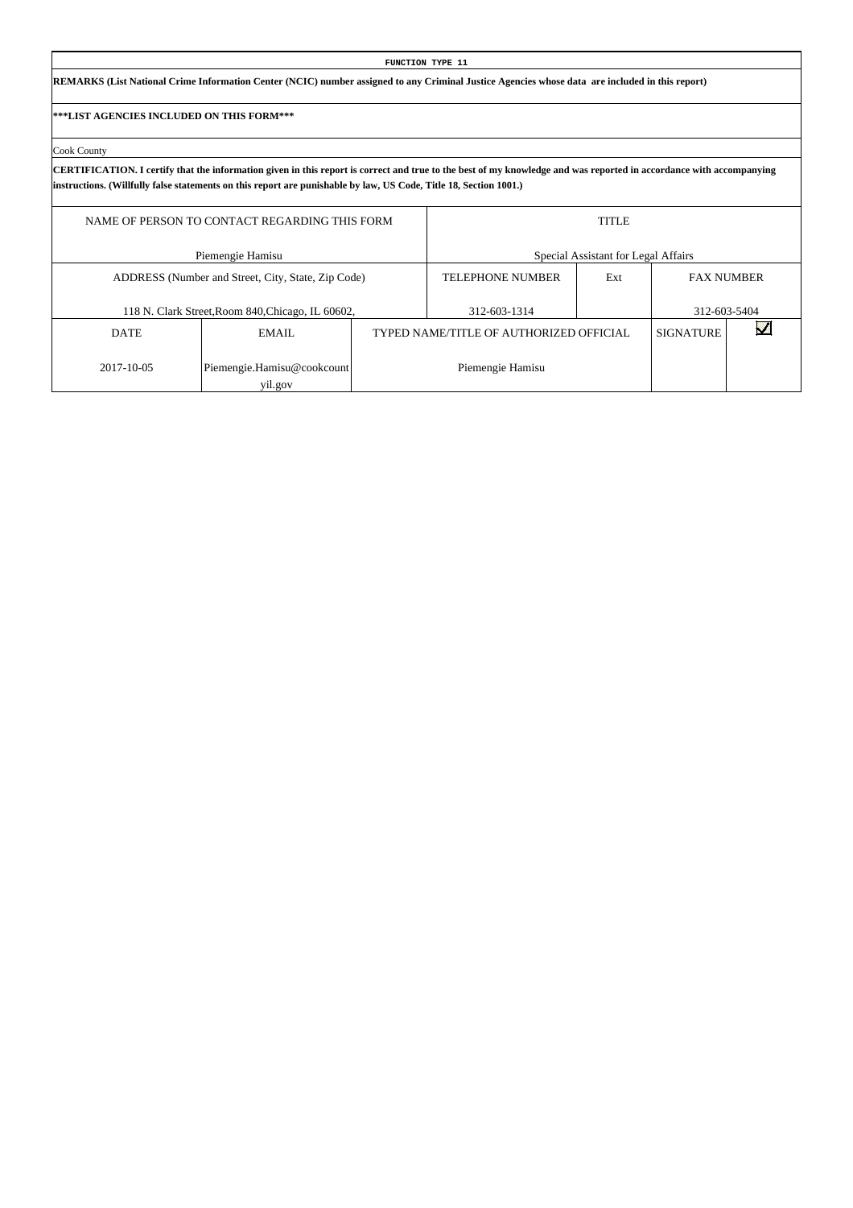**FUNCTION TYPE 11**

**REMARKS (List National Crime Information Center (NCIC) number assigned to any Criminal Justice Agencies whose data are included in this report)**

**\*\*\*LIST AGENCIES INCLUDED ON THIS FORM\*\*\***

Cook County

**CERTIFICATION. I certify that the information given in this report is correct and true to the best of my knowledge and was reported in accordance with accompanying instructions. (Willfully false statements on this report are punishable by law, US Code, Title 18, Section 1001.)**

| NAME OF PERSON TO CONTACT REGARDING THIS FORM | | | TITLE | | |
|---|---|---|---|---|---|
| Piemengie Hamisu | | | Special Assistant for Legal Affairs | | |
| ADDRESS (Number and Street, City, State, Zip Code) | | TELEPHONE NUMBER | Ext | FAX NUMBER | |
| 118 N. Clark Street,Room 840,Chicago, IL 60602, | | 312-603-1314 | | 312-603-5404 | |
| DATE | EMAIL | TYPED NAME/TITLE OF AUTHORIZED OFFICIAL | | SIGNATURE | ☑ |
| 2017-10-05 | Piemengie.Hamisu@cookcountyil.gov | Piemengie Hamisu | | | |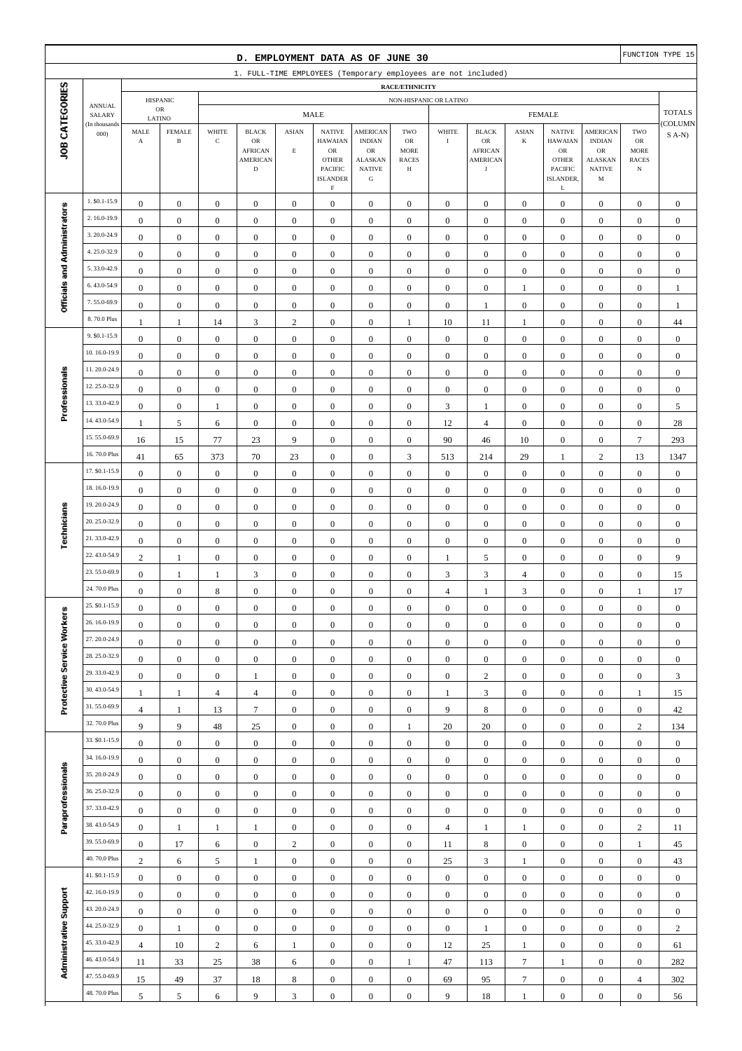## D. EMPLOYMENT DATA AS OF JUNE 30

FUNCTION TYPE 15

### 1. FULL-TIME EMPLOYEES (Temporary employees are not included)

| JOB CATEGORIES | ANNUAL SALARY (In thousands 000) | HISPANIC OR LATINO | | NON-HISPANIC OR LATINO | | | | | | | | | | | | | | TOTALS (COLUMNS A-N) |
|---|---|---|---|---|---|---|---|---|---|---|---|---|---|---|---|---|
| | | | | MALE | | | | | | FEMALE | | | | | | |
| | | MALE A | FEMALE B | WHITE C | BLACK OR AFRICAN AMERICAN D | ASIAN E | NATIVE HAWAIIAN OR OTHER PACIFIC ISLANDER F | AMERICAN INDIAN OR ALASKAN NATIVE G | TWO OR MORE RACES H | WHITE I | BLACK OR AFRICAN AMERICAN J | ASIAN K | NATIVE HAWAIIAN OR OTHER PACIFIC ISLANDER, L | AMERICAN INDIAN OR ALASKAN NATIVE M | TWO OR MORE RACES N | |
| Officials and Administrators | 1. $0.1-15.9 | 0 | 0 | 0 | 0 | 0 | 0 | 0 | 0 | 0 | 0 | 0 | 0 | 0 | 0 | 0 |
| | 2. 16.0-19.9 | 0 | 0 | 0 | 0 | 0 | 0 | 0 | 0 | 0 | 0 | 0 | 0 | 0 | 0 | 0 |
| | 3. 20.0-24.9 | 0 | 0 | 0 | 0 | 0 | 0 | 0 | 0 | 0 | 0 | 0 | 0 | 0 | 0 | 0 |
| | 4. 25.0-32.9 | 0 | 0 | 0 | 0 | 0 | 0 | 0 | 0 | 0 | 0 | 0 | 0 | 0 | 0 | 0 |
| | 5. 33.0-42.9 | 0 | 0 | 0 | 0 | 0 | 0 | 0 | 0 | 0 | 0 | 0 | 0 | 0 | 0 | 0 |
| | 6. 43.0-54.9 | 0 | 0 | 0 | 0 | 0 | 0 | 0 | 0 | 0 | 0 | 1 | 0 | 0 | 0 | 1 |
| | 7. 55.0-69.9 | 0 | 0 | 0 | 0 | 0 | 0 | 0 | 0 | 0 | 1 | 0 | 0 | 0 | 0 | 1 |
| | 8. 70.0 Plus | 1 | 1 | 14 | 3 | 2 | 0 | 0 | 1 | 10 | 11 | 1 | 0 | 0 | 0 | 44 |
| Professionals | 9. $0.1-15.9 | 0 | 0 | 0 | 0 | 0 | 0 | 0 | 0 | 0 | 0 | 0 | 0 | 0 | 0 | 0 |
| | 10. 16.0-19.9 | 0 | 0 | 0 | 0 | 0 | 0 | 0 | 0 | 0 | 0 | 0 | 0 | 0 | 0 | 0 |
| | 11. 20.0-24.9 | 0 | 0 | 0 | 0 | 0 | 0 | 0 | 0 | 0 | 0 | 0 | 0 | 0 | 0 | 0 |
| | 12. 25.0-32.9 | 0 | 0 | 0 | 0 | 0 | 0 | 0 | 0 | 0 | 0 | 0 | 0 | 0 | 0 | 0 |
| | 13. 33.0-42.9 | 0 | 0 | 1 | 0 | 0 | 0 | 0 | 0 | 3 | 1 | 0 | 0 | 0 | 0 | 5 |
| | 14. 43.0-54.9 | 1 | 5 | 6 | 0 | 0 | 0 | 0 | 0 | 12 | 4 | 0 | 0 | 0 | 0 | 28 |
| | 15. 55.0-69.9 | 16 | 15 | 77 | 23 | 9 | 0 | 0 | 0 | 90 | 46 | 10 | 0 | 0 | 7 | 293 |
| | 16. 70.0 Plus | 41 | 65 | 373 | 70 | 23 | 0 | 0 | 3 | 513 | 214 | 29 | 1 | 2 | 13 | 1347 |
| Technicians | 17. $0.1-15.9 | 0 | 0 | 0 | 0 | 0 | 0 | 0 | 0 | 0 | 0 | 0 | 0 | 0 | 0 | 0 |
| | 18. 16.0-19.9 | 0 | 0 | 0 | 0 | 0 | 0 | 0 | 0 | 0 | 0 | 0 | 0 | 0 | 0 | 0 |
| | 19. 20.0-24.9 | 0 | 0 | 0 | 0 | 0 | 0 | 0 | 0 | 0 | 0 | 0 | 0 | 0 | 0 | 0 |
| | 20. 25.0-32.9 | 0 | 0 | 0 | 0 | 0 | 0 | 0 | 0 | 0 | 0 | 0 | 0 | 0 | 0 | 0 |
| | 21. 33.0-42.9 | 0 | 0 | 0 | 0 | 0 | 0 | 0 | 0 | 0 | 0 | 0 | 0 | 0 | 0 | 0 |
| | 22. 43.0-54.9 | 2 | 1 | 0 | 0 | 0 | 0 | 0 | 0 | 1 | 5 | 0 | 0 | 0 | 0 | 9 |
| | 23. 55.0-69.9 | 0 | 1 | 1 | 3 | 0 | 0 | 0 | 0 | 3 | 3 | 4 | 0 | 0 | 0 | 15 |
| | 24. 70.0 Plus | 0 | 0 | 8 | 0 | 0 | 0 | 0 | 0 | 4 | 1 | 3 | 0 | 0 | 1 | 17 |
| Protective Service Workers | 25. $0.1-15.9 | 0 | 0 | 0 | 0 | 0 | 0 | 0 | 0 | 0 | 0 | 0 | 0 | 0 | 0 | 0 |
| | 26. 16.0-19.9 | 0 | 0 | 0 | 0 | 0 | 0 | 0 | 0 | 0 | 0 | 0 | 0 | 0 | 0 | 0 |
| | 27. 20.0-24.9 | 0 | 0 | 0 | 0 | 0 | 0 | 0 | 0 | 0 | 0 | 0 | 0 | 0 | 0 | 0 |
| | 28. 25.0-32.9 | 0 | 0 | 0 | 0 | 0 | 0 | 0 | 0 | 0 | 0 | 0 | 0 | 0 | 0 | 0 |
| | 29. 33.0-42.9 | 0 | 0 | 0 | 1 | 0 | 0 | 0 | 0 | 0 | 2 | 0 | 0 | 0 | 0 | 3 |
| | 30. 43.0-54.9 | 1 | 1 | 4 | 4 | 0 | 0 | 0 | 0 | 1 | 3 | 0 | 0 | 0 | 1 | 15 |
| | 31. 55.0-69.9 | 4 | 1 | 13 | 7 | 0 | 0 | 0 | 0 | 9 | 8 | 0 | 0 | 0 | 0 | 42 |
| | 32. 70.0 Plus | 9 | 9 | 48 | 25 | 0 | 0 | 0 | 1 | 20 | 20 | 0 | 0 | 0 | 2 | 134 |
| Paraprofessionals | 33. $0.1-15.9 | 0 | 0 | 0 | 0 | 0 | 0 | 0 | 0 | 0 | 0 | 0 | 0 | 0 | 0 | 0 |
| | 34. 16.0-19.9 | 0 | 0 | 0 | 0 | 0 | 0 | 0 | 0 | 0 | 0 | 0 | 0 | 0 | 0 | 0 |
| | 35. 20.0-24.9 | 0 | 0 | 0 | 0 | 0 | 0 | 0 | 0 | 0 | 0 | 0 | 0 | 0 | 0 | 0 |
| | 36. 25.0-32.9 | 0 | 0 | 0 | 0 | 0 | 0 | 0 | 0 | 0 | 0 | 0 | 0 | 0 | 0 | 0 |
| | 37. 33.0-42.9 | 0 | 0 | 0 | 0 | 0 | 0 | 0 | 0 | 0 | 0 | 0 | 0 | 0 | 0 | 0 |
| | 38. 43.0-54.9 | 0 | 1 | 1 | 1 | 0 | 0 | 0 | 0 | 4 | 1 | 1 | 0 | 0 | 2 | 11 |
| | 39. 55.0-69.9 | 0 | 17 | 6 | 0 | 2 | 0 | 0 | 0 | 11 | 8 | 0 | 0 | 0 | 1 | 45 |
| | 40. 70.0 Plus | 2 | 6 | 5 | 1 | 0 | 0 | 0 | 0 | 25 | 3 | 1 | 0 | 0 | 0 | 43 |
| Administrative Support | 41. $0.1-15.9 | 0 | 0 | 0 | 0 | 0 | 0 | 0 | 0 | 0 | 0 | 0 | 0 | 0 | 0 | 0 |
| | 42. 16.0-19.9 | 0 | 0 | 0 | 0 | 0 | 0 | 0 | 0 | 0 | 0 | 0 | 0 | 0 | 0 | 0 |
| | 43. 20.0-24.9 | 0 | 0 | 0 | 0 | 0 | 0 | 0 | 0 | 0 | 0 | 0 | 0 | 0 | 0 | 0 |
| | 44. 25.0-32.9 | 0 | 1 | 0 | 0 | 0 | 0 | 0 | 0 | 0 | 1 | 0 | 0 | 0 | 0 | 2 |
| | 45. 33.0-42.9 | 4 | 10 | 2 | 6 | 1 | 0 | 0 | 0 | 12 | 25 | 1 | 0 | 0 | 0 | 61 |
| | 46. 43.0-54.9 | 11 | 33 | 25 | 38 | 6 | 0 | 0 | 1 | 47 | 113 | 7 | 1 | 0 | 0 | 282 |
| | 47. 55.0-69.9 | 15 | 49 | 37 | 18 | 8 | 0 | 0 | 0 | 69 | 95 | 7 | 0 | 0 | 4 | 302 |
| | 48. 70.0 Plus | 5 | 5 | 6 | 9 | 3 | 0 | 0 | 0 | 9 | 18 | 1 | 0 | 0 | 0 | 56 |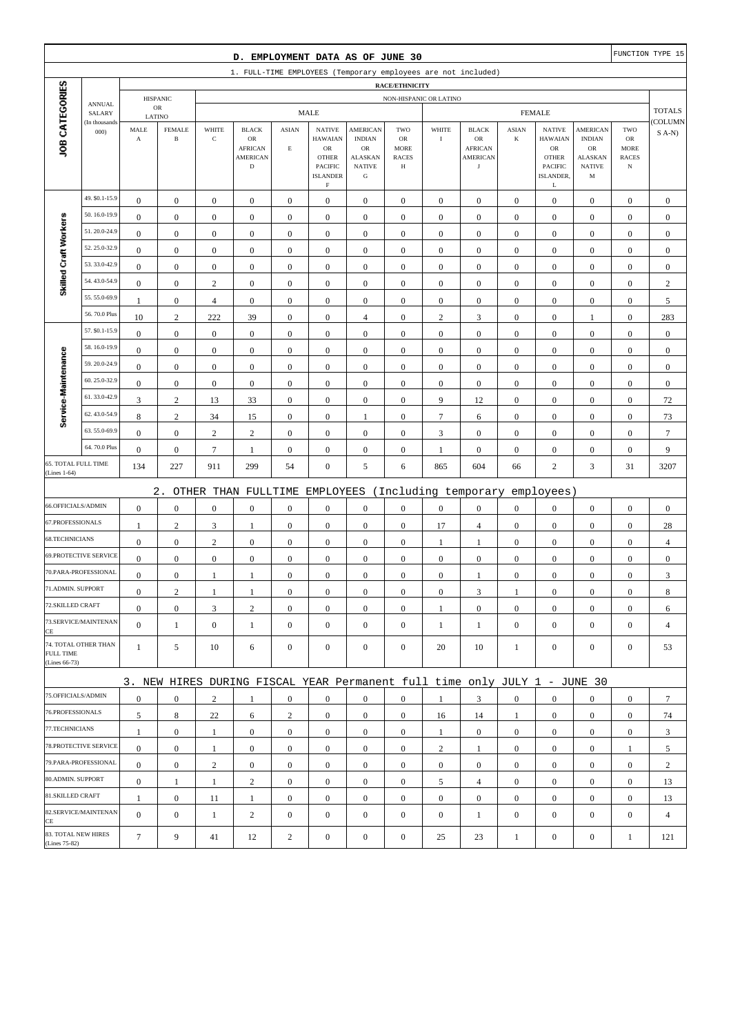# D. EMPLOYMENT DATA AS OF JUNE 30

FUNCTION TYPE 15

## 1. FULL-TIME EMPLOYEES (Temporary employees are not included)

| JOB CATEGORIES | ANNUAL SALARY (In thousands 000) | HISPANIC OR LATINO MALE A | HISPANIC OR LATINO FEMALE B | MALE WHITE C | MALE BLACK OR AFRICAN AMERICAN D | MALE ASIAN E | MALE NATIVE HAWAIAN OR OTHER PACIFIC ISLANDER F | MALE AMERICAN INDIAN OR ALASKAN NATIVE G | MALE TWO OR MORE RACES H | FEMALE WHITE I | FEMALE BLACK OR AFRICAN AMERICAN J | FEMALE ASIAN K | FEMALE NATIVE HAWAIAN OR OTHER PACIFIC ISLANDER, L | FEMALE AMERICAN INDIAN OR ALASKAN NATIVE M | FEMALE TWO OR MORE RACES N | TOTALS (COLUMNS A-N) |
|---|---|---|---|---|---|---|---|---|---|---|---|---|---|---|---|---|
| Skilled Craft Workers | 49. $0.1-15.9 | 0 | 0 | 0 | 0 | 0 | 0 | 0 | 0 | 0 | 0 | 0 | 0 | 0 | 0 | 0 |
| | 50. 16.0-19.9 | 0 | 0 | 0 | 0 | 0 | 0 | 0 | 0 | 0 | 0 | 0 | 0 | 0 | 0 | 0 |
| | 51. 20.0-24.9 | 0 | 0 | 0 | 0 | 0 | 0 | 0 | 0 | 0 | 0 | 0 | 0 | 0 | 0 | 0 |
| | 52. 25.0-32.9 | 0 | 0 | 0 | 0 | 0 | 0 | 0 | 0 | 0 | 0 | 0 | 0 | 0 | 0 | 0 |
| | 53. 33.0-42.9 | 0 | 0 | 0 | 0 | 0 | 0 | 0 | 0 | 0 | 0 | 0 | 0 | 0 | 0 | 0 |
| | 54. 43.0-54.9 | 0 | 0 | 2 | 0 | 0 | 0 | 0 | 0 | 0 | 0 | 0 | 0 | 0 | 0 | 2 |
| | 55. 55.0-69.9 | 1 | 0 | 4 | 0 | 0 | 0 | 0 | 0 | 0 | 0 | 0 | 0 | 0 | 0 | 5 |
| | 56. 70.0 Plus | 10 | 2 | 222 | 39 | 0 | 0 | 4 | 0 | 2 | 3 | 0 | 0 | 1 | 0 | 283 |
| Service-Maintenance | 57. $0.1-15.9 | 0 | 0 | 0 | 0 | 0 | 0 | 0 | 0 | 0 | 0 | 0 | 0 | 0 | 0 | 0 |
| | 58. 16.0-19.9 | 0 | 0 | 0 | 0 | 0 | 0 | 0 | 0 | 0 | 0 | 0 | 0 | 0 | 0 | 0 |
| | 59. 20.0-24.9 | 0 | 0 | 0 | 0 | 0 | 0 | 0 | 0 | 0 | 0 | 0 | 0 | 0 | 0 | 0 |
| | 60. 25.0-32.9 | 0 | 0 | 0 | 0 | 0 | 0 | 0 | 0 | 0 | 0 | 0 | 0 | 0 | 0 | 0 |
| | 61. 33.0-42.9 | 3 | 2 | 13 | 33 | 0 | 0 | 0 | 0 | 9 | 12 | 0 | 0 | 0 | 0 | 72 |
| | 62. 43.0-54.9 | 8 | 2 | 34 | 15 | 0 | 0 | 1 | 0 | 7 | 6 | 0 | 0 | 0 | 0 | 73 |
| | 63. 55.0-69.9 | 0 | 0 | 2 | 2 | 0 | 0 | 0 | 0 | 3 | 0 | 0 | 0 | 0 | 0 | 7 |
| | 64. 70.0 Plus | 0 | 0 | 7 | 1 | 0 | 0 | 0 | 0 | 1 | 0 | 0 | 0 | 0 | 0 | 9 |
| 65. TOTAL FULL TIME (Lines 1-64) | | 134 | 227 | 911 | 299 | 54 | 0 | 5 | 6 | 865 | 604 | 66 | 2 | 3 | 31 | 3207 |

## 2. OTHER THAN FULLTIME EMPLOYEES (Including temporary employees)

| JOB CATEGORIES | A | B | C | D | E | F | G | H | I | J | K | L | M | N | TOTALS |
|---|---|---|---|---|---|---|---|---|---|---|---|---|---|---|---|
| 66.OFFICIALS/ADMIN | 0 | 0 | 0 | 0 | 0 | 0 | 0 | 0 | 0 | 0 | 0 | 0 | 0 | 0 | 0 |
| 67.PROFESSIONALS | 1 | 2 | 3 | 1 | 0 | 0 | 0 | 0 | 17 | 4 | 0 | 0 | 0 | 0 | 28 |
| 68.TECHNICIANS | 0 | 0 | 2 | 0 | 0 | 0 | 0 | 0 | 1 | 1 | 0 | 0 | 0 | 0 | 4 |
| 69.PROTECTIVE SERVICE | 0 | 0 | 0 | 0 | 0 | 0 | 0 | 0 | 0 | 0 | 0 | 0 | 0 | 0 | 0 |
| 70.PARA-PROFESSIONAL | 0 | 0 | 1 | 1 | 0 | 0 | 0 | 0 | 0 | 1 | 0 | 0 | 0 | 0 | 3 |
| 71.ADMIN. SUPPORT | 0 | 2 | 1 | 1 | 0 | 0 | 0 | 0 | 0 | 3 | 1 | 0 | 0 | 0 | 8 |
| 72.SKILLED CRAFT | 0 | 0 | 3 | 2 | 0 | 0 | 0 | 0 | 1 | 0 | 0 | 0 | 0 | 0 | 6 |
| 73.SERVICE/MAINTENANCE | 0 | 1 | 0 | 1 | 0 | 0 | 0 | 0 | 1 | 1 | 0 | 0 | 0 | 0 | 4 |
| 74. TOTAL OTHER THAN FULL TIME (Lines 66-73) | 1 | 5 | 10 | 6 | 0 | 0 | 0 | 0 | 20 | 10 | 1 | 0 | 0 | 0 | 53 |

## 3. NEW HIRES DURING FISCAL YEAR Permanent full time only JULY 1 - JUNE 30

| JOB CATEGORIES | A | B | C | D | E | F | G | H | I | J | K | L | M | N | TOTALS |
|---|---|---|---|---|---|---|---|---|---|---|---|---|---|---|---|
| 75.OFFICIALS/ADMIN | 0 | 0 | 2 | 1 | 0 | 0 | 0 | 0 | 1 | 3 | 0 | 0 | 0 | 0 | 7 |
| 76.PROFESSIONALS | 5 | 8 | 22 | 6 | 2 | 0 | 0 | 0 | 16 | 14 | 1 | 0 | 0 | 0 | 74 |
| 77.TECHNICIANS | 1 | 0 | 1 | 0 | 0 | 0 | 0 | 0 | 1 | 0 | 0 | 0 | 0 | 0 | 3 |
| 78.PROTECTIVE SERVICE | 0 | 0 | 1 | 0 | 0 | 0 | 0 | 0 | 2 | 1 | 0 | 0 | 0 | 1 | 5 |
| 79.PARA-PROFESSIONAL | 0 | 0 | 2 | 0 | 0 | 0 | 0 | 0 | 0 | 0 | 0 | 0 | 0 | 0 | 2 |
| 80.ADMIN. SUPPORT | 0 | 1 | 1 | 2 | 0 | 0 | 0 | 0 | 5 | 4 | 0 | 0 | 0 | 0 | 13 |
| 81.SKILLED CRAFT | 1 | 0 | 11 | 1 | 0 | 0 | 0 | 0 | 0 | 0 | 0 | 0 | 0 | 0 | 13 |
| 82.SERVICE/MAINTENANCE | 0 | 0 | 1 | 2 | 0 | 0 | 0 | 0 | 0 | 1 | 0 | 0 | 0 | 0 | 4 |
| 83. TOTAL NEW HIRES (Lines 75-82) | 7 | 9 | 41 | 12 | 2 | 0 | 0 | 0 | 25 | 23 | 1 | 0 | 0 | 1 | 121 |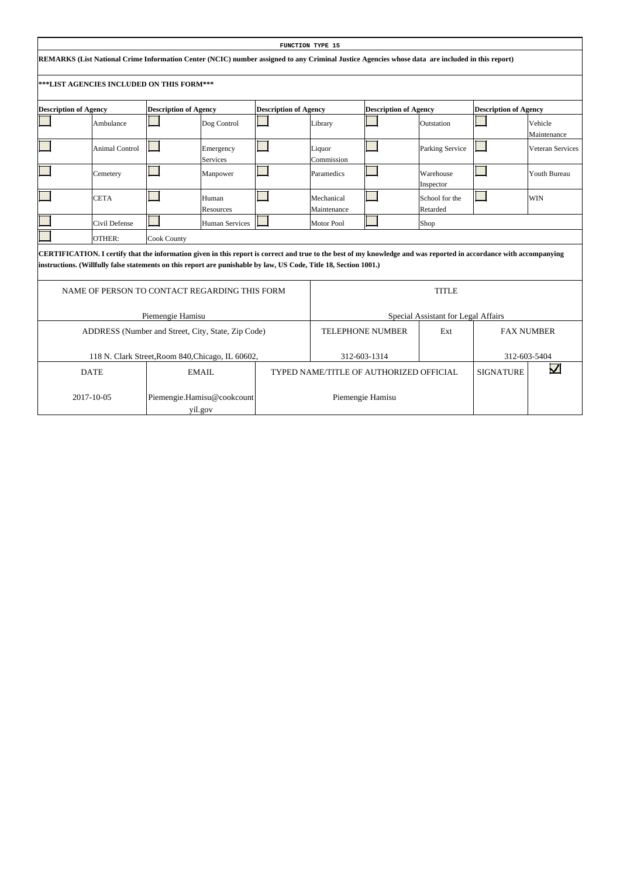**FUNCTION TYPE 15**

**REMARKS (List National Crime Information Center (NCIC) number assigned to any Criminal Justice Agencies whose data are included in this report)**

**\*\*\*LIST AGENCIES INCLUDED ON THIS FORM\*\*\***

| **Description of Agency** | | **Description of Agency** | | **Description of Agency** | | **Description of Agency** | | **Description of Agency** | |
|---|---|---|---|---|---|---|---|---|---|
| ☐ | Ambulance | ☐ | Dog Control | ☐ | Library | ☐ | Outstation | ☐ | Vehicle Maintenance |
| ☐ | Animal Control | ☐ | Emergency Services | ☐ | Liquor Commission | ☐ | Parking Service | ☐ | Veteran Services |
| ☐ | Cemetery | ☐ | Manpower | ☐ | Paramedics | ☐ | Warehouse Inspector | ☐ | Youth Bureau |
| ☐ | CETA | ☐ | Human Resources | ☐ | Mechanical Maintenance | ☐ | School for the Retarded | ☐ | WIN |
| ☐ | Civil Defense | ☐ | Human Services | ☐ | Motor Pool | ☐ | Shop | | |
| ☐ | OTHER: | Cook County | | | | | | | |

**CERTIFICATION. I certify that the information given in this report is correct and true to the best of my knowledge and was reported in accordance with accompanying instructions. (Willfully false statements on this report are punishable by law, US Code, Title 18, Section 1001.)**

| | | | | | |
|---|---|---|---|---|---|
| NAME OF PERSON TO CONTACT REGARDING THIS FORM | | | TITLE | | |
| Piemengie Hamisu | | | Special Assistant for Legal Affairs | | |
| ADDRESS (Number and Street, City, State, Zip Code) | | | TELEPHONE NUMBER | Ext | FAX NUMBER |
| 118 N. Clark Street,Room 840,Chicago, IL 60602, | | | 312-603-1314 | | 312-603-5404 |
| DATE | EMAIL | TYPED NAME/TITLE OF AUTHORIZED OFFICIAL | | SIGNATURE | ☑ |
| 2017-10-05 | Piemengie.Hamisu@cookcountyil.gov | Piemengie Hamisu | | | |